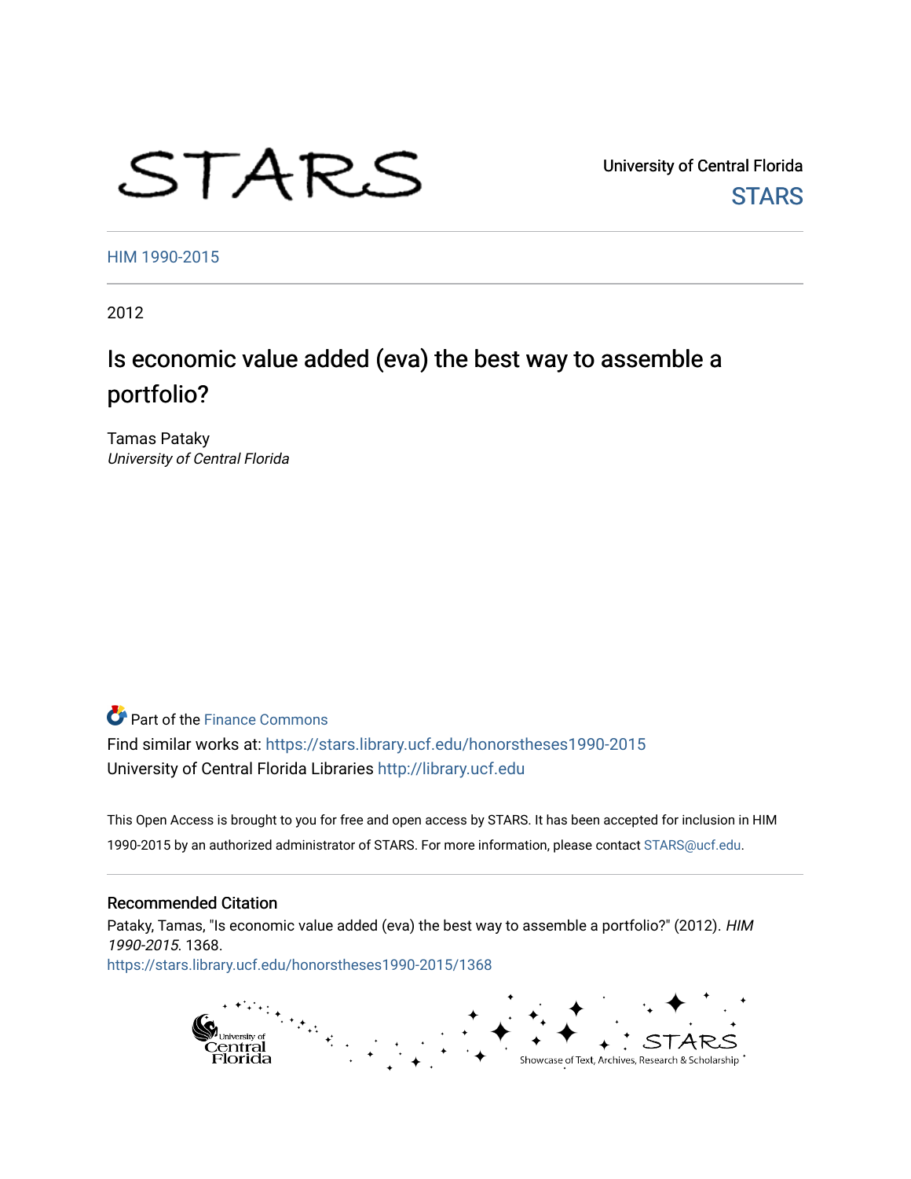University of Central Florida

STARS

HIM 1990-2015

2012

# Is economic value added (eva) the best way to assemble a portfolio?

Tamas Pataky
*University of Central Florida*

Part of the Finance Commons

Find similar works at: https://stars.library.ucf.edu/honorstheses1990-2015
University of Central Florida Libraries http://library.ucf.edu

This Open Access is brought to you for free and open access by STARS. It has been accepted for inclusion in HIM 1990-2015 by an authorized administrator of STARS. For more information, please contact STARS@ucf.edu.

## Recommended Citation

Pataky, Tamas, "Is economic value added (eva) the best way to assemble a portfolio?" (2012). *HIM 1990-2015*. 1368.
https://stars.library.ucf.edu/honorstheses1990-2015/1368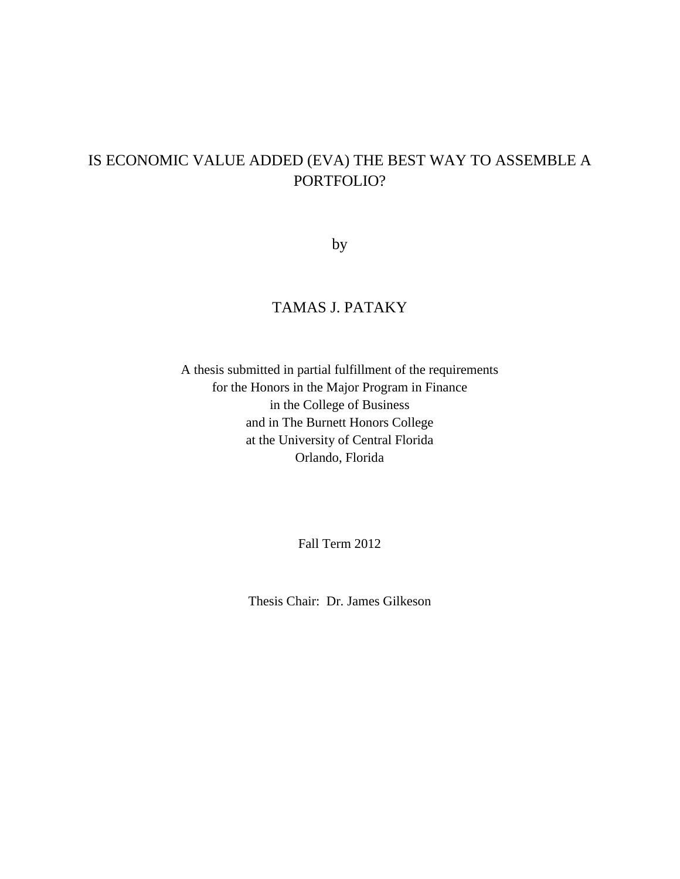# IS ECONOMIC VALUE ADDED (EVA) THE BEST WAY TO ASSEMBLE A PORTFOLIO?

by

TAMAS J. PATAKY

A thesis submitted in partial fulfillment of the requirements
for the Honors in the Major Program in Finance
in the College of Business
and in The Burnett Honors College
at the University of Central Florida
Orlando, Florida

Fall Term 2012

Thesis Chair: Dr. James Gilkeson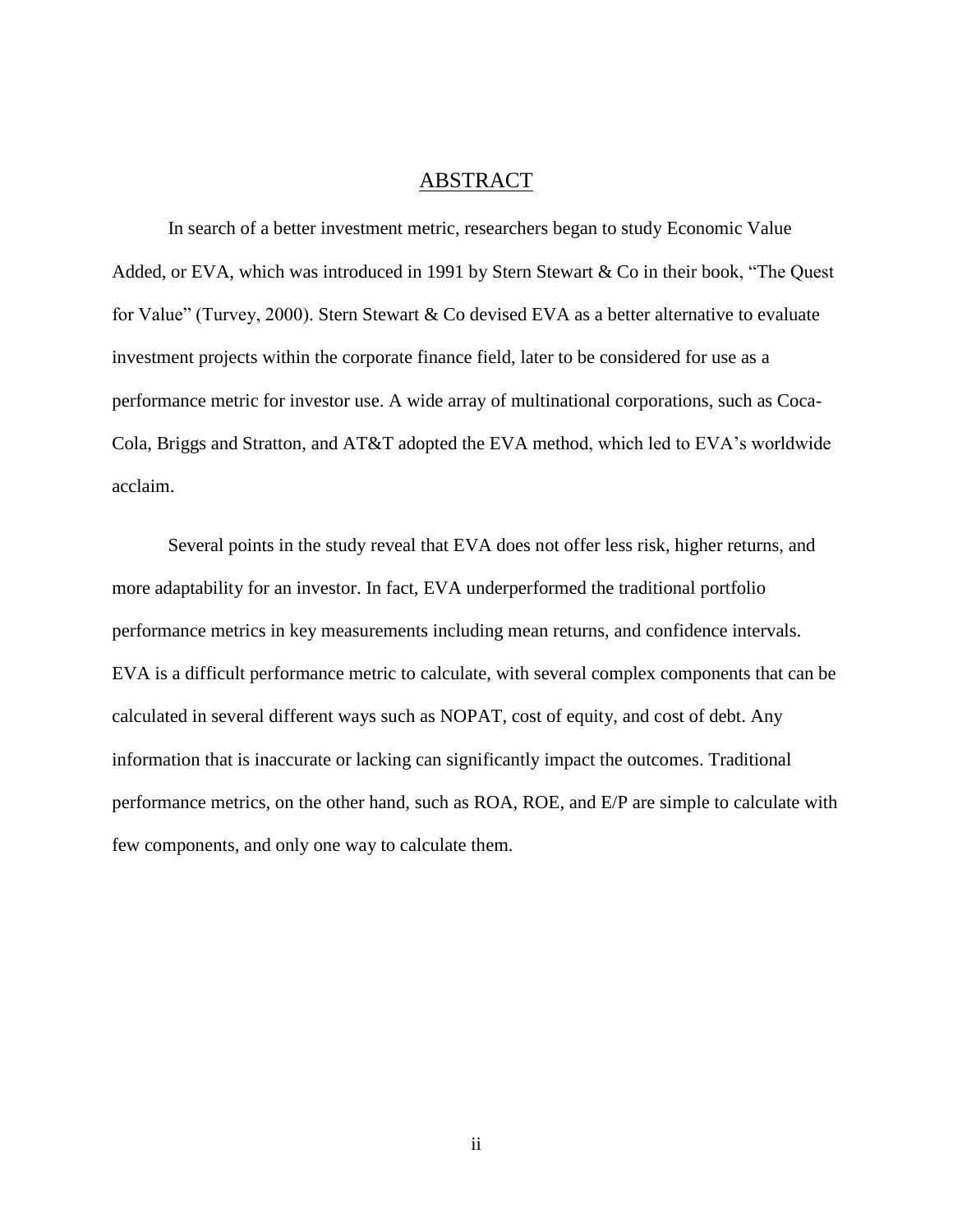# ABSTRACT

In search of a better investment metric, researchers began to study Economic Value Added, or EVA, which was introduced in 1991 by Stern Stewart & Co in their book, "The Quest for Value" (Turvey, 2000). Stern Stewart & Co devised EVA as a better alternative to evaluate investment projects within the corporate finance field, later to be considered for use as a performance metric for investor use. A wide array of multinational corporations, such as Coca-Cola, Briggs and Stratton, and AT&T adopted the EVA method, which led to EVA's worldwide acclaim.

Several points in the study reveal that EVA does not offer less risk, higher returns, and more adaptability for an investor. In fact, EVA underperformed the traditional portfolio performance metrics in key measurements including mean returns, and confidence intervals. EVA is a difficult performance metric to calculate, with several complex components that can be calculated in several different ways such as NOPAT, cost of equity, and cost of debt. Any information that is inaccurate or lacking can significantly impact the outcomes. Traditional performance metrics, on the other hand, such as ROA, ROE, and E/P are simple to calculate with few components, and only one way to calculate them.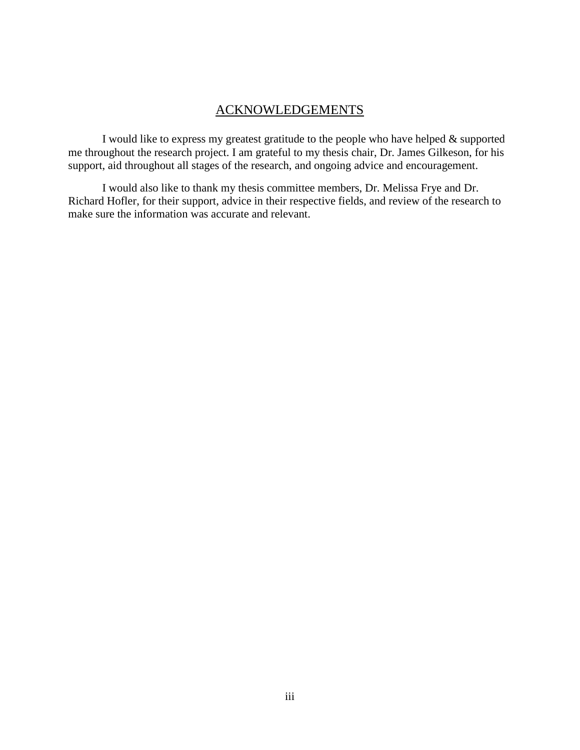# ACKNOWLEDGEMENTS

I would like to express my greatest gratitude to the people who have helped & supported me throughout the research project. I am grateful to my thesis chair, Dr. James Gilkeson, for his support, aid throughout all stages of the research, and ongoing advice and encouragement.

I would also like to thank my thesis committee members, Dr. Melissa Frye and Dr. Richard Hofler, for their support, advice in their respective fields, and review of the research to make sure the information was accurate and relevant.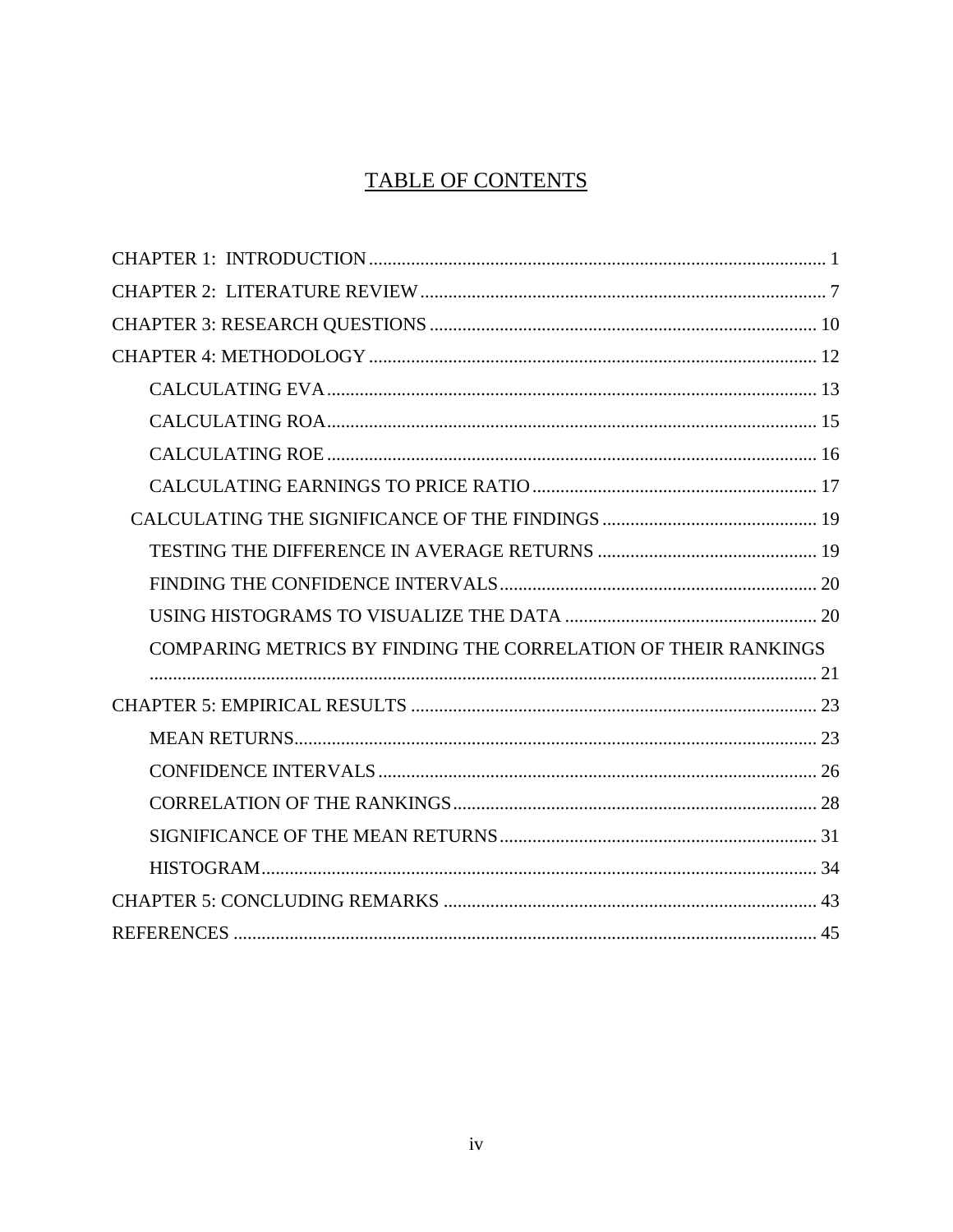# TABLE OF CONTENTS

CHAPTER 1: INTRODUCTION ........................................................................................ 1

CHAPTER 2: LITERATURE REVIEW ............................................................................. 7

CHAPTER 3: RESEARCH QUESTIONS ........................................................................ 10

CHAPTER 4: METHODOLOGY .................................................................................... 12

- CALCULATING EVA ............................................................................................. 13
- CALCULATING ROA ............................................................................................. 15
- CALCULATING ROE ............................................................................................. 16
- CALCULATING EARNINGS TO PRICE RATIO ..................................................... 17

CALCULATING THE SIGNIFICANCE OF THE FINDINGS ........................................ 19

- TESTING THE DIFFERENCE IN AVERAGE RETURNS ......................................... 19
- FINDING THE CONFIDENCE INTERVALS ............................................................. 20
- USING HISTOGRAMS TO VISUALIZE THE DATA ................................................ 20
- COMPARING METRICS BY FINDING THE CORRELATION OF THEIR RANKINGS ................................................................................................................... 21

CHAPTER 5: EMPIRICAL RESULTS ........................................................................... 23

- MEAN RETURNS .................................................................................................... 23
- CONFIDENCE INTERVALS .................................................................................... 26
- CORRELATION OF THE RANKINGS .................................................................... 28
- SIGNIFICANCE OF THE MEAN RETURNS ........................................................... 31
- HISTOGRAM .......................................................................................................... 34

CHAPTER 5: CONCLUDING REMARKS ..................................................................... 43

REFERENCES ............................................................................................................... 45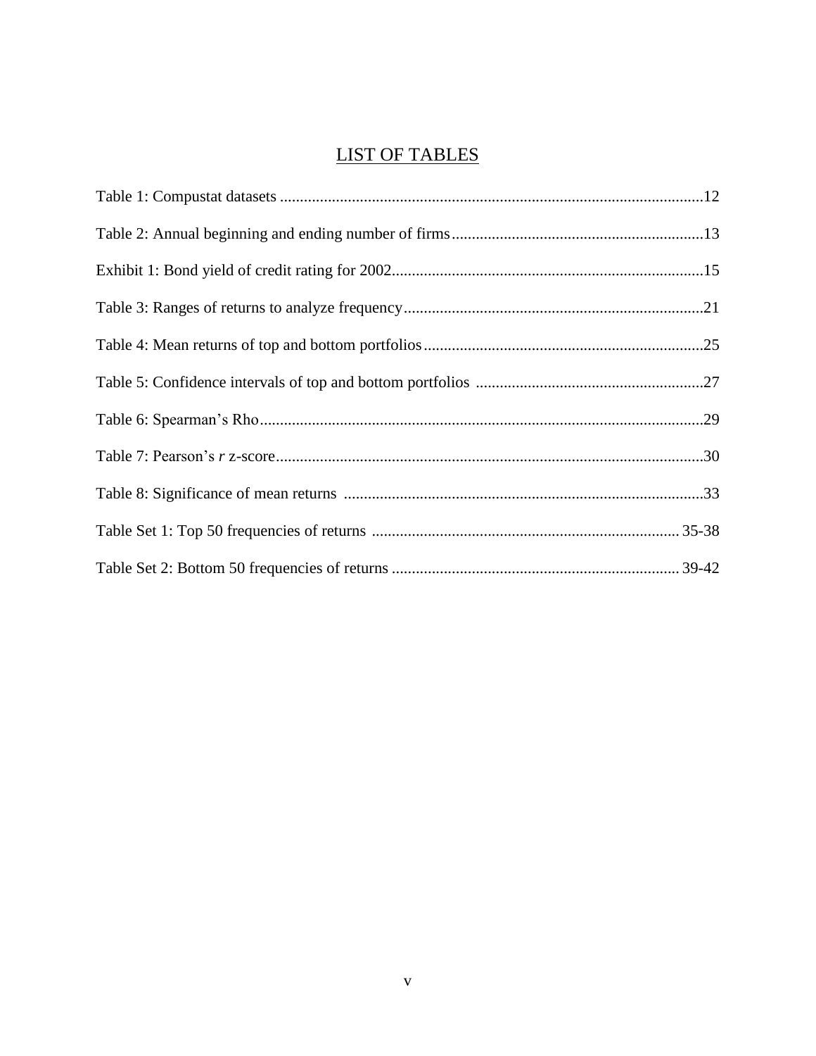# LIST OF TABLES

Table 1: Compustat datasets ....................................................................................................12

Table 2: Annual beginning and ending number of firms..............................................................13

Exhibit 1: Bond yield of credit rating for 2002.............................................................................15

Table 3: Ranges of returns to analyze frequency..........................................................................21

Table 4: Mean returns of top and bottom portfolios.....................................................................25

Table 5: Confidence intervals of top and bottom portfolios .........................................................27

Table 6: Spearman's Rho...............................................................................................................29

Table 7: Pearson's *r* z-score...........................................................................................................30

Table 8: Significance of mean returns .........................................................................................33

Table Set 1: Top 50 frequencies of returns ............................................................................ 35-38

Table Set 2: Bottom 50 frequencies of returns ....................................................................... 39-42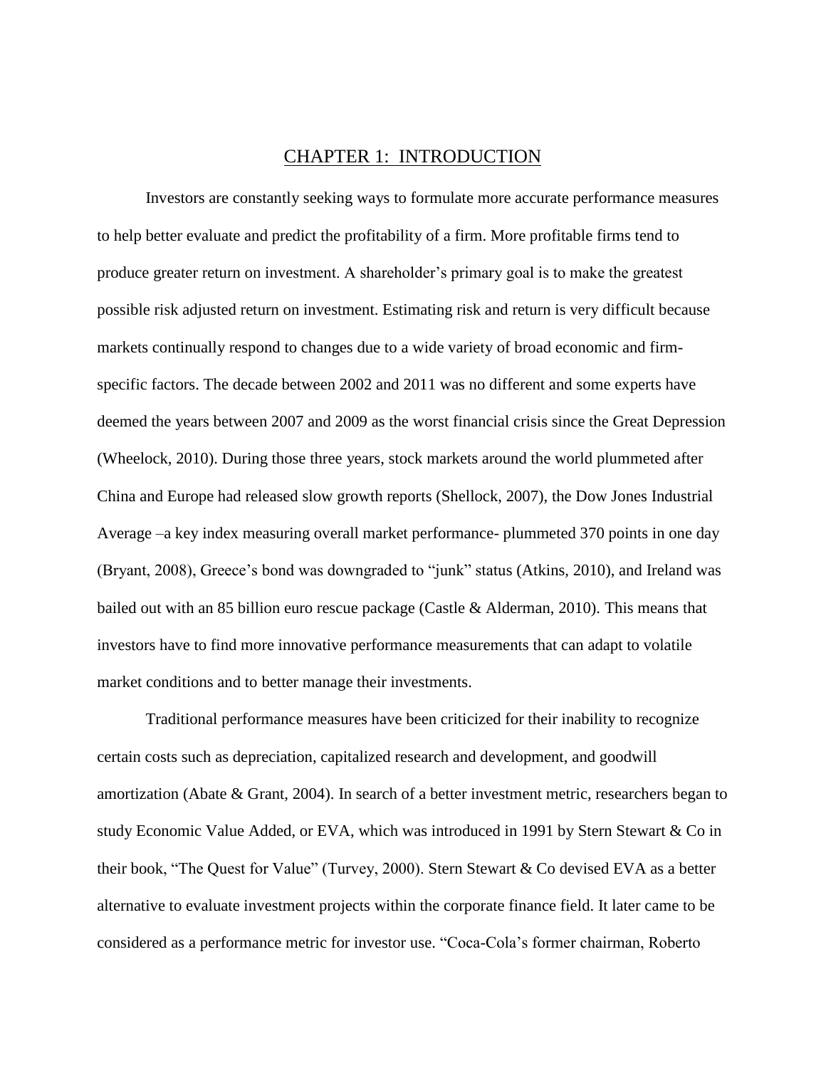# CHAPTER 1: INTRODUCTION

Investors are constantly seeking ways to formulate more accurate performance measures to help better evaluate and predict the profitability of a firm. More profitable firms tend to produce greater return on investment. A shareholder's primary goal is to make the greatest possible risk adjusted return on investment. Estimating risk and return is very difficult because markets continually respond to changes due to a wide variety of broad economic and firm-specific factors. The decade between 2002 and 2011 was no different and some experts have deemed the years between 2007 and 2009 as the worst financial crisis since the Great Depression (Wheelock, 2010). During those three years, stock markets around the world plummeted after China and Europe had released slow growth reports (Shellock, 2007), the Dow Jones Industrial Average –a key index measuring overall market performance- plummeted 370 points in one day (Bryant, 2008), Greece's bond was downgraded to "junk" status (Atkins, 2010), and Ireland was bailed out with an 85 billion euro rescue package (Castle & Alderman, 2010). This means that investors have to find more innovative performance measurements that can adapt to volatile market conditions and to better manage their investments.

Traditional performance measures have been criticized for their inability to recognize certain costs such as depreciation, capitalized research and development, and goodwill amortization (Abate & Grant, 2004). In search of a better investment metric, researchers began to study Economic Value Added, or EVA, which was introduced in 1991 by Stern Stewart & Co in their book, "The Quest for Value" (Turvey, 2000). Stern Stewart & Co devised EVA as a better alternative to evaluate investment projects within the corporate finance field. It later came to be considered as a performance metric for investor use. "Coca-Cola's former chairman, Roberto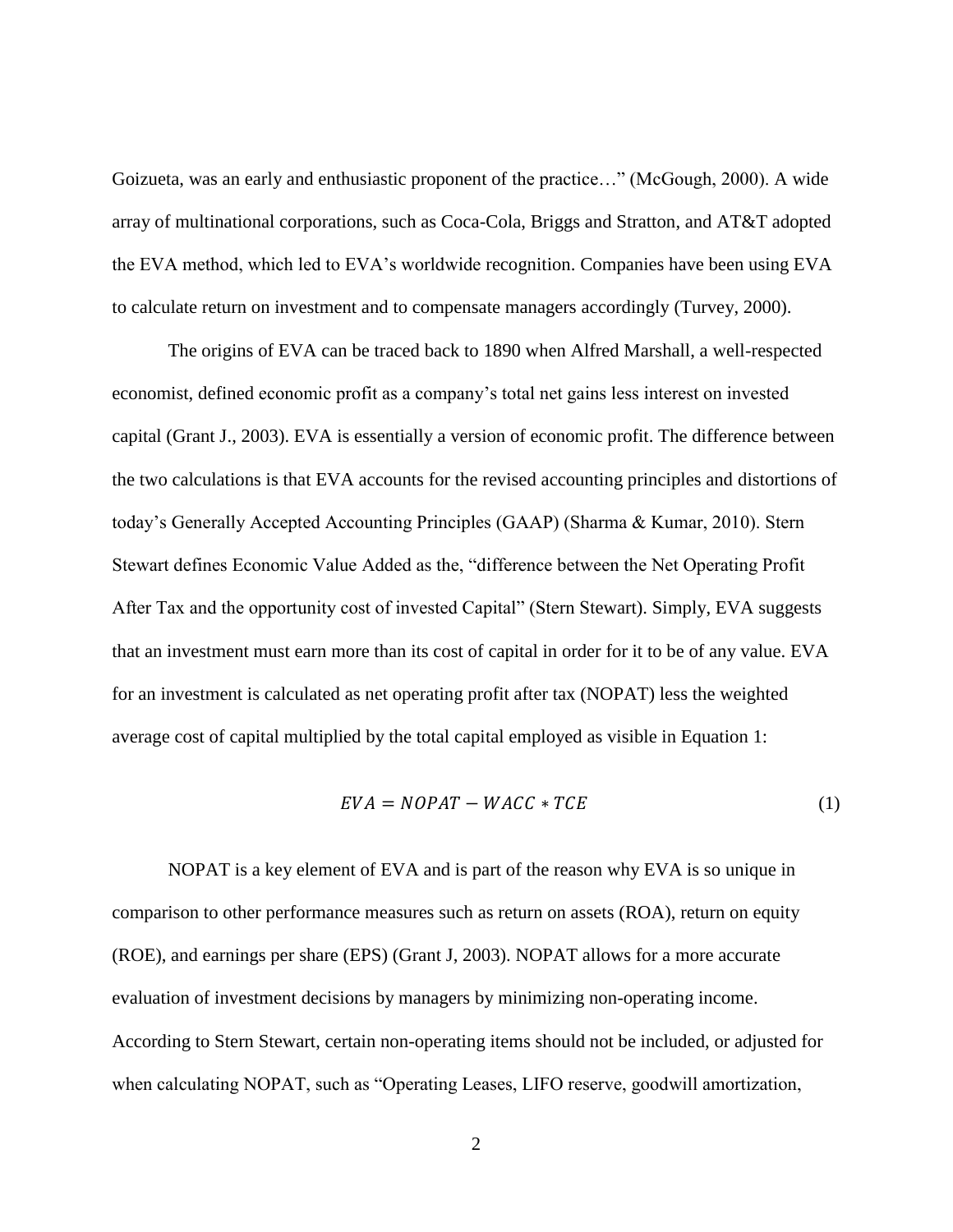Goizueta, was an early and enthusiastic proponent of the practice…" (McGough, 2000). A wide array of multinational corporations, such as Coca-Cola, Briggs and Stratton, and AT&T adopted the EVA method, which led to EVA's worldwide recognition. Companies have been using EVA to calculate return on investment and to compensate managers accordingly (Turvey, 2000).

The origins of EVA can be traced back to 1890 when Alfred Marshall, a well-respected economist, defined economic profit as a company's total net gains less interest on invested capital (Grant J., 2003). EVA is essentially a version of economic profit. The difference between the two calculations is that EVA accounts for the revised accounting principles and distortions of today's Generally Accepted Accounting Principles (GAAP) (Sharma & Kumar, 2010). Stern Stewart defines Economic Value Added as the, "difference between the Net Operating Profit After Tax and the opportunity cost of invested Capital" (Stern Stewart). Simply, EVA suggests that an investment must earn more than its cost of capital in order for it to be of any value. EVA for an investment is calculated as net operating profit after tax (NOPAT) less the weighted average cost of capital multiplied by the total capital employed as visible in Equation 1:

$$EVA = NOPAT - WACC * TCE \tag{1}$$

NOPAT is a key element of EVA and is part of the reason why EVA is so unique in comparison to other performance measures such as return on assets (ROA), return on equity (ROE), and earnings per share (EPS) (Grant J, 2003). NOPAT allows for a more accurate evaluation of investment decisions by managers by minimizing non-operating income. According to Stern Stewart, certain non-operating items should not be included, or adjusted for when calculating NOPAT, such as "Operating Leases, LIFO reserve, goodwill amortization,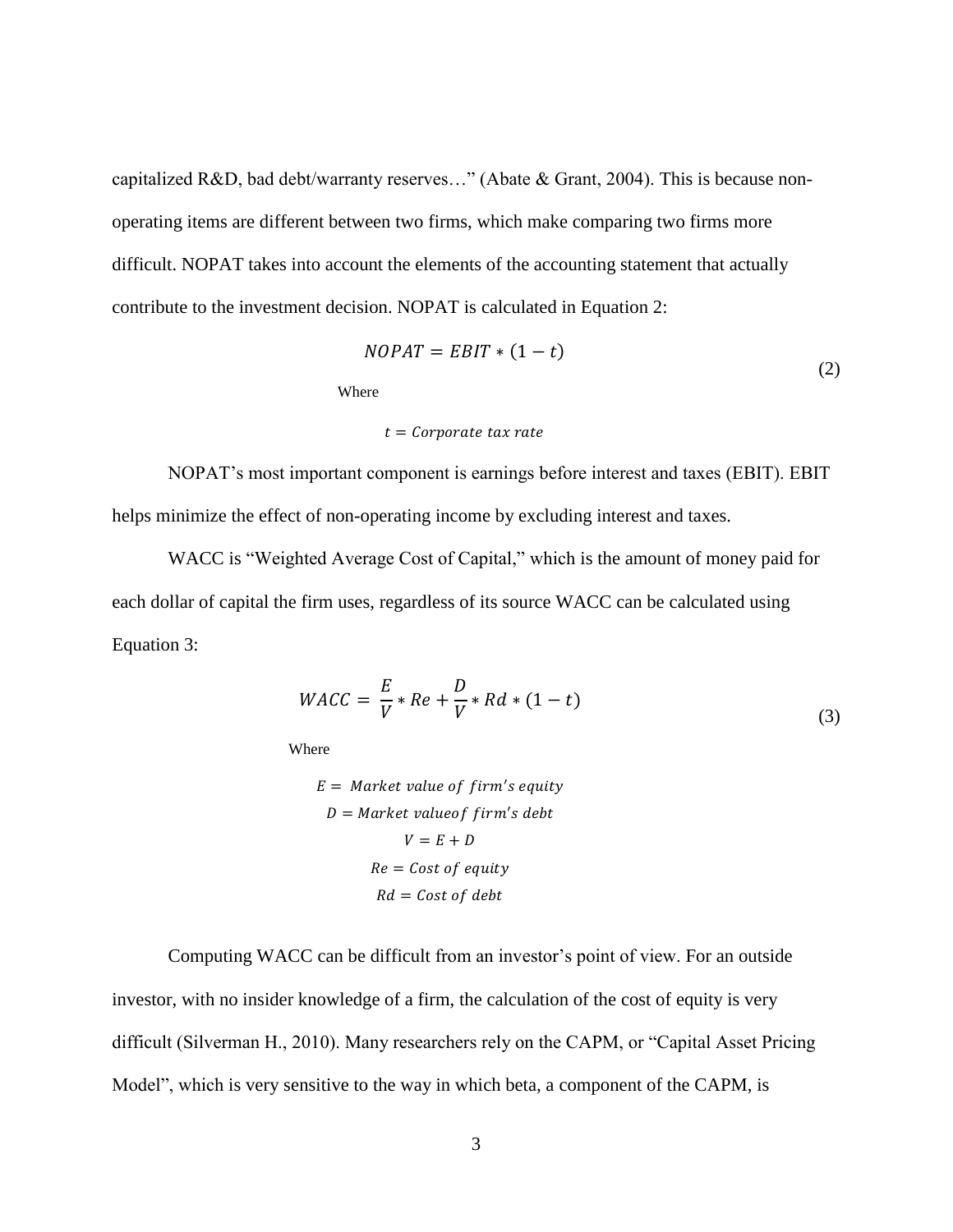capitalized R&D, bad debt/warranty reserves…" (Abate & Grant, 2004). This is because non-operating items are different between two firms, which make comparing two firms more difficult. NOPAT takes into account the elements of the accounting statement that actually contribute to the investment decision. NOPAT is calculated in Equation 2:

$$NOPAT = EBIT * (1 - t) \tag{2}$$

Where

$$t = Corporate\ tax\ rate$$

NOPAT's most important component is earnings before interest and taxes (EBIT). EBIT helps minimize the effect of non-operating income by excluding interest and taxes.

WACC is "Weighted Average Cost of Capital," which is the amount of money paid for each dollar of capital the firm uses, regardless of its source WACC can be calculated using Equation 3:

$$WACC = \frac{E}{V} * Re + \frac{D}{V} * Rd * (1 - t) \tag{3}$$

Where

$$E = \ Market\ value\ of\ firm's\ equity$$
$$D = Market\ valueof\ firm's\ debt$$
$$V = E + D$$
$$Re = Cost\ of\ equity$$
$$Rd = Cost\ of\ debt$$

Computing WACC can be difficult from an investor's point of view. For an outside investor, with no insider knowledge of a firm, the calculation of the cost of equity is very difficult (Silverman H., 2010). Many researchers rely on the CAPM, or "Capital Asset Pricing Model", which is very sensitive to the way in which beta, a component of the CAPM, is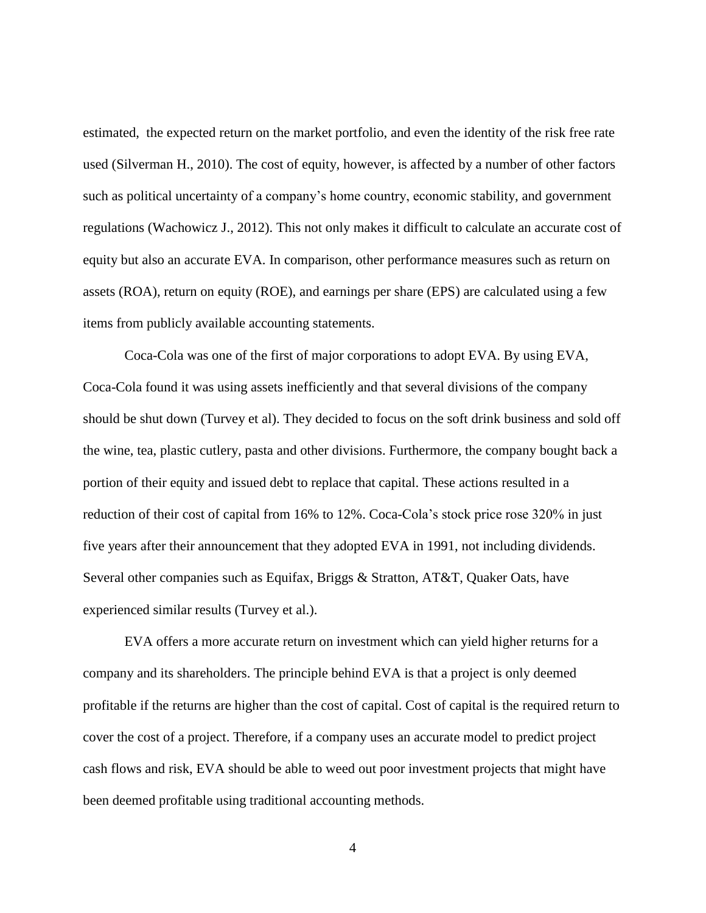estimated, the expected return on the market portfolio, and even the identity of the risk free rate used (Silverman H., 2010). The cost of equity, however, is affected by a number of other factors such as political uncertainty of a company's home country, economic stability, and government regulations (Wachowicz J., 2012). This not only makes it difficult to calculate an accurate cost of equity but also an accurate EVA. In comparison, other performance measures such as return on assets (ROA), return on equity (ROE), and earnings per share (EPS) are calculated using a few items from publicly available accounting statements.

Coca-Cola was one of the first of major corporations to adopt EVA. By using EVA, Coca-Cola found it was using assets inefficiently and that several divisions of the company should be shut down (Turvey et al). They decided to focus on the soft drink business and sold off the wine, tea, plastic cutlery, pasta and other divisions. Furthermore, the company bought back a portion of their equity and issued debt to replace that capital. These actions resulted in a reduction of their cost of capital from 16% to 12%. Coca-Cola's stock price rose 320% in just five years after their announcement that they adopted EVA in 1991, not including dividends. Several other companies such as Equifax, Briggs & Stratton, AT&T, Quaker Oats, have experienced similar results (Turvey et al.).

EVA offers a more accurate return on investment which can yield higher returns for a company and its shareholders. The principle behind EVA is that a project is only deemed profitable if the returns are higher than the cost of capital. Cost of capital is the required return to cover the cost of a project. Therefore, if a company uses an accurate model to predict project cash flows and risk, EVA should be able to weed out poor investment projects that might have been deemed profitable using traditional accounting methods.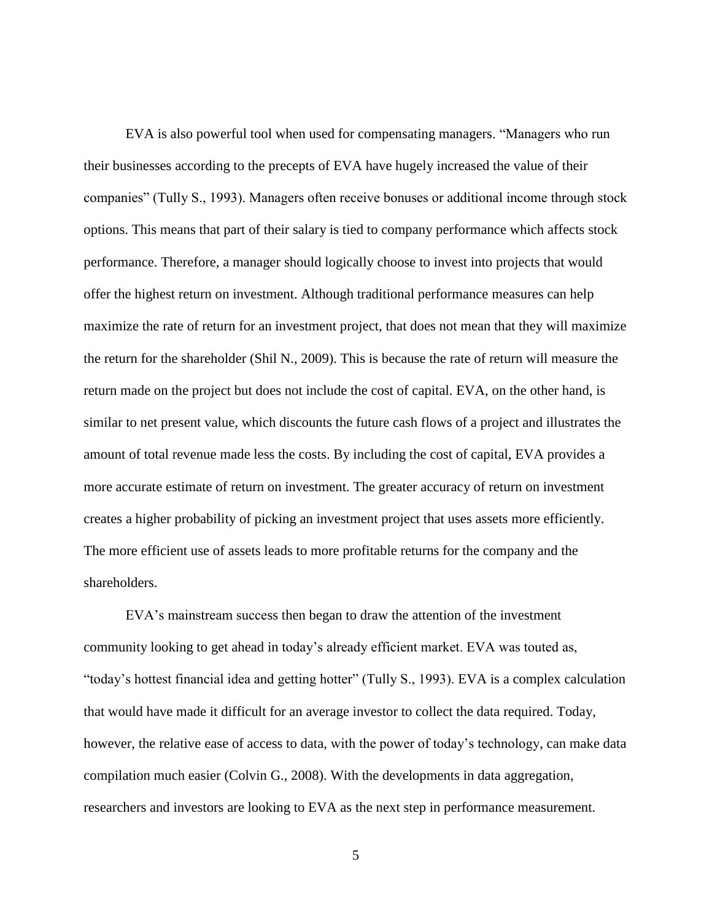EVA is also powerful tool when used for compensating managers. "Managers who run their businesses according to the precepts of EVA have hugely increased the value of their companies" (Tully S., 1993). Managers often receive bonuses or additional income through stock options. This means that part of their salary is tied to company performance which affects stock performance. Therefore, a manager should logically choose to invest into projects that would offer the highest return on investment. Although traditional performance measures can help maximize the rate of return for an investment project, that does not mean that they will maximize the return for the shareholder (Shil N., 2009). This is because the rate of return will measure the return made on the project but does not include the cost of capital. EVA, on the other hand, is similar to net present value, which discounts the future cash flows of a project and illustrates the amount of total revenue made less the costs. By including the cost of capital, EVA provides a more accurate estimate of return on investment. The greater accuracy of return on investment creates a higher probability of picking an investment project that uses assets more efficiently. The more efficient use of assets leads to more profitable returns for the company and the shareholders.

EVA's mainstream success then began to draw the attention of the investment community looking to get ahead in today's already efficient market. EVA was touted as, "today's hottest financial idea and getting hotter" (Tully S., 1993). EVA is a complex calculation that would have made it difficult for an average investor to collect the data required. Today, however, the relative ease of access to data, with the power of today's technology, can make data compilation much easier (Colvin G., 2008). With the developments in data aggregation, researchers and investors are looking to EVA as the next step in performance measurement.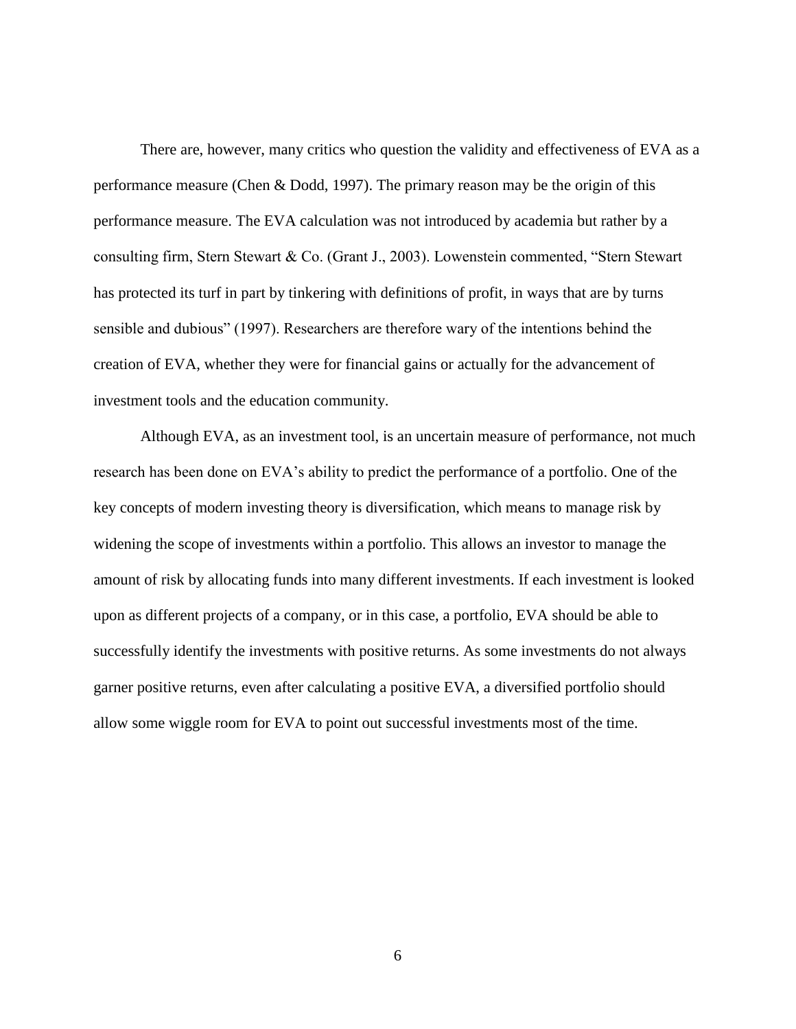There are, however, many critics who question the validity and effectiveness of EVA as a performance measure (Chen & Dodd, 1997). The primary reason may be the origin of this performance measure. The EVA calculation was not introduced by academia but rather by a consulting firm, Stern Stewart & Co. (Grant J., 2003). Lowenstein commented, "Stern Stewart has protected its turf in part by tinkering with definitions of profit, in ways that are by turns sensible and dubious" (1997). Researchers are therefore wary of the intentions behind the creation of EVA, whether they were for financial gains or actually for the advancement of investment tools and the education community.

Although EVA, as an investment tool, is an uncertain measure of performance, not much research has been done on EVA's ability to predict the performance of a portfolio. One of the key concepts of modern investing theory is diversification, which means to manage risk by widening the scope of investments within a portfolio. This allows an investor to manage the amount of risk by allocating funds into many different investments. If each investment is looked upon as different projects of a company, or in this case, a portfolio, EVA should be able to successfully identify the investments with positive returns. As some investments do not always garner positive returns, even after calculating a positive EVA, a diversified portfolio should allow some wiggle room for EVA to point out successful investments most of the time.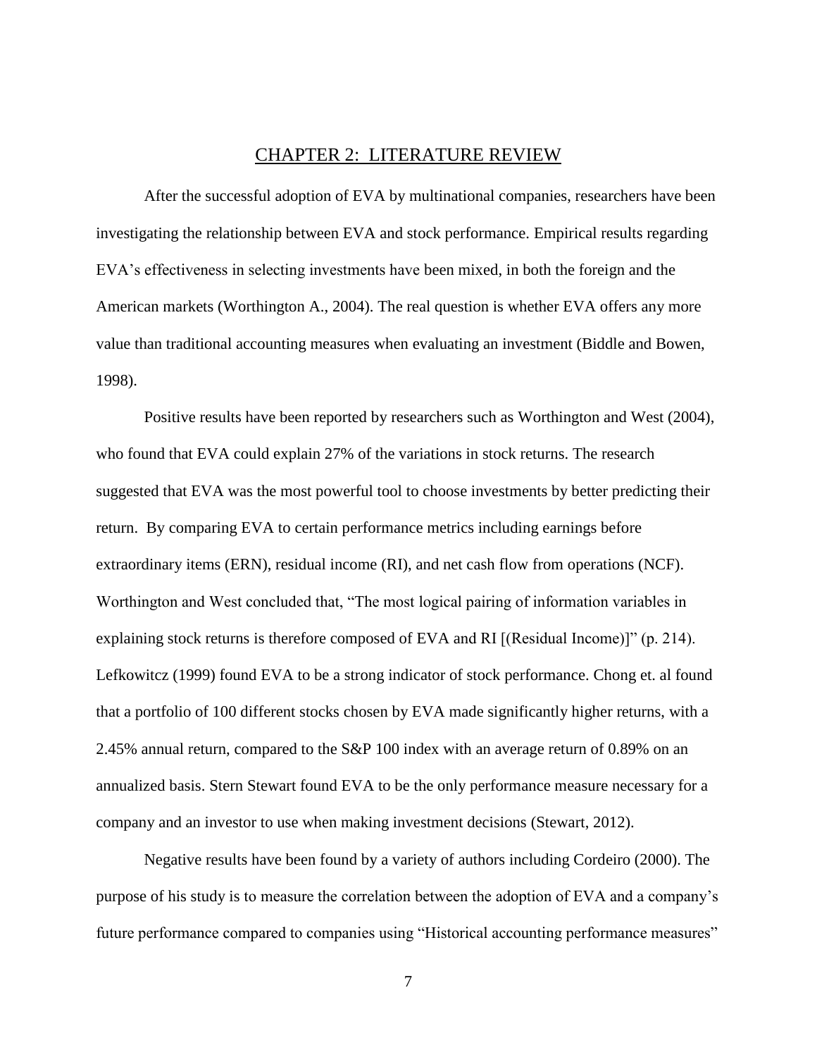# CHAPTER 2: LITERATURE REVIEW

After the successful adoption of EVA by multinational companies, researchers have been investigating the relationship between EVA and stock performance. Empirical results regarding EVA's effectiveness in selecting investments have been mixed, in both the foreign and the American markets (Worthington A., 2004). The real question is whether EVA offers any more value than traditional accounting measures when evaluating an investment (Biddle and Bowen, 1998).

Positive results have been reported by researchers such as Worthington and West (2004), who found that EVA could explain 27% of the variations in stock returns. The research suggested that EVA was the most powerful tool to choose investments by better predicting their return. By comparing EVA to certain performance metrics including earnings before extraordinary items (ERN), residual income (RI), and net cash flow from operations (NCF). Worthington and West concluded that, "The most logical pairing of information variables in explaining stock returns is therefore composed of EVA and RI [(Residual Income)]" (p. 214). Lefkowitcz (1999) found EVA to be a strong indicator of stock performance. Chong et. al found that a portfolio of 100 different stocks chosen by EVA made significantly higher returns, with a 2.45% annual return, compared to the S&P 100 index with an average return of 0.89% on an annualized basis. Stern Stewart found EVA to be the only performance measure necessary for a company and an investor to use when making investment decisions (Stewart, 2012).

Negative results have been found by a variety of authors including Cordeiro (2000). The purpose of his study is to measure the correlation between the adoption of EVA and a company's future performance compared to companies using "Historical accounting performance measures"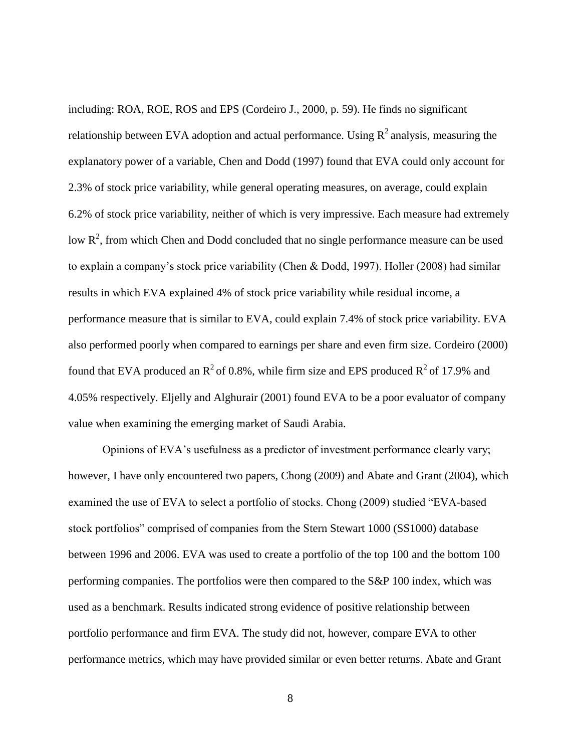including: ROA, ROE, ROS and EPS (Cordeiro J., 2000, p. 59). He finds no significant relationship between EVA adoption and actual performance. Using $R^2$ analysis, measuring the explanatory power of a variable, Chen and Dodd (1997) found that EVA could only account for 2.3% of stock price variability, while general operating measures, on average, could explain 6.2% of stock price variability, neither of which is very impressive. Each measure had extremely low $R^2$, from which Chen and Dodd concluded that no single performance measure can be used to explain a company's stock price variability (Chen & Dodd, 1997). Holler (2008) had similar results in which EVA explained 4% of stock price variability while residual income, a performance measure that is similar to EVA, could explain 7.4% of stock price variability. EVA also performed poorly when compared to earnings per share and even firm size. Cordeiro (2000) found that EVA produced an $R^2$ of 0.8%, while firm size and EPS produced $R^2$ of 17.9% and 4.05% respectively. Eljelly and Alghurair (2001) found EVA to be a poor evaluator of company value when examining the emerging market of Saudi Arabia.

Opinions of EVA's usefulness as a predictor of investment performance clearly vary; however, I have only encountered two papers, Chong (2009) and Abate and Grant (2004), which examined the use of EVA to select a portfolio of stocks. Chong (2009) studied "EVA-based stock portfolios" comprised of companies from the Stern Stewart 1000 (SS1000) database between 1996 and 2006. EVA was used to create a portfolio of the top 100 and the bottom 100 performing companies. The portfolios were then compared to the S&P 100 index, which was used as a benchmark. Results indicated strong evidence of positive relationship between portfolio performance and firm EVA. The study did not, however, compare EVA to other performance metrics, which may have provided similar or even better returns. Abate and Grant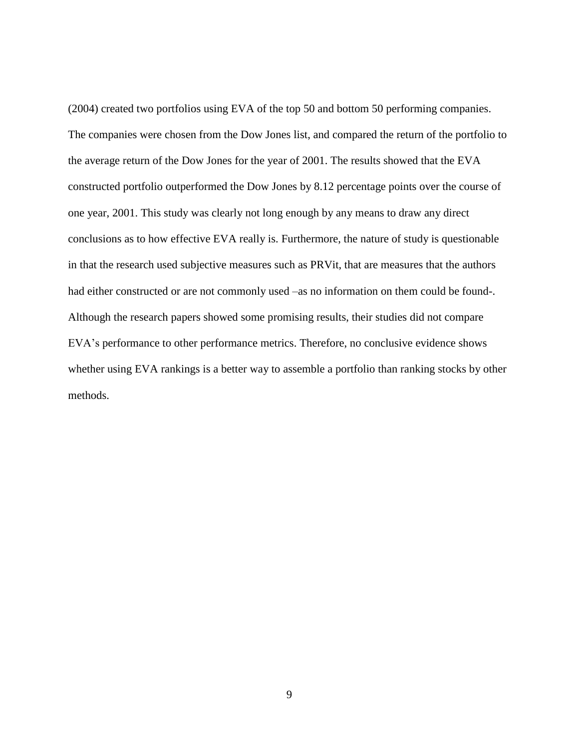(2004) created two portfolios using EVA of the top 50 and bottom 50 performing companies. The companies were chosen from the Dow Jones list, and compared the return of the portfolio to the average return of the Dow Jones for the year of 2001. The results showed that the EVA constructed portfolio outperformed the Dow Jones by 8.12 percentage points over the course of one year, 2001. This study was clearly not long enough by any means to draw any direct conclusions as to how effective EVA really is. Furthermore, the nature of study is questionable in that the research used subjective measures such as PRVit, that are measures that the authors had either constructed or are not commonly used –as no information on them could be found-. Although the research papers showed some promising results, their studies did not compare EVA's performance to other performance metrics. Therefore, no conclusive evidence shows whether using EVA rankings is a better way to assemble a portfolio than ranking stocks by other methods.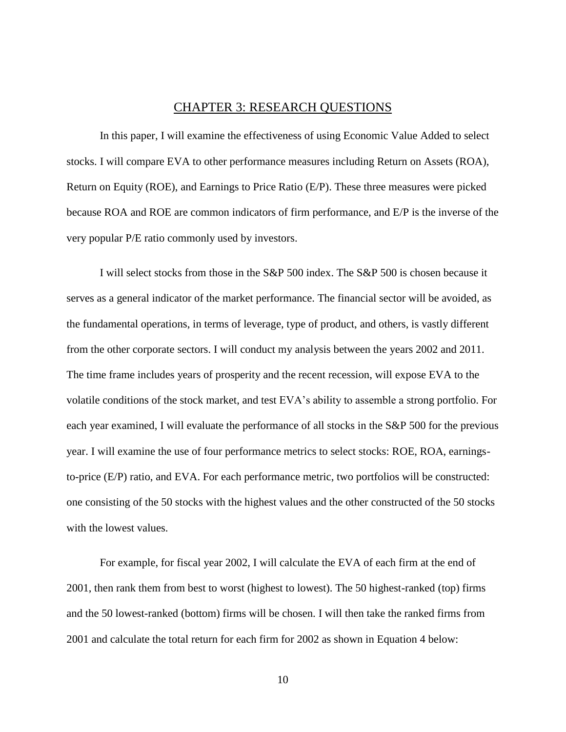# CHAPTER 3: RESEARCH QUESTIONS

In this paper, I will examine the effectiveness of using Economic Value Added to select stocks. I will compare EVA to other performance measures including Return on Assets (ROA), Return on Equity (ROE), and Earnings to Price Ratio (E/P). These three measures were picked because ROA and ROE are common indicators of firm performance, and E/P is the inverse of the very popular P/E ratio commonly used by investors.

I will select stocks from those in the S&P 500 index. The S&P 500 is chosen because it serves as a general indicator of the market performance. The financial sector will be avoided, as the fundamental operations, in terms of leverage, type of product, and others, is vastly different from the other corporate sectors. I will conduct my analysis between the years 2002 and 2011. The time frame includes years of prosperity and the recent recession, will expose EVA to the volatile conditions of the stock market, and test EVA's ability to assemble a strong portfolio. For each year examined, I will evaluate the performance of all stocks in the S&P 500 for the previous year. I will examine the use of four performance metrics to select stocks: ROE, ROA, earnings-to-price (E/P) ratio, and EVA. For each performance metric, two portfolios will be constructed: one consisting of the 50 stocks with the highest values and the other constructed of the 50 stocks with the lowest values.

For example, for fiscal year 2002, I will calculate the EVA of each firm at the end of 2001, then rank them from best to worst (highest to lowest). The 50 highest-ranked (top) firms and the 50 lowest-ranked (bottom) firms will be chosen. I will then take the ranked firms from 2001 and calculate the total return for each firm for 2002 as shown in Equation 4 below: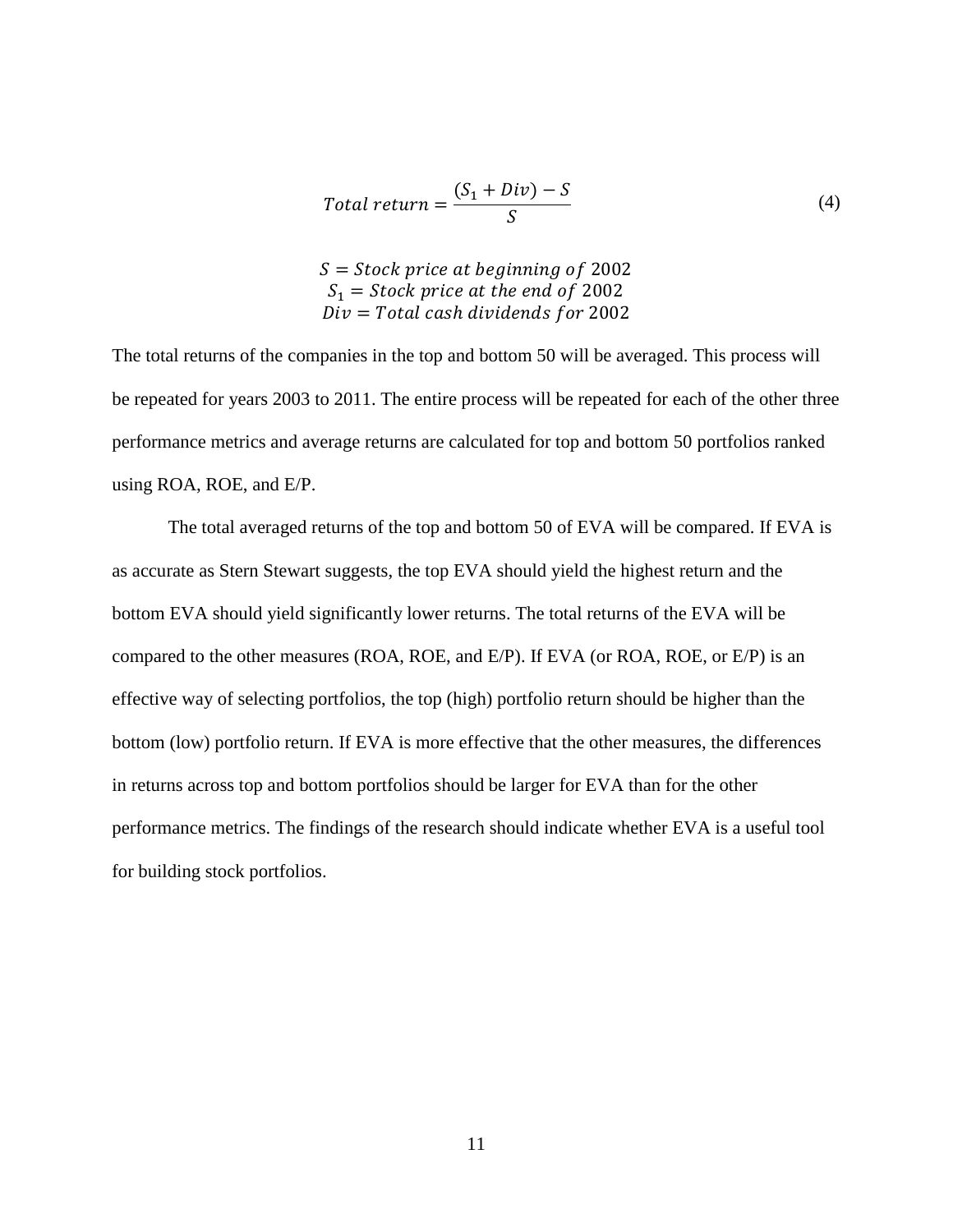$$Total\ return = \frac{(S_1 + Div) - S}{S} \tag{4}$$

$$S = Stock\ price\ at\ beginning\ of\ 2002$$
$$S_1 = Stock\ price\ at\ the\ end\ of\ 2002$$
$$Div = Total\ cash\ dividends\ for\ 2002$$

The total returns of the companies in the top and bottom 50 will be averaged. This process will be repeated for years 2003 to 2011. The entire process will be repeated for each of the other three performance metrics and average returns are calculated for top and bottom 50 portfolios ranked using ROA, ROE, and E/P.

The total averaged returns of the top and bottom 50 of EVA will be compared. If EVA is as accurate as Stern Stewart suggests, the top EVA should yield the highest return and the bottom EVA should yield significantly lower returns. The total returns of the EVA will be compared to the other measures (ROA, ROE, and E/P). If EVA (or ROA, ROE, or E/P) is an effective way of selecting portfolios, the top (high) portfolio return should be higher than the bottom (low) portfolio return. If EVA is more effective that the other measures, the differences in returns across top and bottom portfolios should be larger for EVA than for the other performance metrics. The findings of the research should indicate whether EVA is a useful tool for building stock portfolios.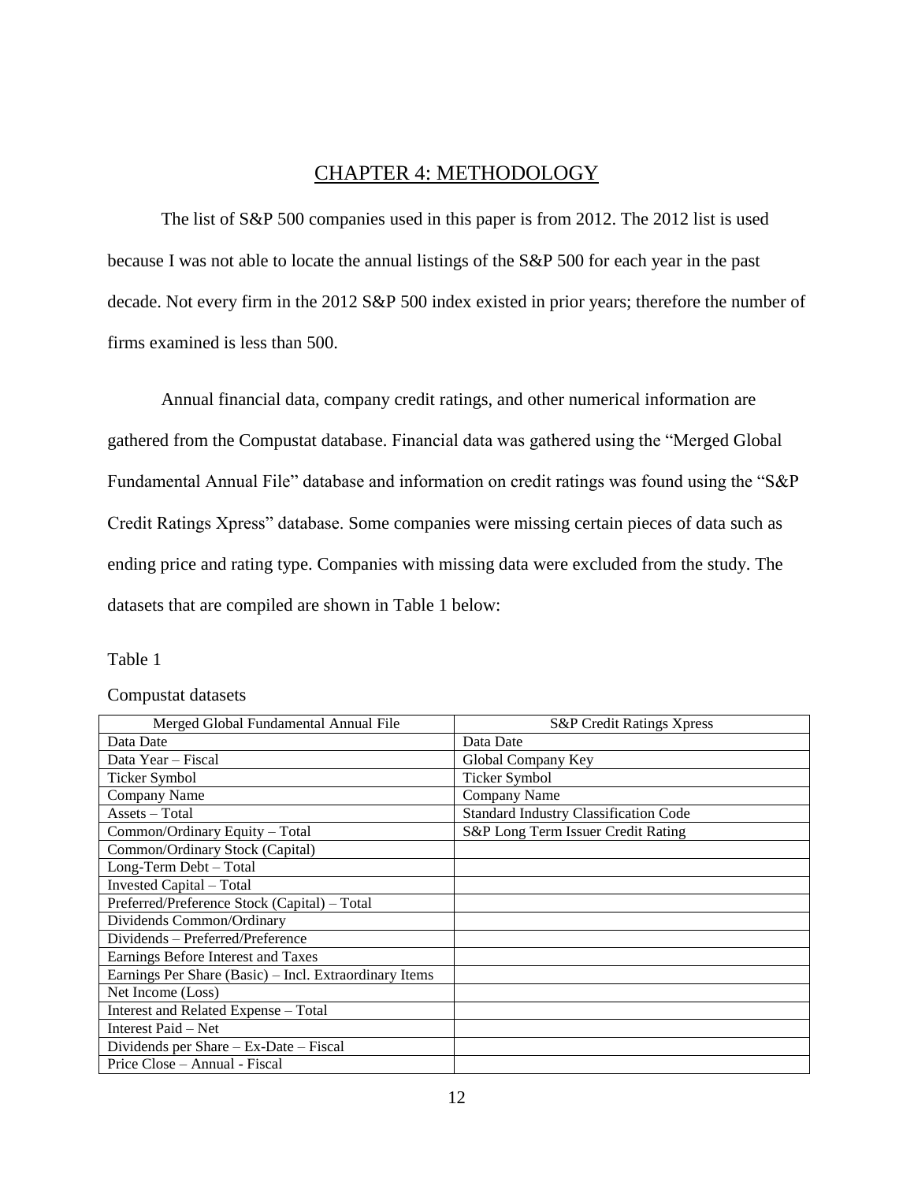# CHAPTER 4: METHODOLOGY

The list of S&P 500 companies used in this paper is from 2012. The 2012 list is used because I was not able to locate the annual listings of the S&P 500 for each year in the past decade. Not every firm in the 2012 S&P 500 index existed in prior years; therefore the number of firms examined is less than 500.

Annual financial data, company credit ratings, and other numerical information are gathered from the Compustat database. Financial data was gathered using the "Merged Global Fundamental Annual File" database and information on credit ratings was found using the "S&P Credit Ratings Xpress" database. Some companies were missing certain pieces of data such as ending price and rating type. Companies with missing data were excluded from the study. The datasets that are compiled are shown in Table 1 below:

Table 1

Compustat datasets

| Merged Global Fundamental Annual File | S&P Credit Ratings Xpress |
|---|---|
| Data Date | Data Date |
| Data Year – Fiscal | Global Company Key |
| Ticker Symbol | Ticker Symbol |
| Company Name | Company Name |
| Assets – Total | Standard Industry Classification Code |
| Common/Ordinary Equity – Total | S&P Long Term Issuer Credit Rating |
| Common/Ordinary Stock (Capital) | |
| Long-Term Debt – Total | |
| Invested Capital – Total | |
| Preferred/Preference Stock (Capital) – Total | |
| Dividends Common/Ordinary | |
| Dividends – Preferred/Preference | |
| Earnings Before Interest and Taxes | |
| Earnings Per Share (Basic) – Incl. Extraordinary Items | |
| Net Income (Loss) | |
| Interest and Related Expense – Total | |
| Interest Paid – Net | |
| Dividends per Share – Ex-Date – Fiscal | |
| Price Close – Annual - Fiscal | |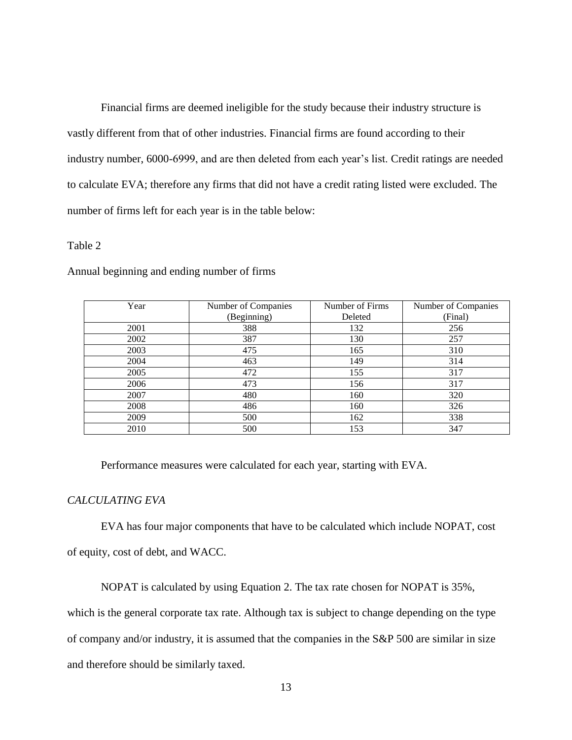Financial firms are deemed ineligible for the study because their industry structure is vastly different from that of other industries. Financial firms are found according to their industry number, 6000-6999, and are then deleted from each year's list. Credit ratings are needed to calculate EVA; therefore any firms that did not have a credit rating listed were excluded. The number of firms left for each year is in the table below:

Table 2

Annual beginning and ending number of firms

| Year | Number of Companies (Beginning) | Number of Firms Deleted | Number of Companies (Final) |
|---|---|---|---|
| 2001 | 388 | 132 | 256 |
| 2002 | 387 | 130 | 257 |
| 2003 | 475 | 165 | 310 |
| 2004 | 463 | 149 | 314 |
| 2005 | 472 | 155 | 317 |
| 2006 | 473 | 156 | 317 |
| 2007 | 480 | 160 | 320 |
| 2008 | 486 | 160 | 326 |
| 2009 | 500 | 162 | 338 |
| 2010 | 500 | 153 | 347 |

Performance measures were calculated for each year, starting with EVA.

*CALCULATING EVA*

EVA has four major components that have to be calculated which include NOPAT, cost of equity, cost of debt, and WACC.

NOPAT is calculated by using Equation 2. The tax rate chosen for NOPAT is 35%, which is the general corporate tax rate. Although tax is subject to change depending on the type of company and/or industry, it is assumed that the companies in the S&P 500 are similar in size and therefore should be similarly taxed.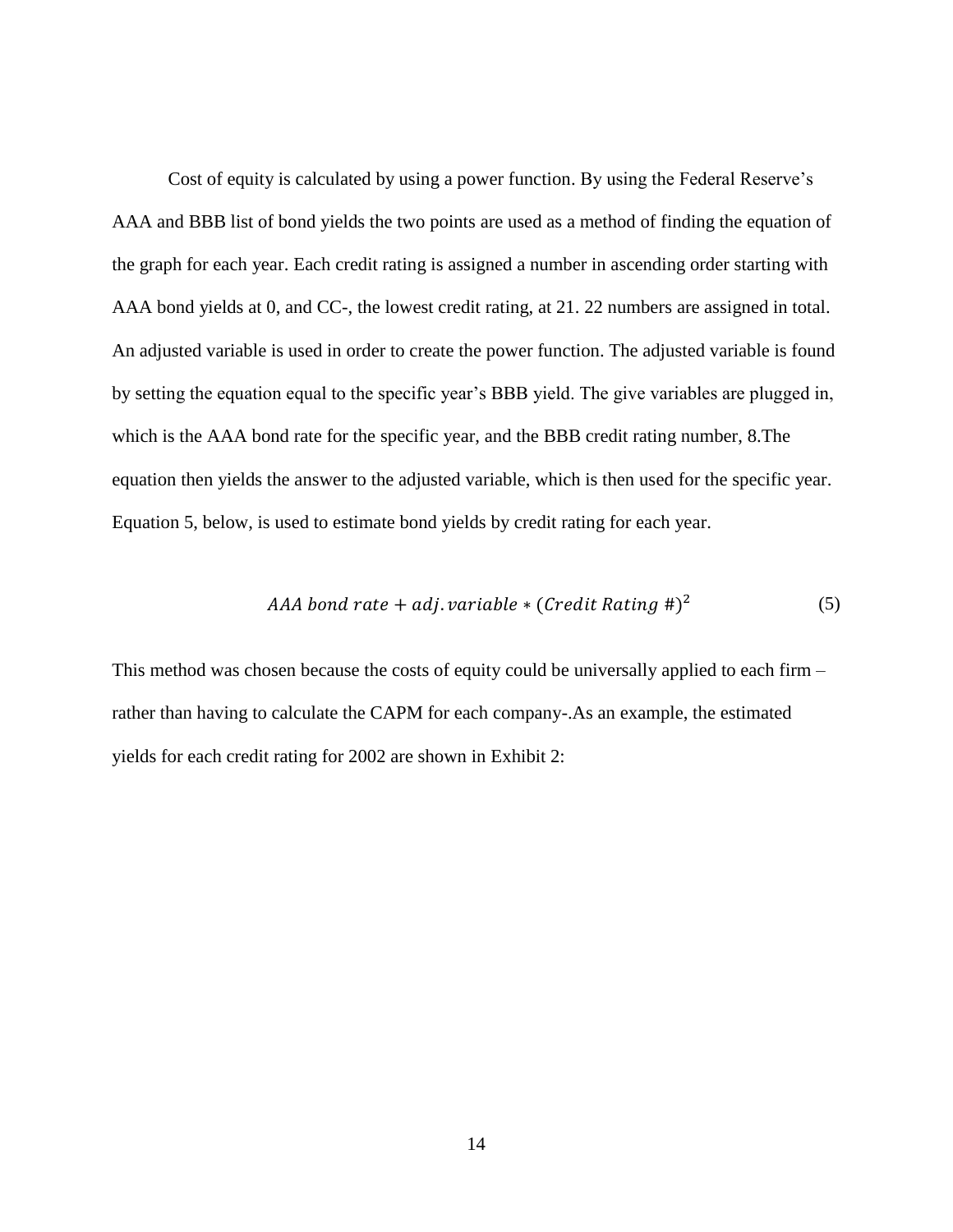Cost of equity is calculated by using a power function. By using the Federal Reserve's AAA and BBB list of bond yields the two points are used as a method of finding the equation of the graph for each year. Each credit rating is assigned a number in ascending order starting with AAA bond yields at 0, and CC-, the lowest credit rating, at 21. 22 numbers are assigned in total. An adjusted variable is used in order to create the power function. The adjusted variable is found by setting the equation equal to the specific year's BBB yield. The give variables are plugged in, which is the AAA bond rate for the specific year, and the BBB credit rating number, 8.The equation then yields the answer to the adjusted variable, which is then used for the specific year. Equation 5, below, is used to estimate bond yields by credit rating for each year.

$$AAA\ bond\ rate + adj.variable * (Credit\ Rating\ \#)^2 \tag{5}$$

This method was chosen because the costs of equity could be universally applied to each firm – rather than having to calculate the CAPM for each company-.As an example, the estimated yields for each credit rating for 2002 are shown in Exhibit 2: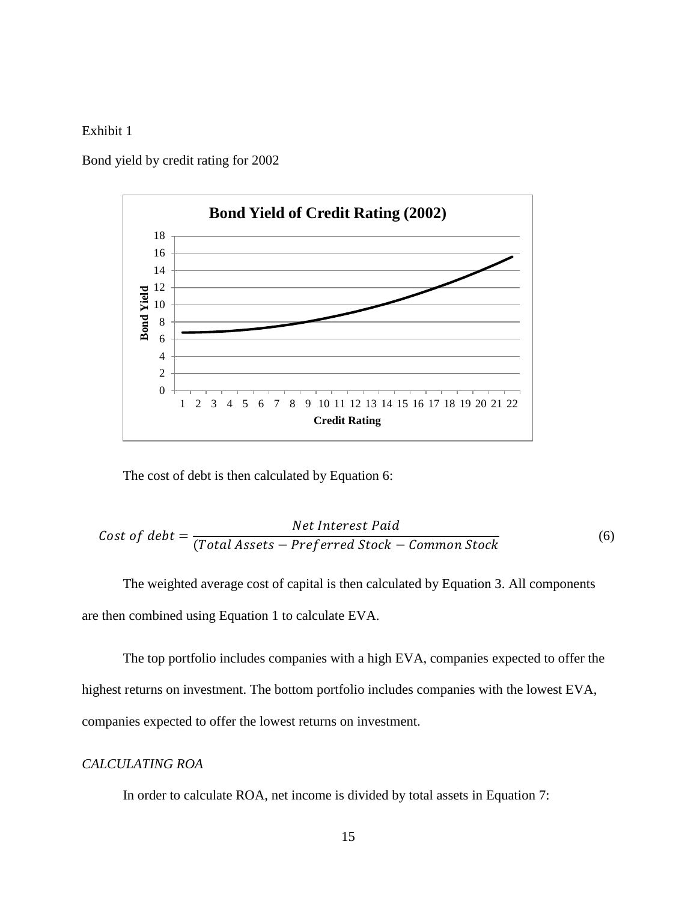Exhibit 1

Bond yield by credit rating for 2002

The cost of debt is then calculated by Equation 6:

$$Cost\ of\ debt = \frac{Net\ Interest\ Paid}{(Total\ Assets - Preferred\ Stock - Common\ Stock} \quad (6)$$

The weighted average cost of capital is then calculated by Equation 3. All components are then combined using Equation 1 to calculate EVA.

The top portfolio includes companies with a high EVA, companies expected to offer the highest returns on investment. The bottom portfolio includes companies with the lowest EVA, companies expected to offer the lowest returns on investment.

*CALCULATING ROA*

In order to calculate ROA, net income is divided by total assets in Equation 7: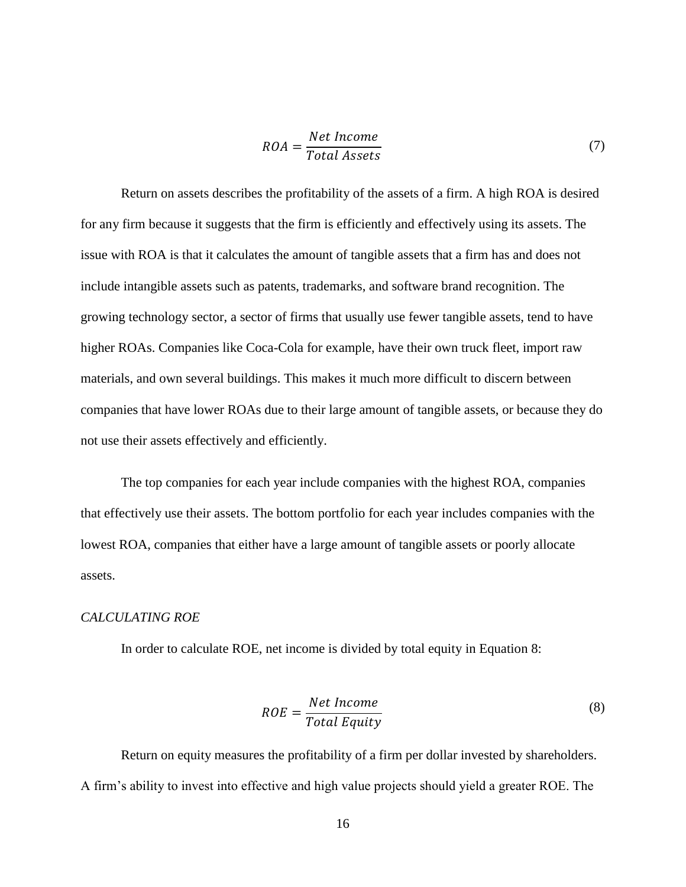$$ROA = \frac{Net\ Income}{Total\ Assets} \tag{7}$$

Return on assets describes the profitability of the assets of a firm. A high ROA is desired for any firm because it suggests that the firm is efficiently and effectively using its assets. The issue with ROA is that it calculates the amount of tangible assets that a firm has and does not include intangible assets such as patents, trademarks, and software brand recognition. The growing technology sector, a sector of firms that usually use fewer tangible assets, tend to have higher ROAs. Companies like Coca-Cola for example, have their own truck fleet, import raw materials, and own several buildings. This makes it much more difficult to discern between companies that have lower ROAs due to their large amount of tangible assets, or because they do not use their assets effectively and efficiently.

The top companies for each year include companies with the highest ROA, companies that effectively use their assets. The bottom portfolio for each year includes companies with the lowest ROA, companies that either have a large amount of tangible assets or poorly allocate assets.

*CALCULATING ROE*

In order to calculate ROE, net income is divided by total equity in Equation 8:

$$ROE = \frac{Net\ Income}{Total\ Equity} \tag{8}$$

Return on equity measures the profitability of a firm per dollar invested by shareholders. A firm's ability to invest into effective and high value projects should yield a greater ROE. The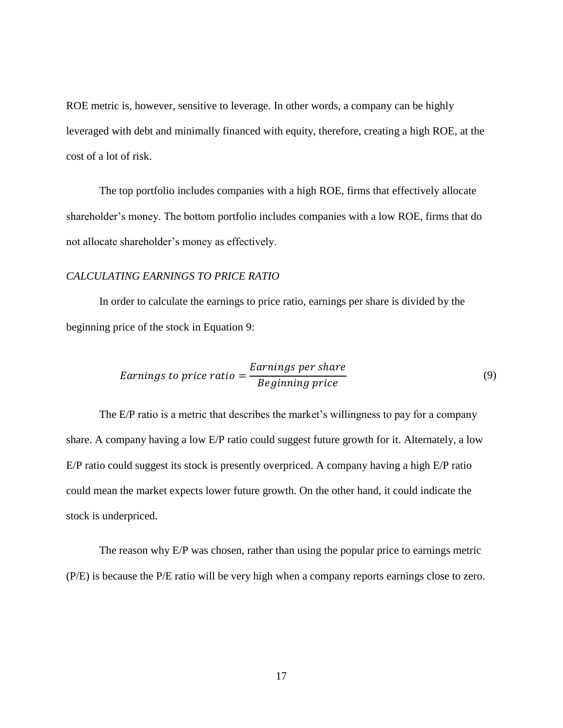ROE metric is, however, sensitive to leverage. In other words, a company can be highly leveraged with debt and minimally financed with equity, therefore, creating a high ROE, at the cost of a lot of risk.

The top portfolio includes companies with a high ROE, firms that effectively allocate shareholder's money. The bottom portfolio includes companies with a low ROE, firms that do not allocate shareholder's money as effectively.

*CALCULATING EARNINGS TO PRICE RATIO*

In order to calculate the earnings to price ratio, earnings per share is divided by the beginning price of the stock in Equation 9:

$$Earnings\ to\ price\ ratio = \frac{Earnings\ per\ share}{Beginning\ price} \tag{9}$$

The E/P ratio is a metric that describes the market's willingness to pay for a company share. A company having a low E/P ratio could suggest future growth for it. Alternately, a low E/P ratio could suggest its stock is presently overpriced. A company having a high E/P ratio could mean the market expects lower future growth. On the other hand, it could indicate the stock is underpriced.

The reason why E/P was chosen, rather than using the popular price to earnings metric (P/E) is because the P/E ratio will be very high when a company reports earnings close to zero.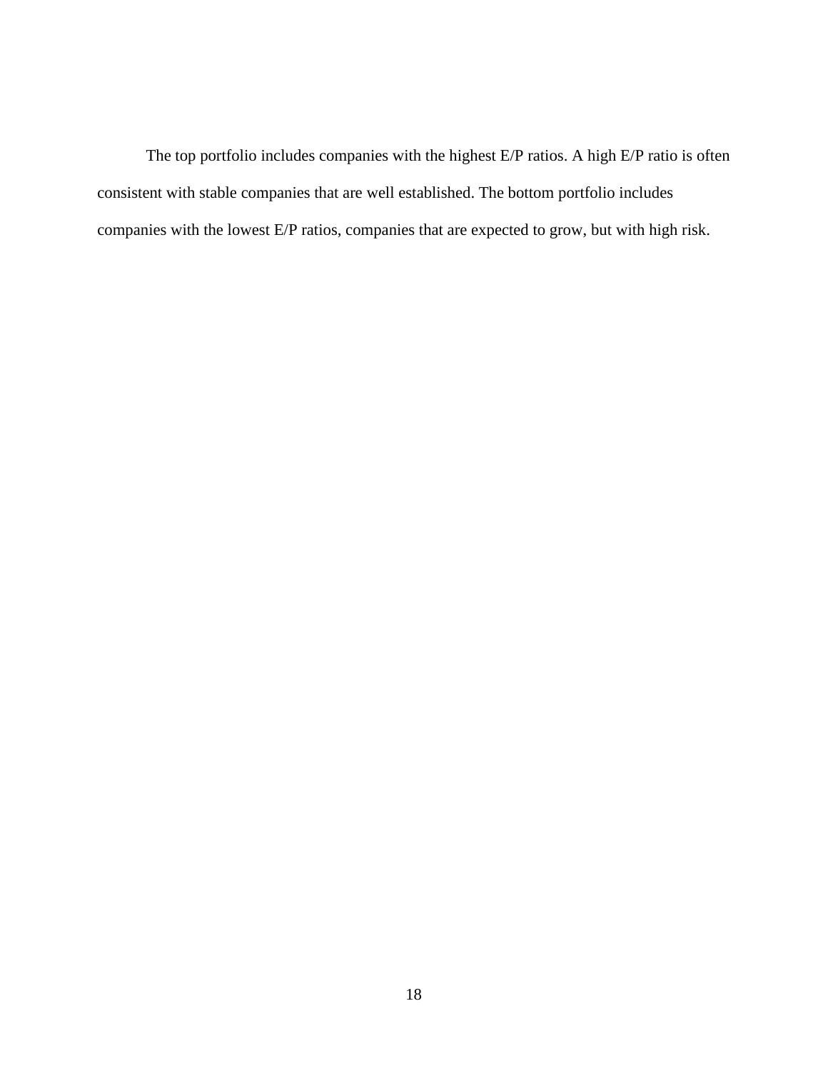The top portfolio includes companies with the highest E/P ratios. A high E/P ratio is often consistent with stable companies that are well established. The bottom portfolio includes companies with the lowest E/P ratios, companies that are expected to grow, but with high risk.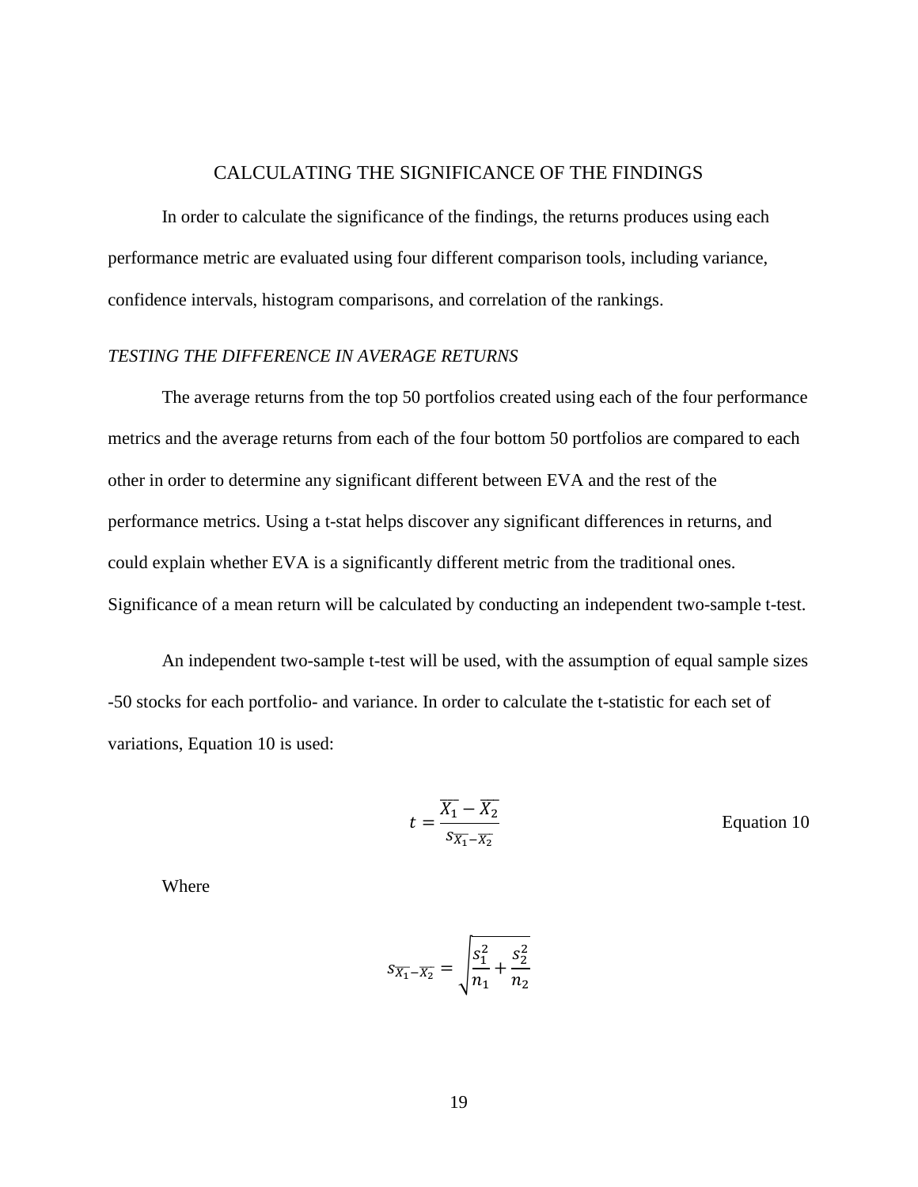# CALCULATING THE SIGNIFICANCE OF THE FINDINGS

In order to calculate the significance of the findings, the returns produces using each performance metric are evaluated using four different comparison tools, including variance, confidence intervals, histogram comparisons, and correlation of the rankings.

## *TESTING THE DIFFERENCE IN AVERAGE RETURNS*

The average returns from the top 50 portfolios created using each of the four performance metrics and the average returns from each of the four bottom 50 portfolios are compared to each other in order to determine any significant different between EVA and the rest of the performance metrics. Using a t-stat helps discover any significant differences in returns, and could explain whether EVA is a significantly different metric from the traditional ones. Significance of a mean return will be calculated by conducting an independent two-sample t-test.

An independent two-sample t-test will be used, with the assumption of equal sample sizes -50 stocks for each portfolio- and variance. In order to calculate the t-statistic for each set of variations, Equation 10 is used:

$$t = \frac{\overline{X_1} - \overline{X_2}}{s_{\overline{X_1} - \overline{X_2}}} \qquad \text{Equation 10}$$

Where

$$s_{\overline{X_1} - \overline{X_2}} = \sqrt{\frac{s_1^2}{n_1} + \frac{s_2^2}{n_2}}$$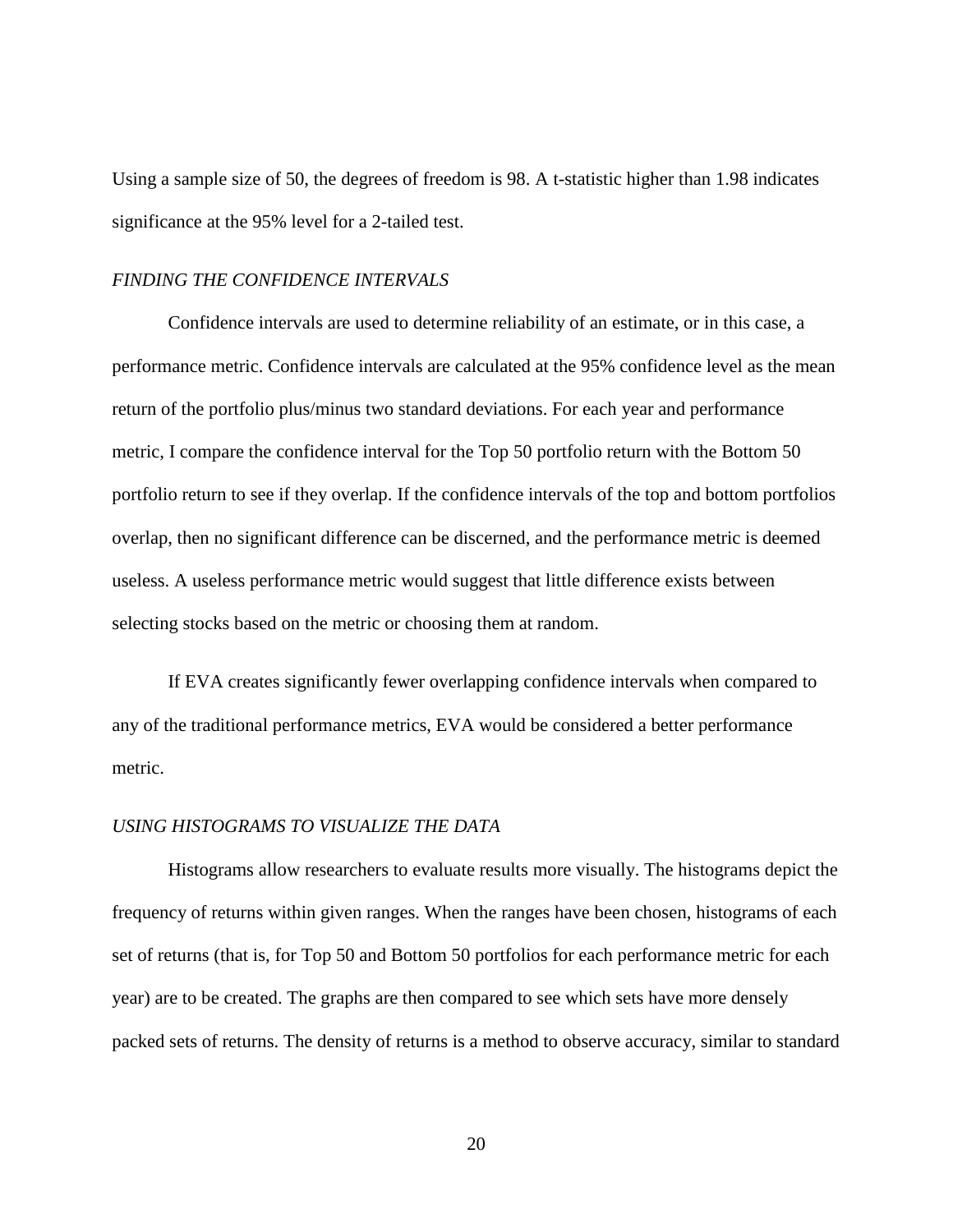Using a sample size of 50, the degrees of freedom is 98. A t-statistic higher than 1.98 indicates significance at the 95% level for a 2-tailed test.

### *FINDING THE CONFIDENCE INTERVALS*

Confidence intervals are used to determine reliability of an estimate, or in this case, a performance metric. Confidence intervals are calculated at the 95% confidence level as the mean return of the portfolio plus/minus two standard deviations. For each year and performance metric, I compare the confidence interval for the Top 50 portfolio return with the Bottom 50 portfolio return to see if they overlap. If the confidence intervals of the top and bottom portfolios overlap, then no significant difference can be discerned, and the performance metric is deemed useless. A useless performance metric would suggest that little difference exists between selecting stocks based on the metric or choosing them at random.

If EVA creates significantly fewer overlapping confidence intervals when compared to any of the traditional performance metrics, EVA would be considered a better performance metric.

### *USING HISTOGRAMS TO VISUALIZE THE DATA*

Histograms allow researchers to evaluate results more visually. The histograms depict the frequency of returns within given ranges. When the ranges have been chosen, histograms of each set of returns (that is, for Top 50 and Bottom 50 portfolios for each performance metric for each year) are to be created. The graphs are then compared to see which sets have more densely packed sets of returns. The density of returns is a method to observe accuracy, similar to standard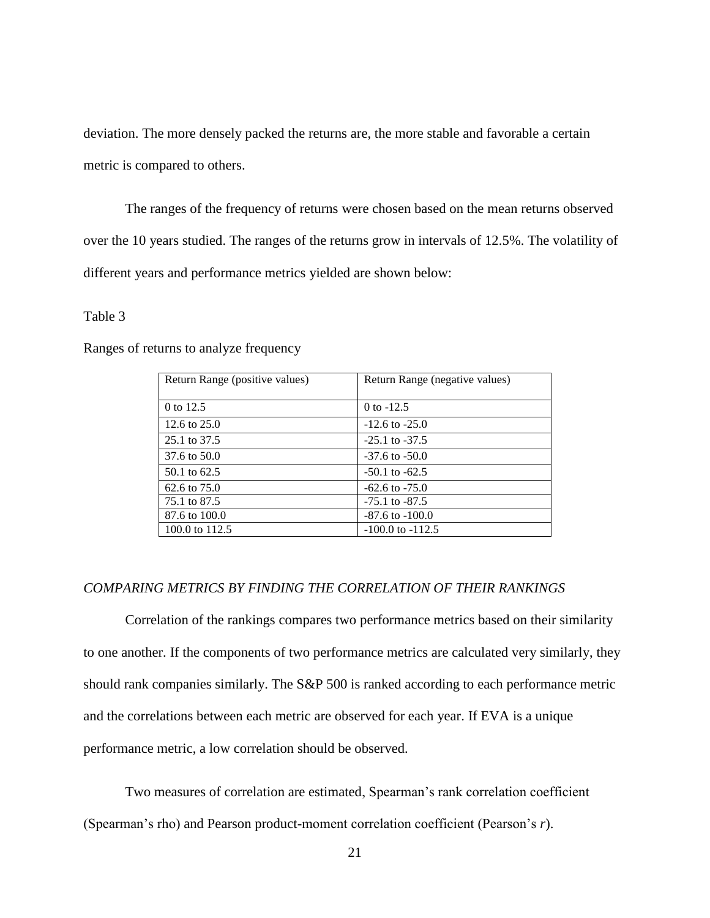deviation. The more densely packed the returns are, the more stable and favorable a certain metric is compared to others.

The ranges of the frequency of returns were chosen based on the mean returns observed over the 10 years studied. The ranges of the returns grow in intervals of 12.5%. The volatility of different years and performance metrics yielded are shown below:

Table 3

Ranges of returns to analyze frequency

| Return Range (positive values) | Return Range (negative values) |
|---|---|
| 0 to 12.5 | 0 to -12.5 |
| 12.6 to 25.0 | -12.6 to -25.0 |
| 25.1 to 37.5 | -25.1 to -37.5 |
| 37.6 to 50.0 | -37.6 to -50.0 |
| 50.1 to 62.5 | -50.1 to -62.5 |
| 62.6 to 75.0 | -62.6 to -75.0 |
| 75.1 to 87.5 | -75.1 to -87.5 |
| 87.6 to 100.0 | -87.6 to -100.0 |
| 100.0 to 112.5 | -100.0 to -112.5 |

*COMPARING METRICS BY FINDING THE CORRELATION OF THEIR RANKINGS*

Correlation of the rankings compares two performance metrics based on their similarity to one another. If the components of two performance metrics are calculated very similarly, they should rank companies similarly. The S&P 500 is ranked according to each performance metric and the correlations between each metric are observed for each year. If EVA is a unique performance metric, a low correlation should be observed.

Two measures of correlation are estimated, Spearman's rank correlation coefficient (Spearman's rho) and Pearson product-moment correlation coefficient (Pearson's *r*).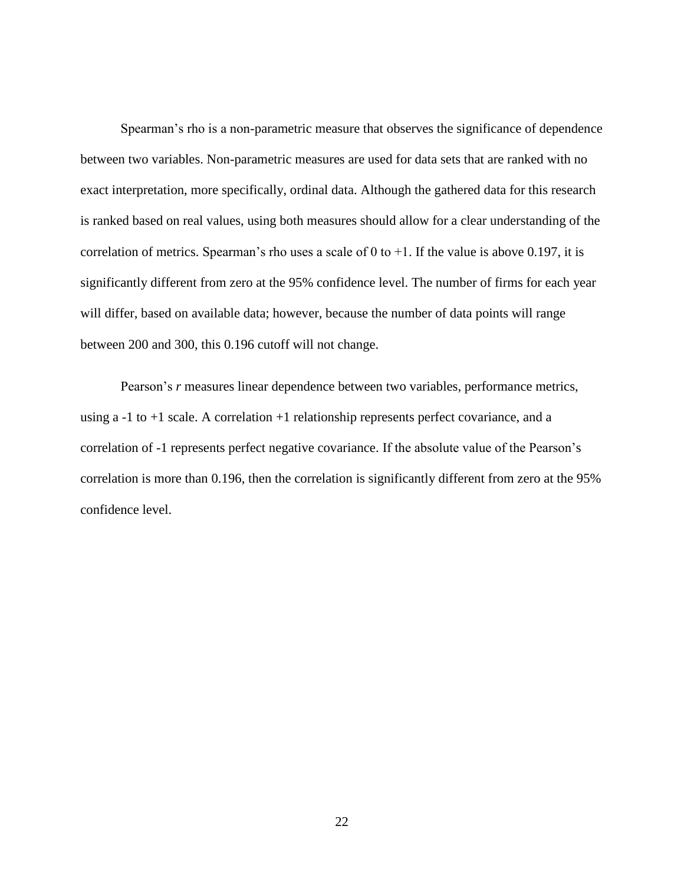Spearman's rho is a non-parametric measure that observes the significance of dependence between two variables. Non-parametric measures are used for data sets that are ranked with no exact interpretation, more specifically, ordinal data. Although the gathered data for this research is ranked based on real values, using both measures should allow for a clear understanding of the correlation of metrics. Spearman's rho uses a scale of 0 to +1. If the value is above 0.197, it is significantly different from zero at the 95% confidence level. The number of firms for each year will differ, based on available data; however, because the number of data points will range between 200 and 300, this 0.196 cutoff will not change.

Pearson's *r* measures linear dependence between two variables, performance metrics, using a -1 to +1 scale. A correlation +1 relationship represents perfect covariance, and a correlation of -1 represents perfect negative covariance. If the absolute value of the Pearson's correlation is more than 0.196, then the correlation is significantly different from zero at the 95% confidence level.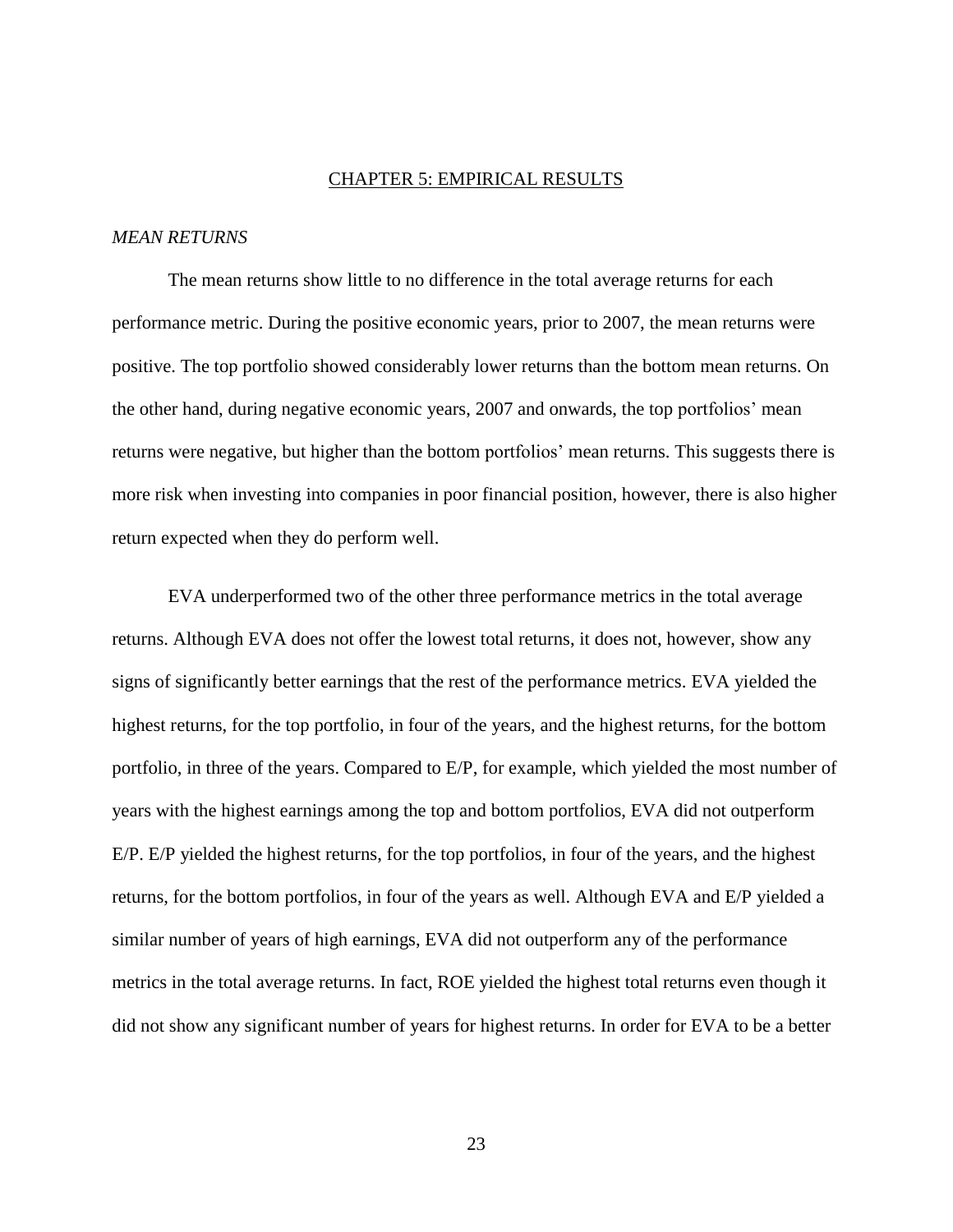## CHAPTER 5: EMPIRICAL RESULTS

### *MEAN RETURNS*

The mean returns show little to no difference in the total average returns for each performance metric. During the positive economic years, prior to 2007, the mean returns were positive. The top portfolio showed considerably lower returns than the bottom mean returns. On the other hand, during negative economic years, 2007 and onwards, the top portfolios' mean returns were negative, but higher than the bottom portfolios' mean returns. This suggests there is more risk when investing into companies in poor financial position, however, there is also higher return expected when they do perform well.

EVA underperformed two of the other three performance metrics in the total average returns. Although EVA does not offer the lowest total returns, it does not, however, show any signs of significantly better earnings that the rest of the performance metrics. EVA yielded the highest returns, for the top portfolio, in four of the years, and the highest returns, for the bottom portfolio, in three of the years. Compared to E/P, for example, which yielded the most number of years with the highest earnings among the top and bottom portfolios, EVA did not outperform E/P. E/P yielded the highest returns, for the top portfolios, in four of the years, and the highest returns, for the bottom portfolios, in four of the years as well. Although EVA and E/P yielded a similar number of years of high earnings, EVA did not outperform any of the performance metrics in the total average returns. In fact, ROE yielded the highest total returns even though it did not show any significant number of years for highest returns. In order for EVA to be a better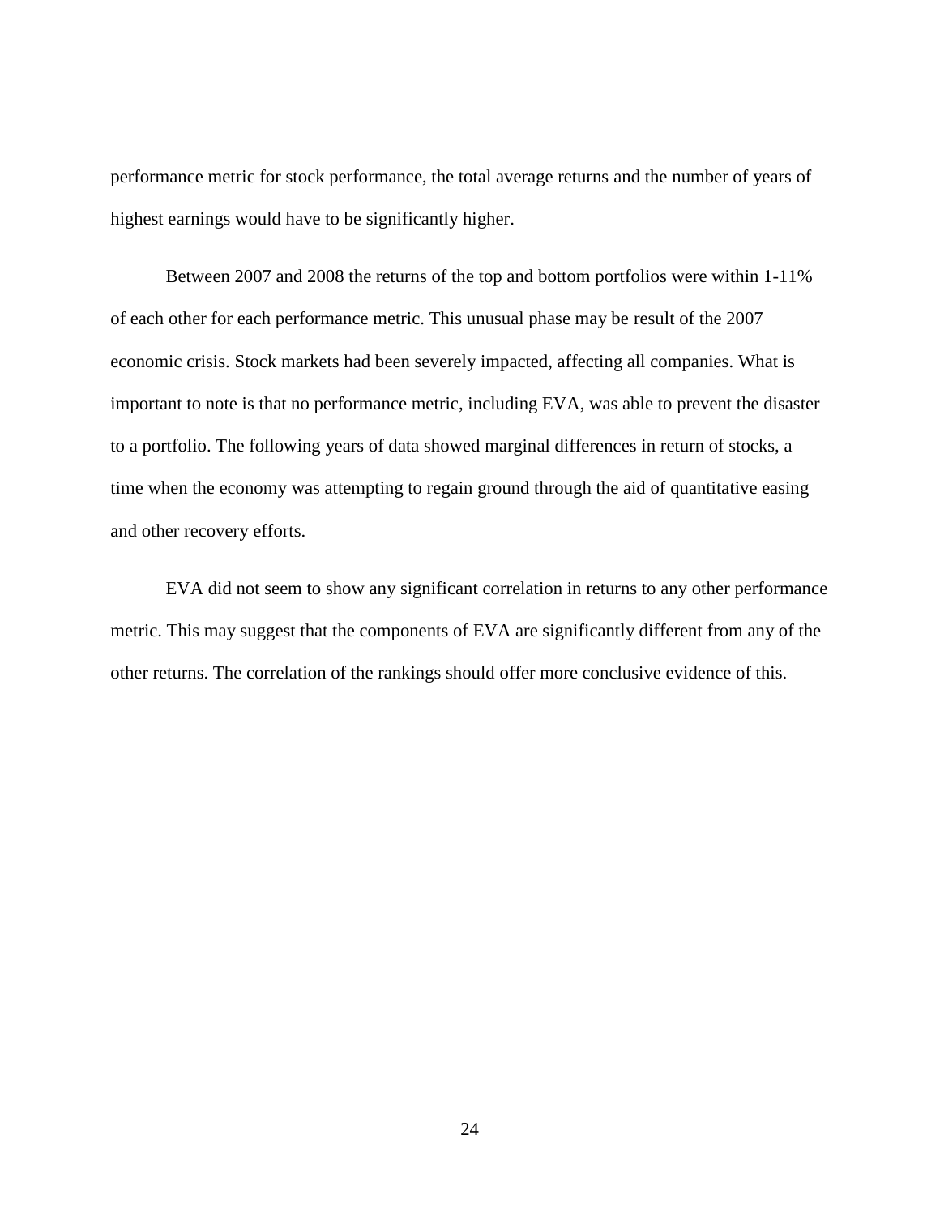performance metric for stock performance, the total average returns and the number of years of highest earnings would have to be significantly higher.

Between 2007 and 2008 the returns of the top and bottom portfolios were within 1-11% of each other for each performance metric. This unusual phase may be result of the 2007 economic crisis. Stock markets had been severely impacted, affecting all companies. What is important to note is that no performance metric, including EVA, was able to prevent the disaster to a portfolio. The following years of data showed marginal differences in return of stocks, a time when the economy was attempting to regain ground through the aid of quantitative easing and other recovery efforts.

EVA did not seem to show any significant correlation in returns to any other performance metric. This may suggest that the components of EVA are significantly different from any of the other returns. The correlation of the rankings should offer more conclusive evidence of this.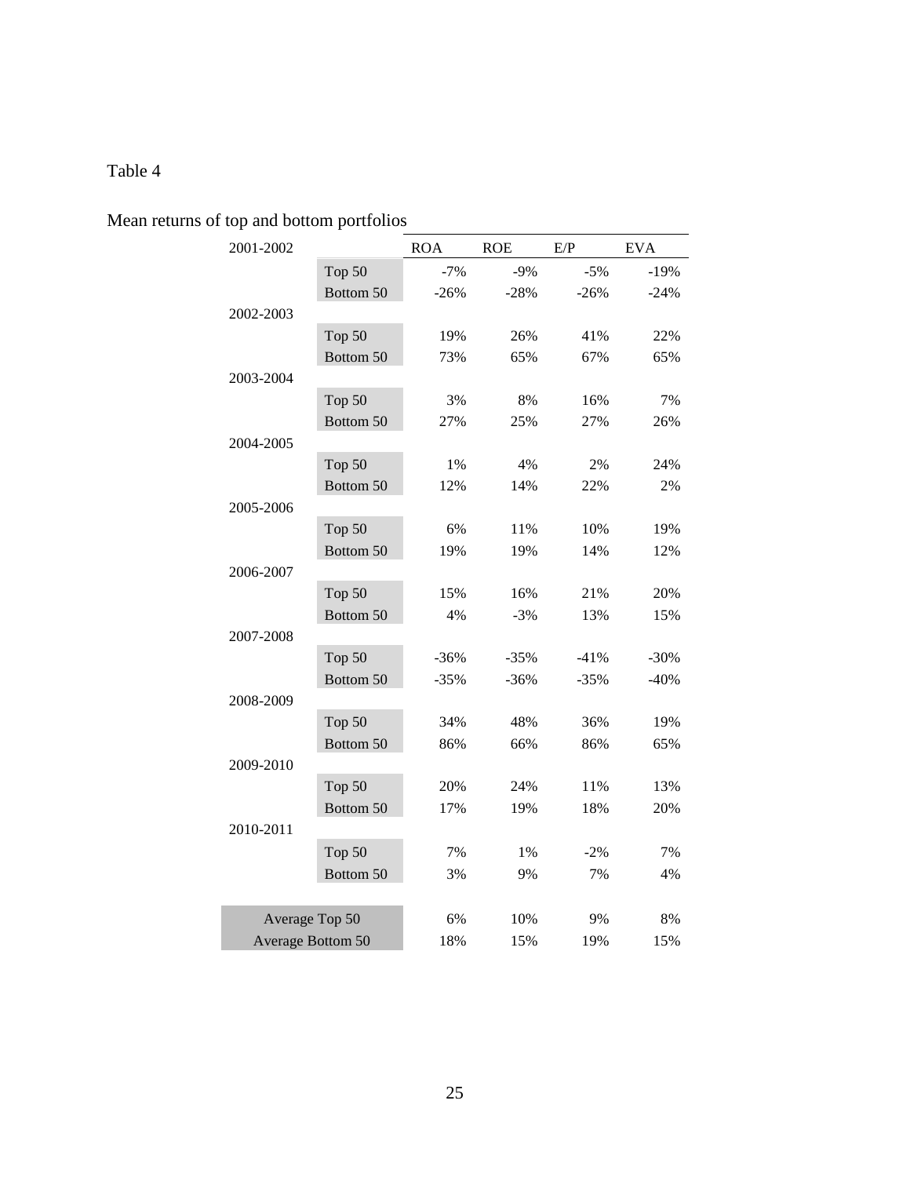Table 4

Mean returns of top and bottom portfolios

| | | ROA | ROE | E/P | EVA |
|---|---|---|---|---|---|
| 2001-2002 | | | | | |
| | Top 50 | -7% | -9% | -5% | -19% |
| | Bottom 50 | -26% | -28% | -26% | -24% |
| 2002-2003 | | | | | |
| | Top 50 | 19% | 26% | 41% | 22% |
| | Bottom 50 | 73% | 65% | 67% | 65% |
| 2003-2004 | | | | | |
| | Top 50 | 3% | 8% | 16% | 7% |
| | Bottom 50 | 27% | 25% | 27% | 26% |
| 2004-2005 | | | | | |
| | Top 50 | 1% | 4% | 2% | 24% |
| | Bottom 50 | 12% | 14% | 22% | 2% |
| 2005-2006 | | | | | |
| | Top 50 | 6% | 11% | 10% | 19% |
| | Bottom 50 | 19% | 19% | 14% | 12% |
| 2006-2007 | | | | | |
| | Top 50 | 15% | 16% | 21% | 20% |
| | Bottom 50 | 4% | -3% | 13% | 15% |
| 2007-2008 | | | | | |
| | Top 50 | -36% | -35% | -41% | -30% |
| | Bottom 50 | -35% | -36% | -35% | -40% |
| 2008-2009 | | | | | |
| | Top 50 | 34% | 48% | 36% | 19% |
| | Bottom 50 | 86% | 66% | 86% | 65% |
| 2009-2010 | | | | | |
| | Top 50 | 20% | 24% | 11% | 13% |
| | Bottom 50 | 17% | 19% | 18% | 20% |
| 2010-2011 | | | | | |
| | Top 50 | 7% | 1% | -2% | 7% |
| | Bottom 50 | 3% | 9% | 7% | 4% |
| Average Top 50 | | 6% | 10% | 9% | 8% |
| Average Bottom 50 | | 18% | 15% | 19% | 15% |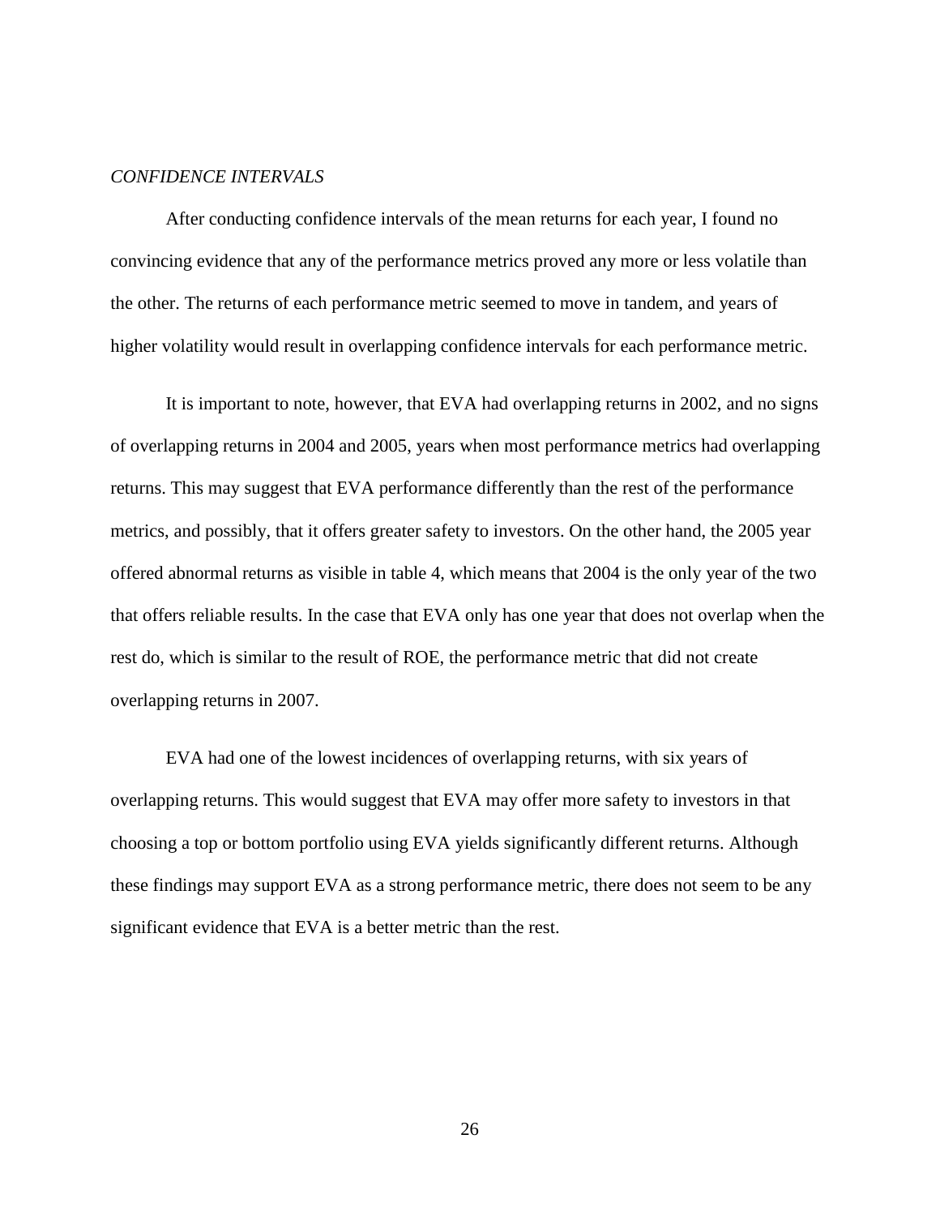*CONFIDENCE INTERVALS*

After conducting confidence intervals of the mean returns for each year, I found no convincing evidence that any of the performance metrics proved any more or less volatile than the other. The returns of each performance metric seemed to move in tandem, and years of higher volatility would result in overlapping confidence intervals for each performance metric.

It is important to note, however, that EVA had overlapping returns in 2002, and no signs of overlapping returns in 2004 and 2005, years when most performance metrics had overlapping returns. This may suggest that EVA performance differently than the rest of the performance metrics, and possibly, that it offers greater safety to investors. On the other hand, the 2005 year offered abnormal returns as visible in table 4, which means that 2004 is the only year of the two that offers reliable results. In the case that EVA only has one year that does not overlap when the rest do, which is similar to the result of ROE, the performance metric that did not create overlapping returns in 2007.

EVA had one of the lowest incidences of overlapping returns, with six years of overlapping returns. This would suggest that EVA may offer more safety to investors in that choosing a top or bottom portfolio using EVA yields significantly different returns. Although these findings may support EVA as a strong performance metric, there does not seem to be any significant evidence that EVA is a better metric than the rest.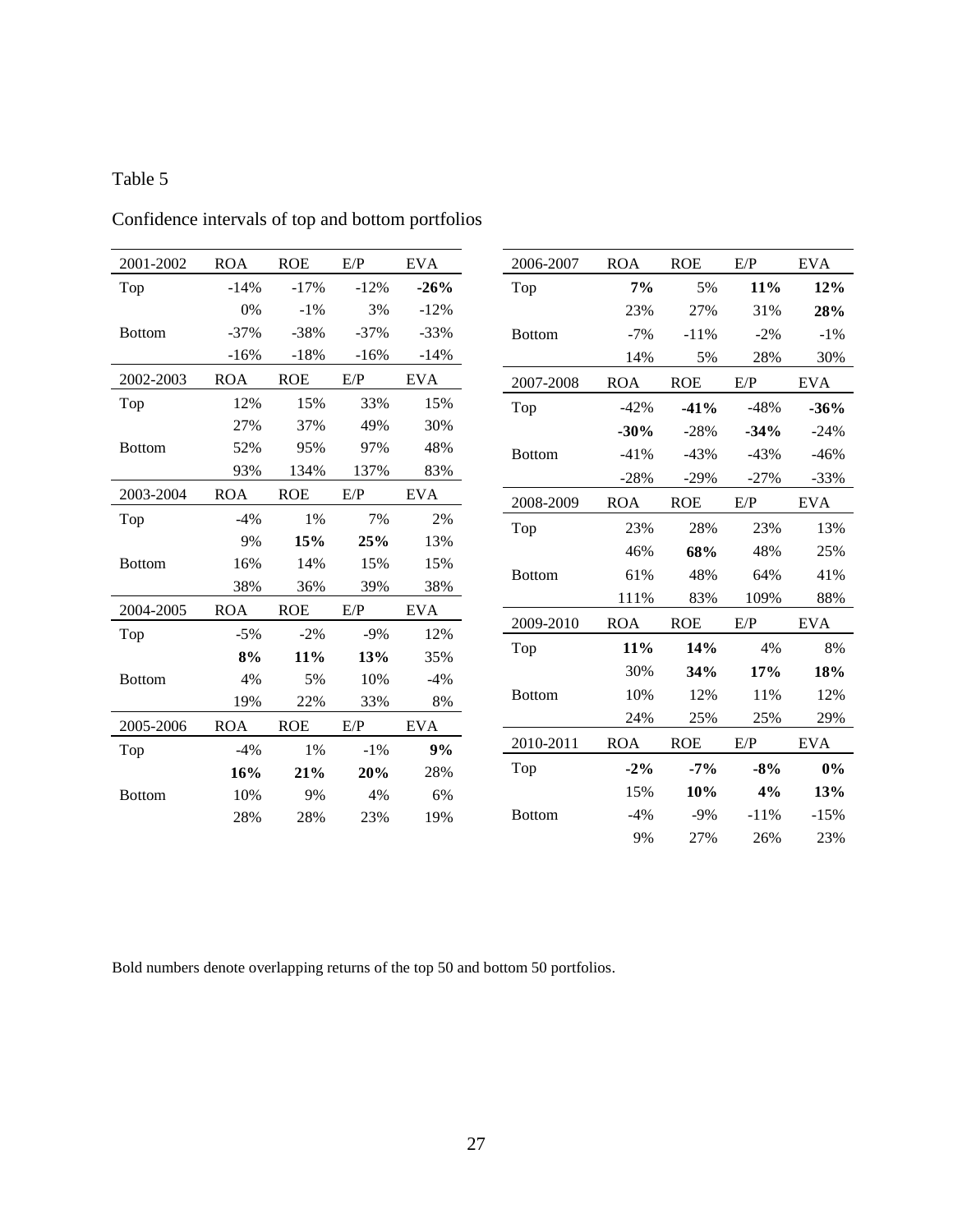Table 5

Confidence intervals of top and bottom portfolios

| 2001-2002 | ROA | ROE | E/P | EVA |
|---|---|---|---|---|
| Top | -14% | -17% | -12% | **-26%** |
| | 0% | -1% | 3% | -12% |
| Bottom | -37% | -38% | -37% | -33% |
| | -16% | -18% | -16% | -14% |
| **2002-2003** | **ROA** | **ROE** | **E/P** | **EVA** |
| Top | 12% | 15% | 33% | 15% |
| | 27% | 37% | 49% | 30% |
| Bottom | 52% | 95% | 97% | 48% |
| | 93% | 134% | 137% | 83% |
| **2003-2004** | **ROA** | **ROE** | **E/P** | **EVA** |
| Top | -4% | 1% | 7% | 2% |
| | 9% | **15%** | **25%** | 13% |
| Bottom | 16% | 14% | 15% | 15% |
| | 38% | 36% | 39% | 38% |
| **2004-2005** | **ROA** | **ROE** | **E/P** | **EVA** |
| Top | -5% | -2% | -9% | 12% |
| | **8%** | **11%** | **13%** | 35% |
| Bottom | 4% | 5% | 10% | -4% |
| | 19% | 22% | 33% | 8% |
| **2005-2006** | **ROA** | **ROE** | **E/P** | **EVA** |
| Top | -4% | 1% | -1% | **9%** |
| | **16%** | **21%** | **20%** | 28% |
| Bottom | 10% | 9% | 4% | 6% |
| | 28% | 28% | 23% | 19% |

| 2006-2007 | ROA | ROE | E/P | EVA |
|---|---|---|---|---|
| Top | **7%** | 5% | **11%** | **12%** |
| | 23% | 27% | 31% | **28%** |
| Bottom | -7% | -11% | -2% | -1% |
| | 14% | 5% | 28% | 30% |
| **2007-2008** | **ROA** | **ROE** | **E/P** | **EVA** |
| Top | -42% | **-41%** | -48% | **-36%** |
| | **-30%** | -28% | **-34%** | -24% |
| Bottom | -41% | -43% | -43% | -46% |
| | -28% | -29% | -27% | -33% |
| **2008-2009** | **ROA** | **ROE** | **E/P** | **EVA** |
| Top | 23% | 28% | 23% | 13% |
| | 46% | **68%** | 48% | 25% |
| Bottom | 61% | 48% | 64% | 41% |
| | 111% | 83% | 109% | 88% |
| **2009-2010** | **ROA** | **ROE** | **E/P** | **EVA** |
| Top | **11%** | **14%** | 4% | 8% |
| | 30% | **34%** | **17%** | **18%** |
| Bottom | 10% | 12% | 11% | 12% |
| | 24% | 25% | 25% | 29% |
| **2010-2011** | **ROA** | **ROE** | **E/P** | **EVA** |
| Top | **-2%** | **-7%** | **-8%** | **0%** |
| | 15% | **10%** | **4%** | **13%** |
| Bottom | -4% | -9% | -11% | -15% |
| | 9% | 27% | 26% | 23% |

Bold numbers denote overlapping returns of the top 50 and bottom 50 portfolios.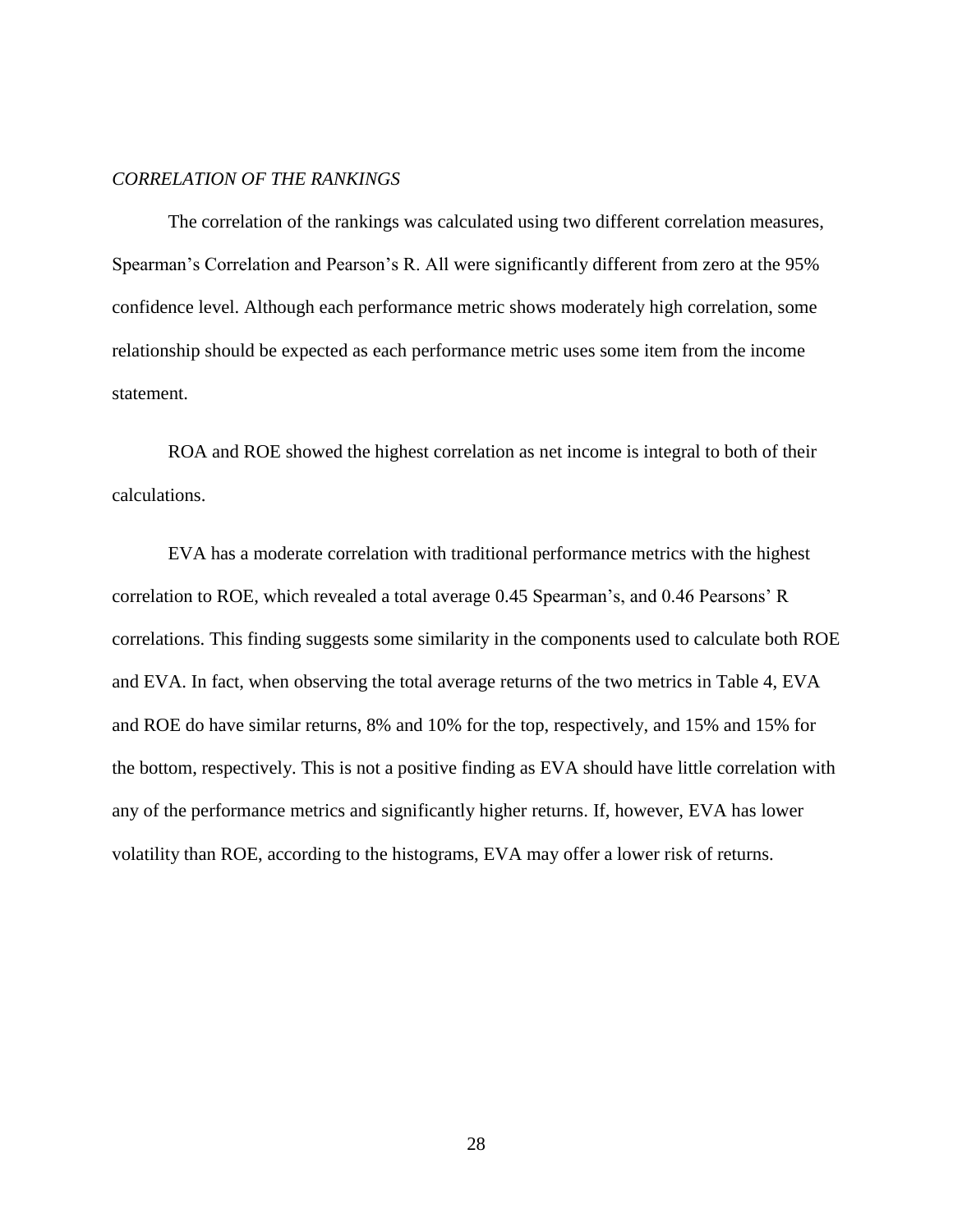### *CORRELATION OF THE RANKINGS*

The correlation of the rankings was calculated using two different correlation measures, Spearman's Correlation and Pearson's R. All were significantly different from zero at the 95% confidence level. Although each performance metric shows moderately high correlation, some relationship should be expected as each performance metric uses some item from the income statement.

ROA and ROE showed the highest correlation as net income is integral to both of their calculations.

EVA has a moderate correlation with traditional performance metrics with the highest correlation to ROE, which revealed a total average 0.45 Spearman's, and 0.46 Pearsons' R correlations. This finding suggests some similarity in the components used to calculate both ROE and EVA. In fact, when observing the total average returns of the two metrics in Table 4, EVA and ROE do have similar returns, 8% and 10% for the top, respectively, and 15% and 15% for the bottom, respectively. This is not a positive finding as EVA should have little correlation with any of the performance metrics and significantly higher returns. If, however, EVA has lower volatility than ROE, according to the histograms, EVA may offer a lower risk of returns.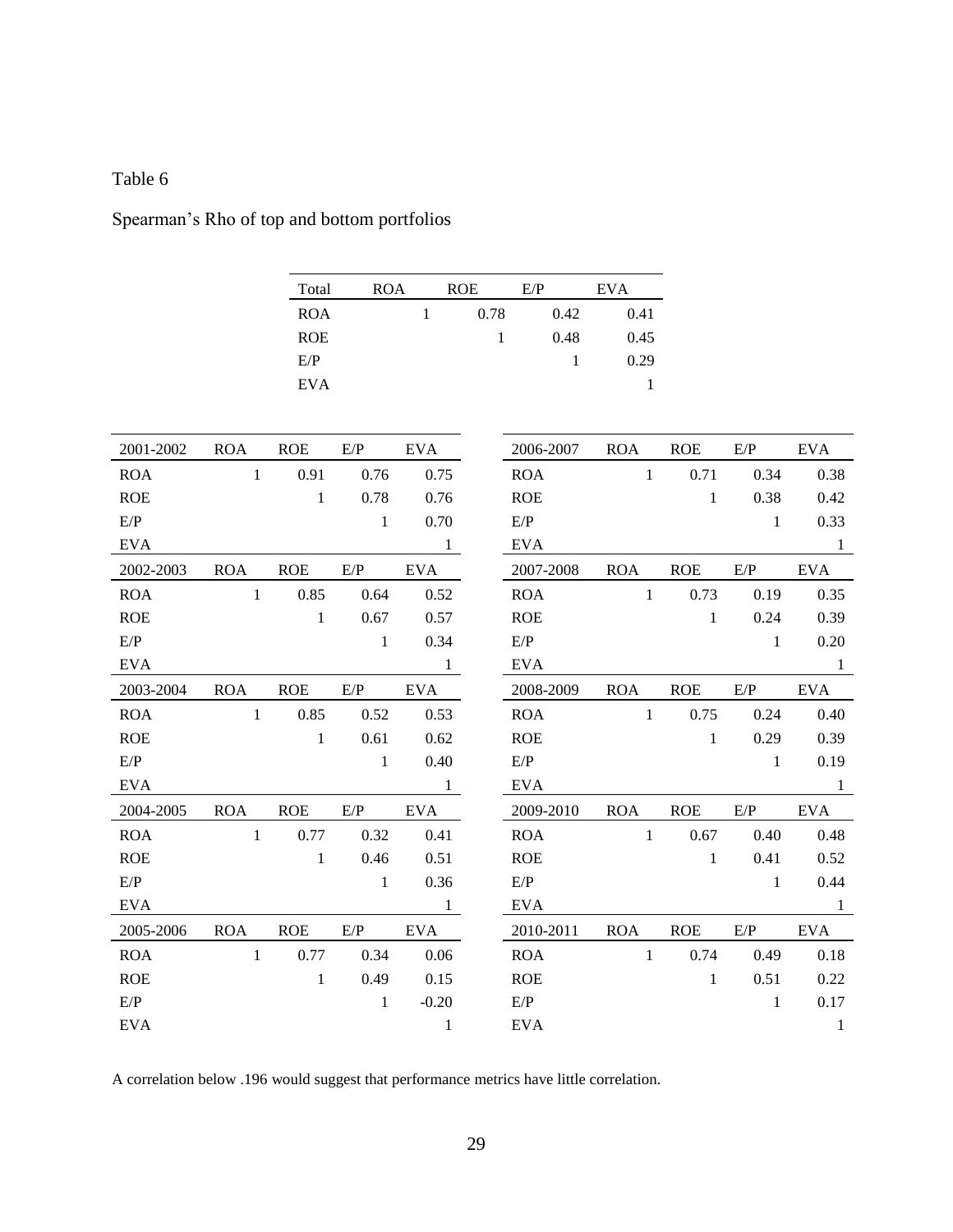Table 6

Spearman's Rho of top and bottom portfolios

| Total | ROA | ROE | E/P | EVA |
|---|---|---|---|---|
| ROA | 1 | 0.78 | 0.42 | 0.41 |
| ROE | | 1 | 0.48 | 0.45 |
| E/P | | | 1 | 0.29 |
| EVA | | | | 1 |

| 2001-2002 | ROA | ROE | E/P | EVA |
|---|---|---|---|---|
| ROA | 1 | 0.91 | 0.76 | 0.75 |
| ROE | | 1 | 0.78 | 0.76 |
| E/P | | | 1 | 0.70 |
| EVA | | | | 1 |

| 2002-2003 | ROA | ROE | E/P | EVA |
|---|---|---|---|---|
| ROA | 1 | 0.85 | 0.64 | 0.52 |
| ROE | | 1 | 0.67 | 0.57 |
| E/P | | | 1 | 0.34 |
| EVA | | | | 1 |

| 2003-2004 | ROA | ROE | E/P | EVA |
|---|---|---|---|---|
| ROA | 1 | 0.85 | 0.52 | 0.53 |
| ROE | | 1 | 0.61 | 0.62 |
| E/P | | | 1 | 0.40 |
| EVA | | | | 1 |

| 2004-2005 | ROA | ROE | E/P | EVA |
|---|---|---|---|---|
| ROA | 1 | 0.77 | 0.32 | 0.41 |
| ROE | | 1 | 0.46 | 0.51 |
| E/P | | | 1 | 0.36 |
| EVA | | | | 1 |

| 2005-2006 | ROA | ROE | E/P | EVA |
|---|---|---|---|---|
| ROA | 1 | 0.77 | 0.34 | 0.06 |
| ROE | | 1 | 0.49 | 0.15 |
| E/P | | | 1 | -0.20 |
| EVA | | | | 1 |

| 2006-2007 | ROA | ROE | E/P | EVA |
|---|---|---|---|---|
| ROA | 1 | 0.71 | 0.34 | 0.38 |
| ROE | | 1 | 0.38 | 0.42 |
| E/P | | | 1 | 0.33 |
| EVA | | | | 1 |

| 2007-2008 | ROA | ROE | E/P | EVA |
|---|---|---|---|---|
| ROA | 1 | 0.73 | 0.19 | 0.35 |
| ROE | | 1 | 0.24 | 0.39 |
| E/P | | | 1 | 0.20 |
| EVA | | | | 1 |

| 2008-2009 | ROA | ROE | E/P | EVA |
|---|---|---|---|---|
| ROA | 1 | 0.75 | 0.24 | 0.40 |
| ROE | | 1 | 0.29 | 0.39 |
| E/P | | | 1 | 0.19 |
| EVA | | | | 1 |

| 2009-2010 | ROA | ROE | E/P | EVA |
|---|---|---|---|---|
| ROA | 1 | 0.67 | 0.40 | 0.48 |
| ROE | | 1 | 0.41 | 0.52 |
| E/P | | | 1 | 0.44 |
| EVA | | | | 1 |

| 2010-2011 | ROA | ROE | E/P | EVA |
|---|---|---|---|---|
| ROA | 1 | 0.74 | 0.49 | 0.18 |
| ROE | | 1 | 0.51 | 0.22 |
| E/P | | | 1 | 0.17 |
| EVA | | | | 1 |

A correlation below .196 would suggest that performance metrics have little correlation.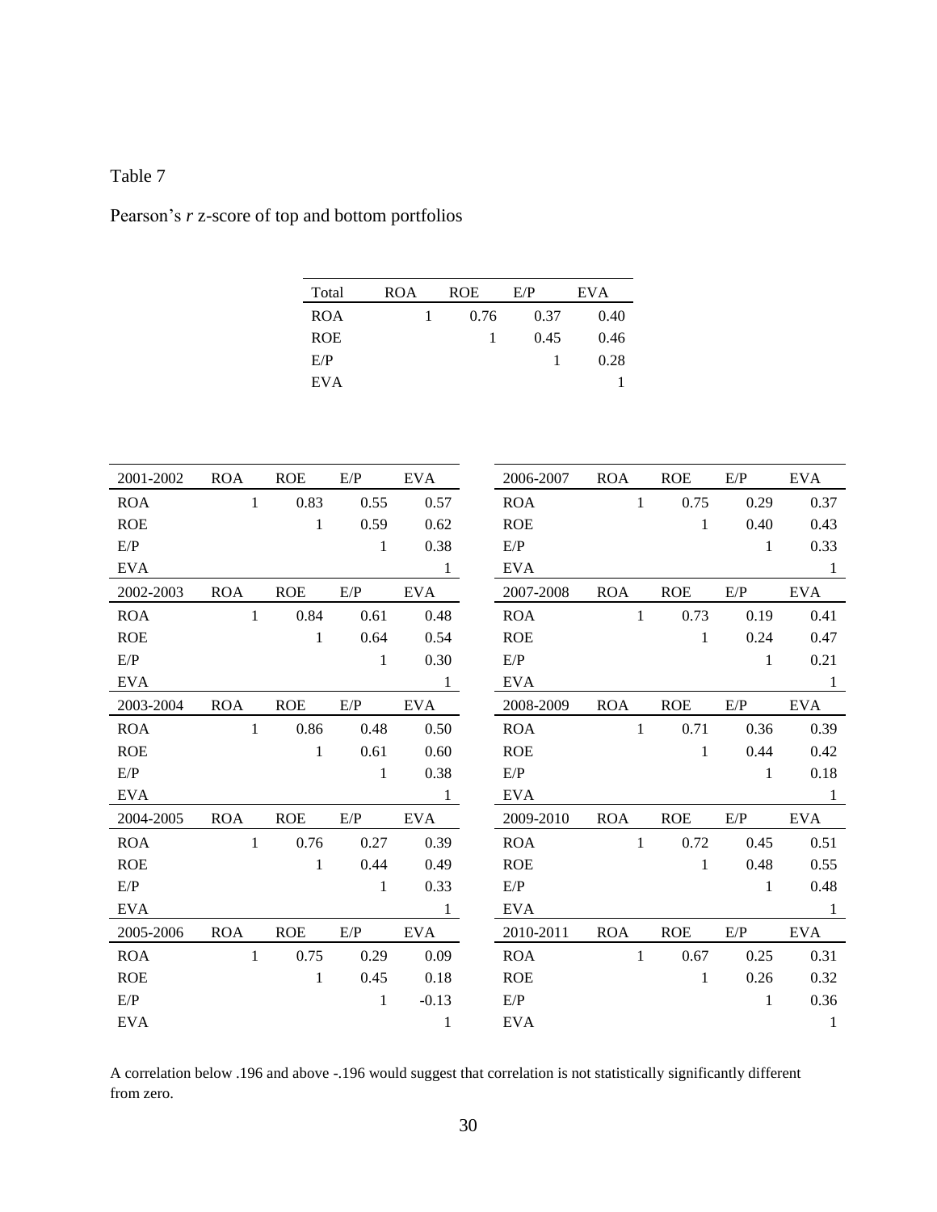Table 7

Pearson's *r* z-score of top and bottom portfolios

| Total | ROA | ROE | E/P | EVA |
|---|---|---|---|---|
| ROA | 1 | 0.76 | 0.37 | 0.40 |
| ROE | | 1 | 0.45 | 0.46 |
| E/P | | | 1 | 0.28 |
| EVA | | | | 1 |

| 2001-2002 | ROA | ROE | E/P | EVA |
|---|---|---|---|---|
| ROA | 1 | 0.83 | 0.55 | 0.57 |
| ROE | | 1 | 0.59 | 0.62 |
| E/P | | | 1 | 0.38 |
| EVA | | | | 1 |
| **2002-2003** | **ROA** | **ROE** | **E/P** | **EVA** |
| ROA | 1 | 0.84 | 0.61 | 0.48 |
| ROE | | 1 | 0.64 | 0.54 |
| E/P | | | 1 | 0.30 |
| EVA | | | | 1 |
| **2003-2004** | **ROA** | **ROE** | **E/P** | **EVA** |
| ROA | 1 | 0.86 | 0.48 | 0.50 |
| ROE | | 1 | 0.61 | 0.60 |
| E/P | | | 1 | 0.38 |
| EVA | | | | 1 |
| **2004-2005** | **ROA** | **ROE** | **E/P** | **EVA** |
| ROA | 1 | 0.76 | 0.27 | 0.39 |
| ROE | | 1 | 0.44 | 0.49 |
| E/P | | | 1 | 0.33 |
| EVA | | | | 1 |
| **2005-2006** | **ROA** | **ROE** | **E/P** | **EVA** |
| ROA | 1 | 0.75 | 0.29 | 0.09 |
| ROE | | 1 | 0.45 | 0.18 |
| E/P | | | 1 | -0.13 |
| EVA | | | | 1 |

| 2006-2007 | ROA | ROE | E/P | EVA |
|---|---|---|---|---|
| ROA | 1 | 0.75 | 0.29 | 0.37 |
| ROE | | 1 | 0.40 | 0.43 |
| E/P | | | 1 | 0.33 |
| EVA | | | | 1 |
| **2007-2008** | **ROA** | **ROE** | **E/P** | **EVA** |
| ROA | 1 | 0.73 | 0.19 | 0.41 |
| ROE | | 1 | 0.24 | 0.47 |
| E/P | | | 1 | 0.21 |
| EVA | | | | 1 |
| **2008-2009** | **ROA** | **ROE** | **E/P** | **EVA** |
| ROA | 1 | 0.71 | 0.36 | 0.39 |
| ROE | | 1 | 0.44 | 0.42 |
| E/P | | | 1 | 0.18 |
| EVA | | | | 1 |
| **2009-2010** | **ROA** | **ROE** | **E/P** | **EVA** |
| ROA | 1 | 0.72 | 0.45 | 0.51 |
| ROE | | 1 | 0.48 | 0.55 |
| E/P | | | 1 | 0.48 |
| EVA | | | | 1 |
| **2010-2011** | **ROA** | **ROE** | **E/P** | **EVA** |
| ROA | 1 | 0.67 | 0.25 | 0.31 |
| ROE | | 1 | 0.26 | 0.32 |
| E/P | | | 1 | 0.36 |
| EVA | | | | 1 |

A correlation below .196 and above -.196 would suggest that correlation is not statistically significantly different from zero.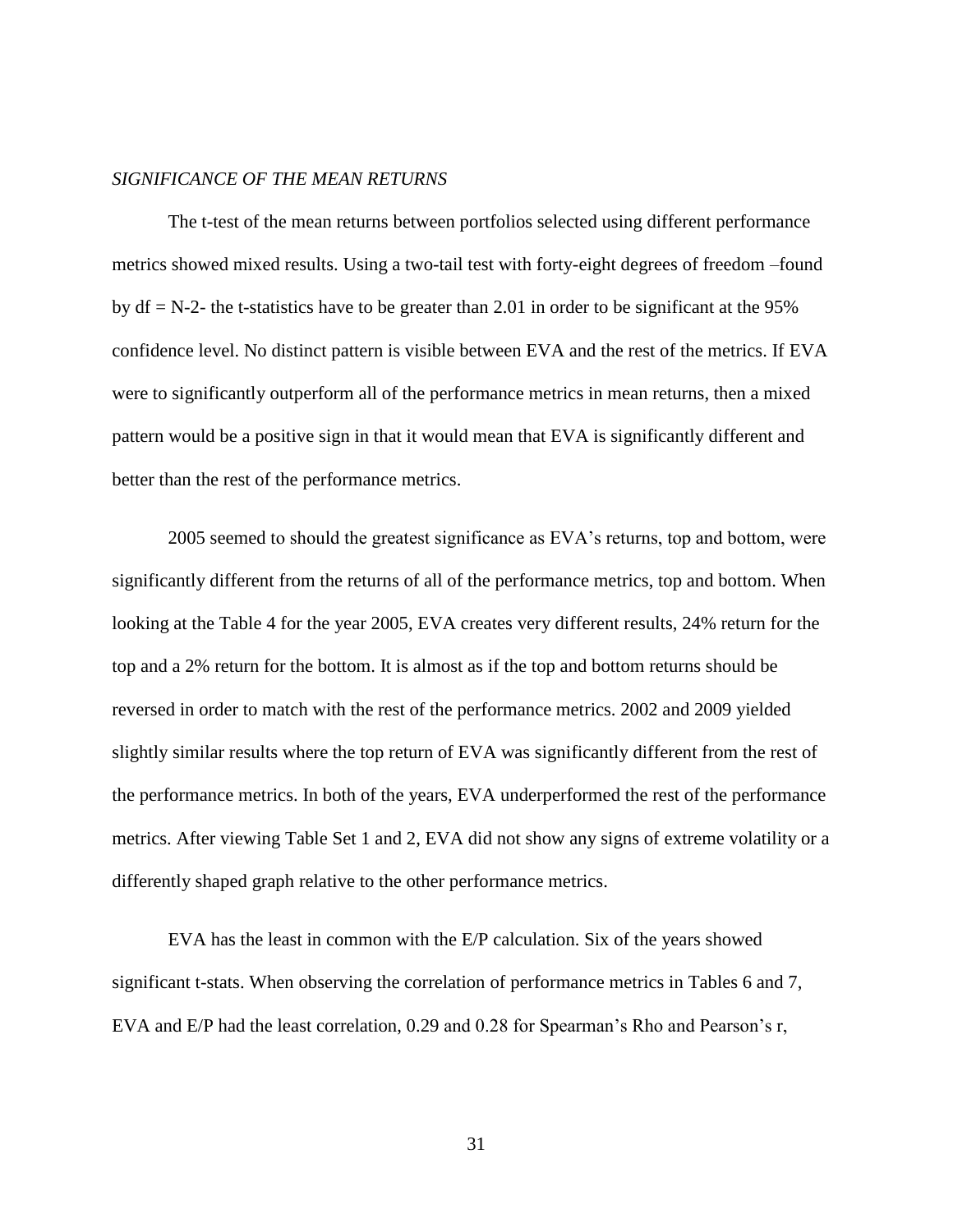*SIGNIFICANCE OF THE MEAN RETURNS*

The t-test of the mean returns between portfolios selected using different performance metrics showed mixed results. Using a two-tail test with forty-eight degrees of freedom –found by df = N-2- the t-statistics have to be greater than 2.01 in order to be significant at the 95% confidence level. No distinct pattern is visible between EVA and the rest of the metrics. If EVA were to significantly outperform all of the performance metrics in mean returns, then a mixed pattern would be a positive sign in that it would mean that EVA is significantly different and better than the rest of the performance metrics.

2005 seemed to should the greatest significance as EVA's returns, top and bottom, were significantly different from the returns of all of the performance metrics, top and bottom. When looking at the Table 4 for the year 2005, EVA creates very different results, 24% return for the top and a 2% return for the bottom. It is almost as if the top and bottom returns should be reversed in order to match with the rest of the performance metrics. 2002 and 2009 yielded slightly similar results where the top return of EVA was significantly different from the rest of the performance metrics. In both of the years, EVA underperformed the rest of the performance metrics. After viewing Table Set 1 and 2, EVA did not show any signs of extreme volatility or a differently shaped graph relative to the other performance metrics.

EVA has the least in common with the E/P calculation. Six of the years showed significant t-stats. When observing the correlation of performance metrics in Tables 6 and 7, EVA and E/P had the least correlation, 0.29 and 0.28 for Spearman's Rho and Pearson's r,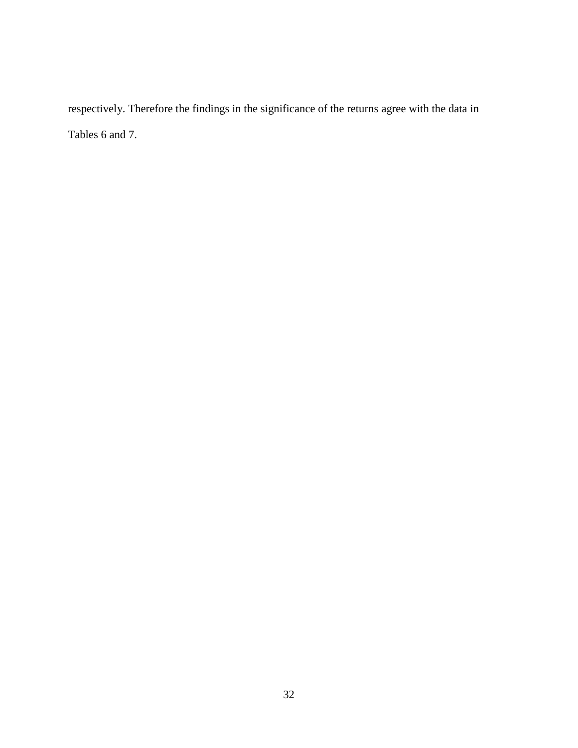respectively. Therefore the findings in the significance of the returns agree with the data in Tables 6 and 7.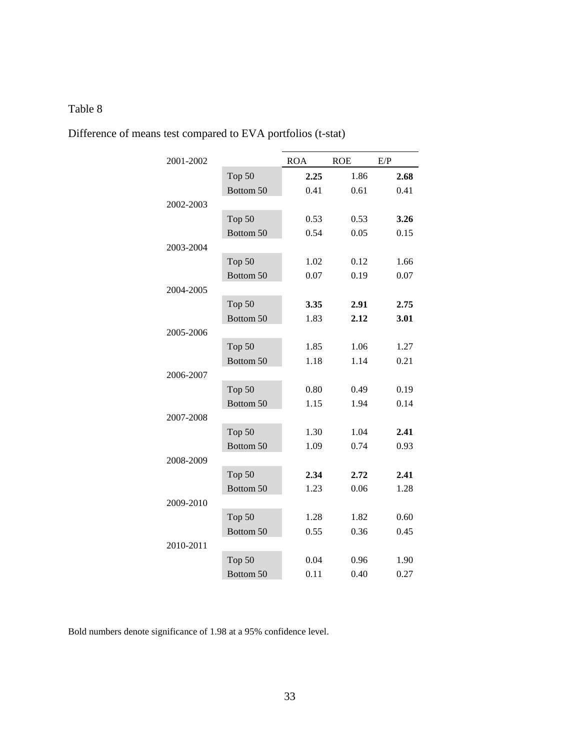Table 8

Difference of means test compared to EVA portfolios (t-stat)

| | | ROA | ROE | E/P |
|---|---|---|---|---|
| 2001-2002 | | | | |
| | Top 50 | **2.25** | 1.86 | **2.68** |
| | Bottom 50 | 0.41 | 0.61 | 0.41 |
| 2002-2003 | | | | |
| | Top 50 | 0.53 | 0.53 | **3.26** |
| | Bottom 50 | 0.54 | 0.05 | 0.15 |
| 2003-2004 | | | | |
| | Top 50 | 1.02 | 0.12 | 1.66 |
| | Bottom 50 | 0.07 | 0.19 | 0.07 |
| 2004-2005 | | | | |
| | Top 50 | **3.35** | **2.91** | **2.75** |
| | Bottom 50 | 1.83 | **2.12** | **3.01** |
| 2005-2006 | | | | |
| | Top 50 | 1.85 | 1.06 | 1.27 |
| | Bottom 50 | 1.18 | 1.14 | 0.21 |
| 2006-2007 | | | | |
| | Top 50 | 0.80 | 0.49 | 0.19 |
| | Bottom 50 | 1.15 | 1.94 | 0.14 |
| 2007-2008 | | | | |
| | Top 50 | 1.30 | 1.04 | **2.41** |
| | Bottom 50 | 1.09 | 0.74 | 0.93 |
| 2008-2009 | | | | |
| | Top 50 | **2.34** | **2.72** | **2.41** |
| | Bottom 50 | 1.23 | 0.06 | 1.28 |
| 2009-2010 | | | | |
| | Top 50 | 1.28 | 1.82 | 0.60 |
| | Bottom 50 | 0.55 | 0.36 | 0.45 |
| 2010-2011 | | | | |
| | Top 50 | 0.04 | 0.96 | 1.90 |
| | Bottom 50 | 0.11 | 0.40 | 0.27 |

Bold numbers denote significance of 1.98 at a 95% confidence level.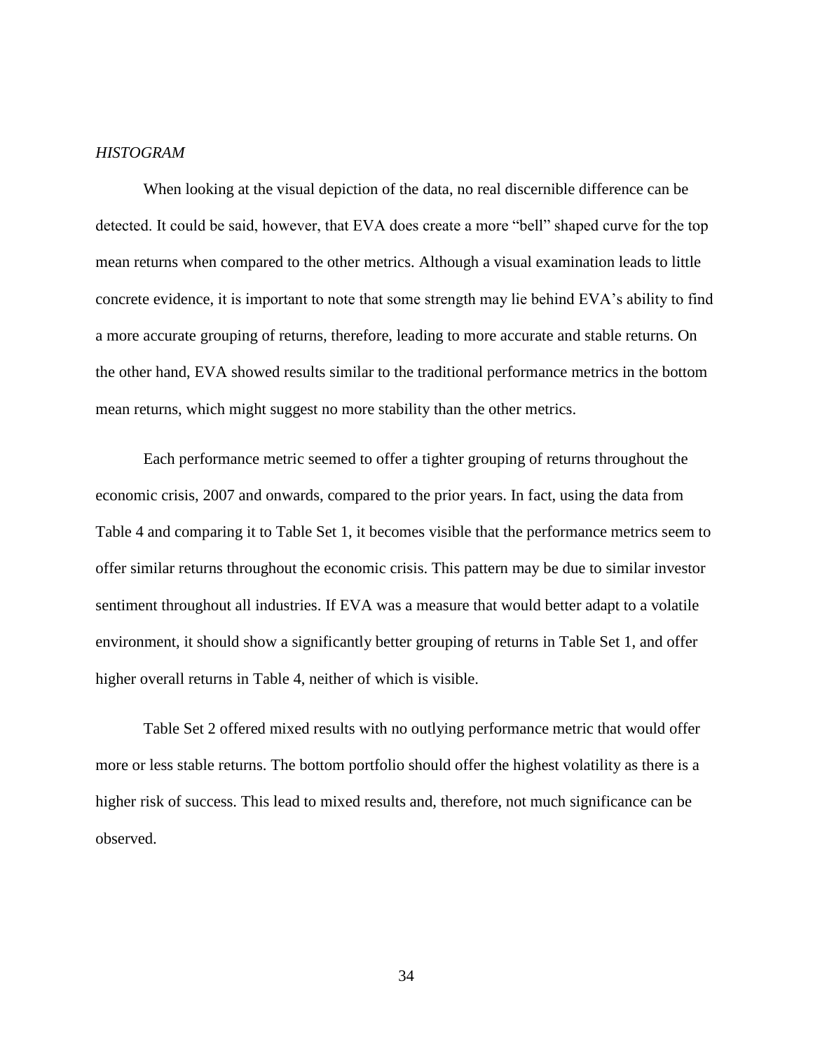*HISTOGRAM*

When looking at the visual depiction of the data, no real discernible difference can be detected. It could be said, however, that EVA does create a more “bell” shaped curve for the top mean returns when compared to the other metrics. Although a visual examination leads to little concrete evidence, it is important to note that some strength may lie behind EVA’s ability to find a more accurate grouping of returns, therefore, leading to more accurate and stable returns. On the other hand, EVA showed results similar to the traditional performance metrics in the bottom mean returns, which might suggest no more stability than the other metrics.

Each performance metric seemed to offer a tighter grouping of returns throughout the economic crisis, 2007 and onwards, compared to the prior years. In fact, using the data from Table 4 and comparing it to Table Set 1, it becomes visible that the performance metrics seem to offer similar returns throughout the economic crisis. This pattern may be due to similar investor sentiment throughout all industries. If EVA was a measure that would better adapt to a volatile environment, it should show a significantly better grouping of returns in Table Set 1, and offer higher overall returns in Table 4, neither of which is visible.

Table Set 2 offered mixed results with no outlying performance metric that would offer more or less stable returns. The bottom portfolio should offer the highest volatility as there is a higher risk of success. This lead to mixed results and, therefore, not much significance can be observed.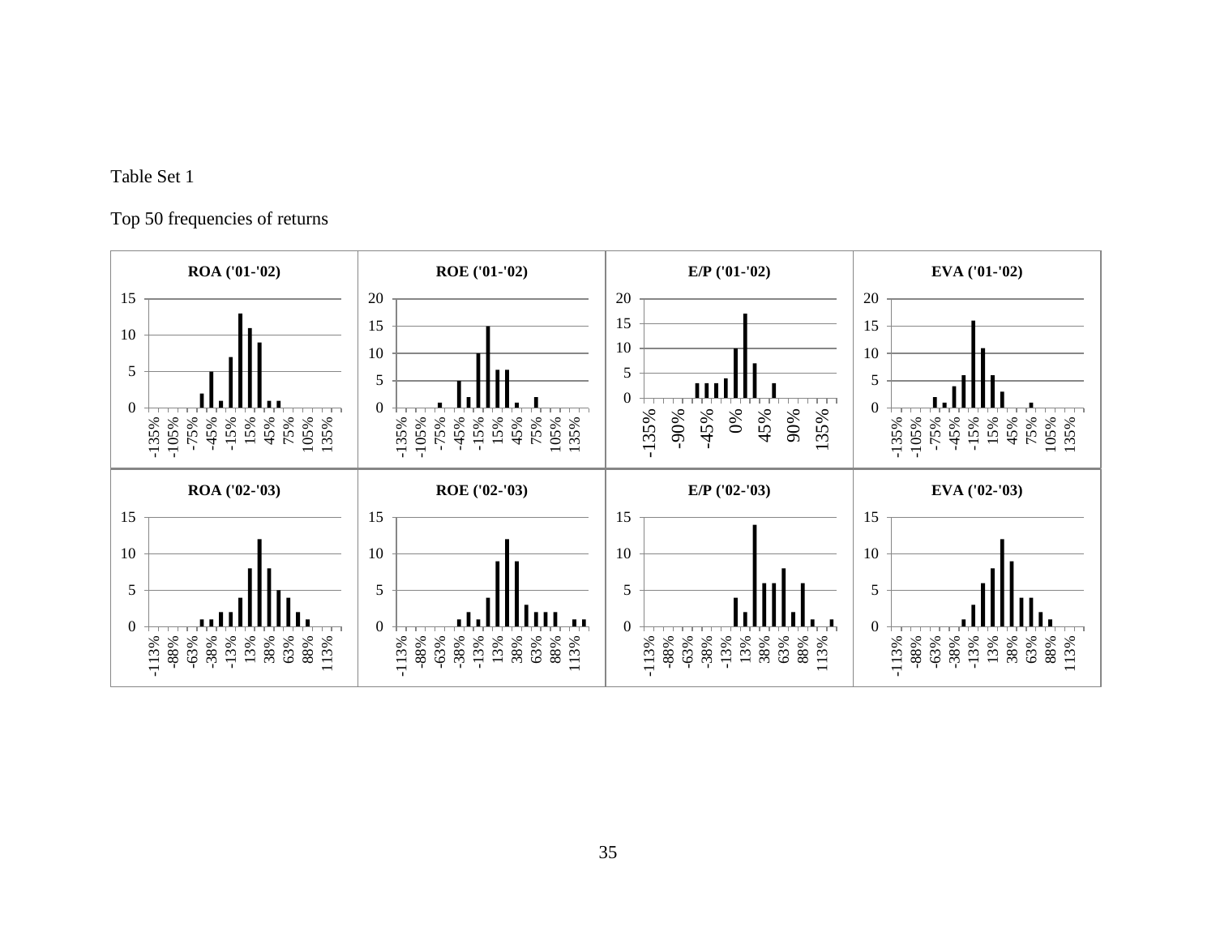Table Set 1

Top 50 frequencies of returns

**ROA ('01-'02)**

15
10
5
0

-135% -105% -75% -45% -15% 15% 45% 75% 105% 135%

**ROE ('01-'02)**

20
15
10
5
0

-135% -105% -75% -45% -15% 15% 45% 75% 105% 135%

**E/P ('01-'02)**

20
15
10
5
0

-135% -90% -45% 0% 45% 90% 135%

**EVA ('01-'02)**

20
15
10
5
0

-135% -105% -75% -45% -15% 15% 45% 75% 105% 135%

**ROA ('02-'03)**

15
10
5
0

-113% -88% -63% -38% -13% 13% 38% 63% 88% 113%

**ROE ('02-'03)**

15
10
5
0

-113% -88% -63% -38% -13% 13% 38% 63% 88% 113%

**E/P ('02-'03)**

15
10
5
0

-113% -88% -63% -38% -13% 13% 38% 63% 88% 113%

**EVA ('02-'03)**

15
10
5
0

-113% -88% -63% -38% -13% 13% 38% 63% 88% 113%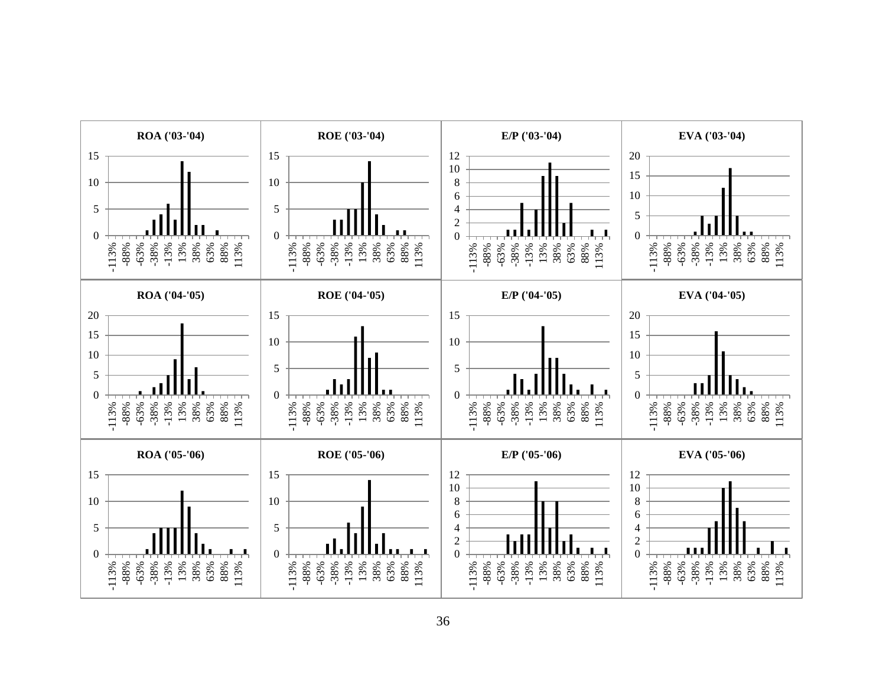ROA ('03-'04)

15
10
5
0

-113% -88% -63% -38% -13% 13% 38% 63% 88% 113%

ROE ('03-'04)

15
10
5
0

-113% -88% -63% -38% -13% 13% 38% 63% 88% 113%

E/P ('03-'04)

12
10
8
6
4
2
0

-113% -88% -63% -38% -13% 13% 38% 63% 88% 113%

EVA ('03-'04)

20
15
10
5
0

-113% -88% -63% -38% -13% 13% 38% 63% 88% 113%

ROA ('04-'05)

20
15
10
5
0

-113% -88% -63% -38% -13% 13% 38% 63% 88% 113%

ROE ('04-'05)

15
10
5
0

-113% -88% -63% -38% -13% 13% 38% 63% 88% 113%

E/P ('04-'05)

15
10
5
0

-113% -88% -63% -38% -13% 13% 38% 63% 88% 113%

EVA ('04-'05)

20
15
10
5
0

-113% -88% -63% -38% -13% 13% 38% 63% 88% 113%

ROA ('05-'06)

15
10
5
0

-113% -88% -63% -38% -13% 13% 38% 63% 88% 113%

ROE ('05-'06)

15
10
5
0

-113% -88% -63% -38% -13% 13% 38% 63% 88% 113%

E/P ('05-'06)

12
10
8
6
4
2
0

-113% -88% -63% -38% -13% 13% 38% 63% 88% 113%

EVA ('05-'06)

12
10
8
6
4
2
0

-113% -88% -63% -38% -13% 13% 38% 63% 88% 113%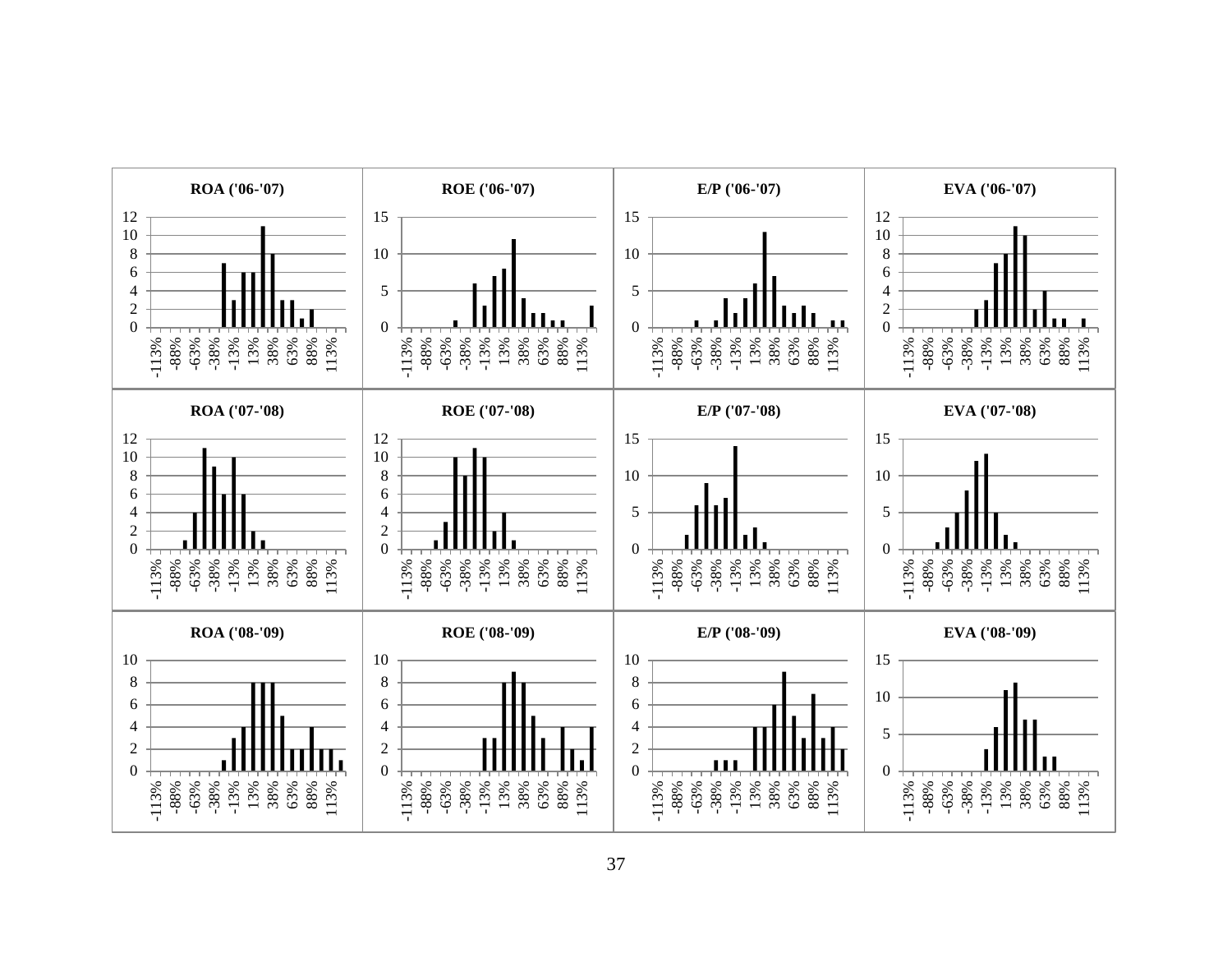ROA ('06-'07)

12
10
8
6
4
2
0

-113% -88% -63% -38% -13% 13% 38% 63% 88% 113%

ROE ('06-'07)

15
10
5
0

-113% -88% -63% -38% -13% 13% 38% 63% 88% 113%

E/P ('06-'07)

15
10
5
0

-113% -88% -63% -38% -13% 13% 38% 63% 88% 113%

EVA ('06-'07)

12
10
8
6
4
2
0

-113% -88% -63% -38% -13% 13% 38% 63% 88% 113%

ROA ('07-'08)

12
10
8
6
4
2
0

-113% -88% -63% -38% -13% 13% 38% 63% 88% 113%

ROE ('07-'08)

12
10
8
6
4
2
0

-113% -88% -63% -38% -13% 13% 38% 63% 88% 113%

E/P ('07-'08)

15
10
5
0

-113% -88% -63% -38% -13% 13% 38% 63% 88% 113%

EVA ('07-'08)

15
10
5
0

-113% -88% -63% -38% -13% 13% 38% 63% 88% 113%

ROA ('08-'09)

10
8
6
4
2
0

-113% -88% -63% -38% -13% 13% 38% 63% 88% 113%

ROE ('08-'09)

10
8
6
4
2
0

-113% -88% -63% -38% -13% 13% 38% 63% 88% 113%

E/P ('08-'09)

10
8
6
4
2
0

-113% -88% -63% -38% -13% 13% 38% 63% 88% 113%

EVA ('08-'09)

15
10
5
0

-113% -88% -63% -38% -13% 13% 38% 63% 88% 113%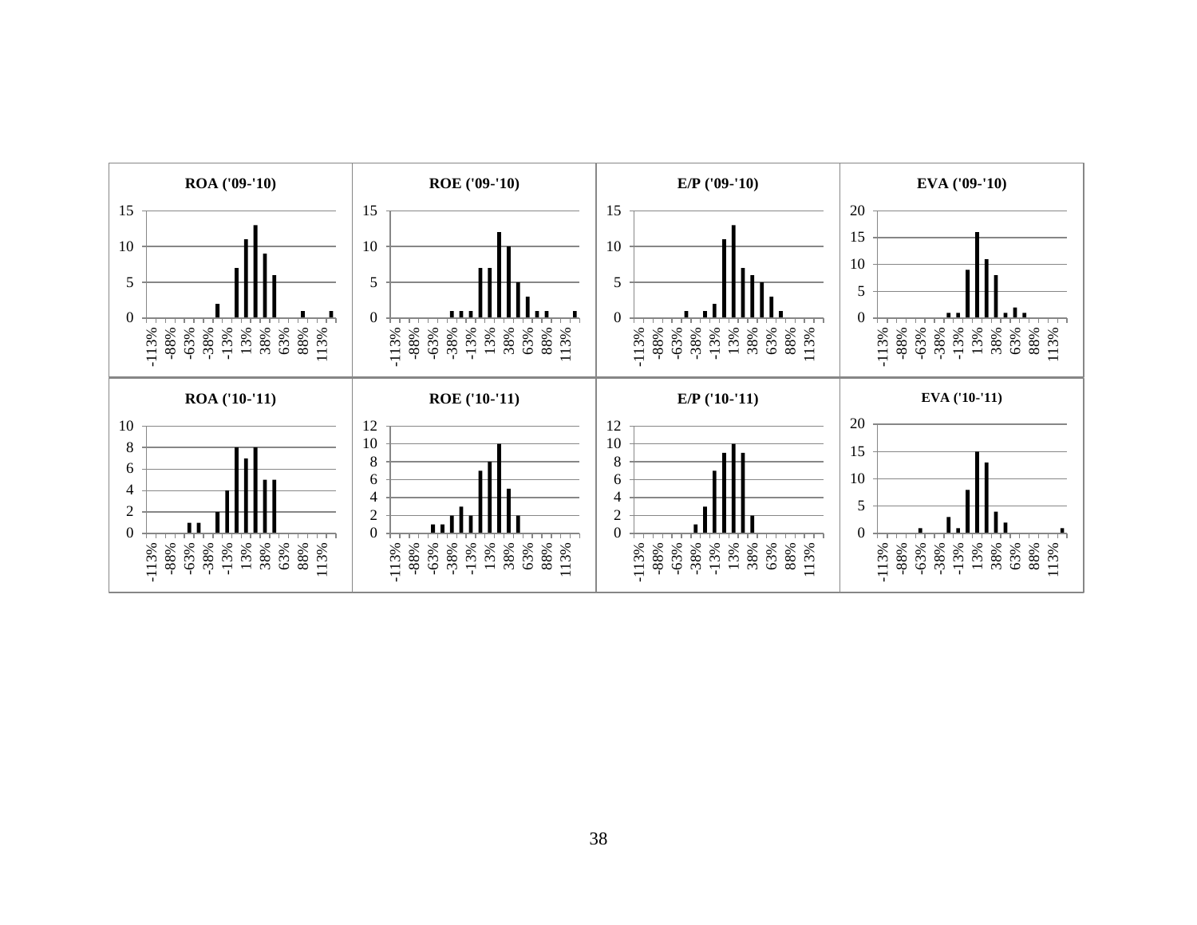**ROA ('09-'10)**

**ROE ('09-'10)**

**E/P ('09-'10)**

**EVA ('09-'10)**

**ROA ('10-'11)**

**ROE ('10-'11)**

**E/P ('10-'11)**

**EVA ('10-'11)**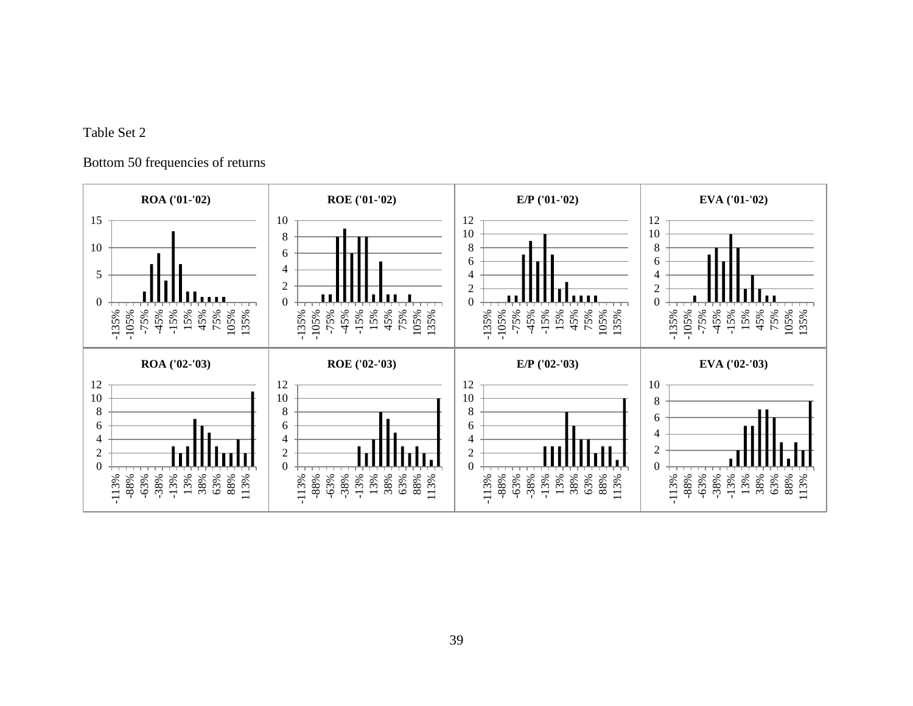Table Set 2

Bottom 50 frequencies of returns

ROA ('01-'02)

15
10
5
0

-135% -105% -75% -45% -15% 15% 45% 75% 105% 135%

ROE ('01-'02)

10
8
6
4
2
0

-135% -105% -75% -45% -15% 15% 45% 75% 105% 135%

E/P ('01-'02)

12
10
8
6
4
2
0

-135% -105% -75% -45% -15% 15% 45% 75% 105% 135%

EVA ('01-'02)

12
10
8
6
4
2
0

-135% -105% -75% -45% -15% 15% 45% 75% 105% 135%

ROA ('02-'03)

12
10
8
6
4
2
0

-113% -88% -63% -38% -13% 13% 38% 63% 88% 113%

ROE ('02-'03)

12
10
8
6
4
2
0

-113% -88% -63% -38% -13% 13% 38% 63% 88% 113%

E/P ('02-'03)

12
10
8
6
4
2
0

-113% -88% -63% -38% -13% 13% 38% 63% 88% 113%

EVA ('02-'03)

10
8
6
4
2
0

-113% -88% -63% -38% -13% 13% 38% 63% 88% 113%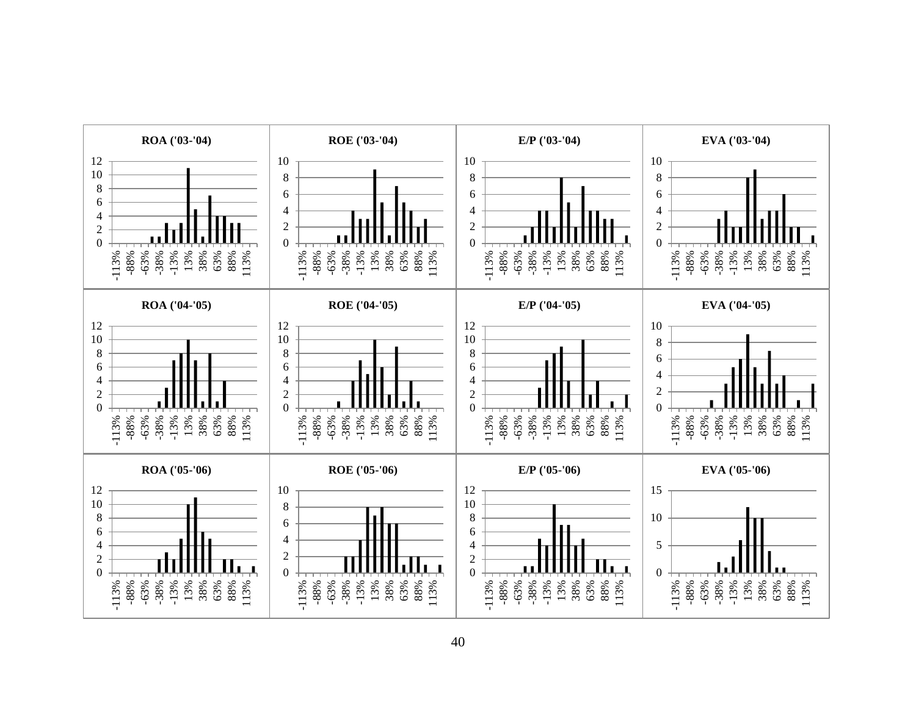ROA ('03-'04)

12
10
8
6
4
2
0

-113% -88% -63% -38% -13% 13% 38% 63% 88% 113%

ROE ('03-'04)

10
8
6
4
2
0

-113% -88% -63% -38% -13% 13% 38% 63% 88% 113%

E/P ('03-'04)

10
8
6
4
2
0

-113% -88% -63% -38% -13% 13% 38% 63% 88% 113%

EVA ('03-'04)

10
8
6
4
2
0

-113% -88% -63% -38% -13% 13% 38% 63% 88% 113%

ROA ('04-'05)

12
10
8
6
4
2
0

-113% -88% -63% -38% -13% 13% 38% 63% 88% 113%

ROE ('04-'05)

12
10
8
6
4
2
0

-113% -88% -63% -38% -13% 13% 38% 63% 88% 113%

E/P ('04-'05)

12
10
8
6
4
2
0

-113% -88% -63% -38% -13% 13% 38% 63% 88% 113%

EVA ('04-'05)

10
8
6
4
2
0

-113% -88% -63% -38% -13% 13% 38% 63% 88% 113%

ROA ('05-'06)

12
10
8
6
4
2
0

-113% -88% -63% -38% -13% 13% 38% 63% 88% 113%

ROE ('05-'06)

10
8
6
4
2
0

-113% -88% -63% -38% -13% 13% 38% 63% 88% 113%

E/P ('05-'06)

12
10
8
6
4
2
0

-113% -88% -63% -38% -13% 13% 38% 63% 88% 113%

EVA ('05-'06)

15
10
5
0

-113% -88% -63% -38% -13% 13% 38% 63% 88% 113%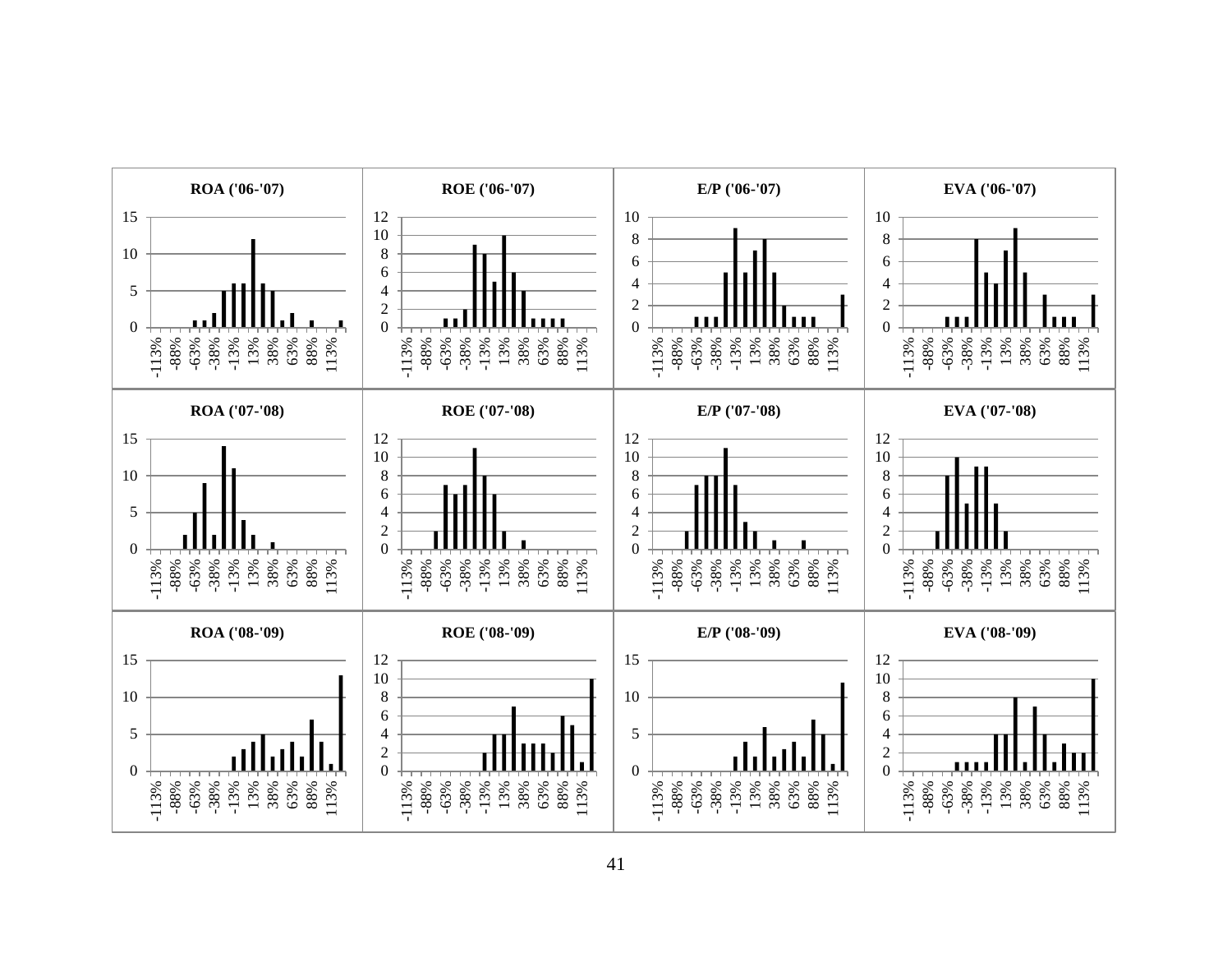ROA ('06-'07)

15
10
5
0

-113%
-88%
-63%
-38%
-13%
13%
38%
63%
88%
113%

ROE ('06-'07)

12
10
8
6
4
2
0

-113%
-88%
-63%
-38%
-13%
13%
38%
63%
88%
113%

E/P ('06-'07)

10
8
6
4
2
0

-113%
-88%
-63%
-38%
-13%
13%
38%
63%
88%
113%

EVA ('06-'07)

10
8
6
4
2
0

-113%
-88%
-63%
-38%
-13%
13%
38%
63%
88%
113%

ROA ('07-'08)

15
10
5
0

-113%
-88%
-63%
-38%
-13%
13%
38%
63%
88%
113%

ROE ('07-'08)

12
10
8
6
4
2
0

-113%
-88%
-63%
-38%
-13%
13%
38%
63%
88%
113%

E/P ('07-'08)

12
10
8
6
4
2
0

-113%
-88%
-63%
-38%
-13%
13%
38%
63%
88%
113%

EVA ('07-'08)

12
10
8
6
4
2
0

-113%
-88%
-63%
-38%
-13%
13%
38%
63%
88%
113%

ROA ('08-'09)

15
10
5
0

-113%
-88%
-63%
-38%
-13%
13%
38%
63%
88%
113%

ROE ('08-'09)

12
10
8
6
4
2
0

-113%
-88%
-63%
-38%
-13%
13%
38%
63%
88%
113%

E/P ('08-'09)

15
10
5
0

-113%
-88%
-63%
-38%
-13%
13%
38%
63%
88%
113%

EVA ('08-'09)

12
10
8
6
4
2
0

-113%
-88%
-63%
-38%
-13%
13%
38%
63%
88%
113%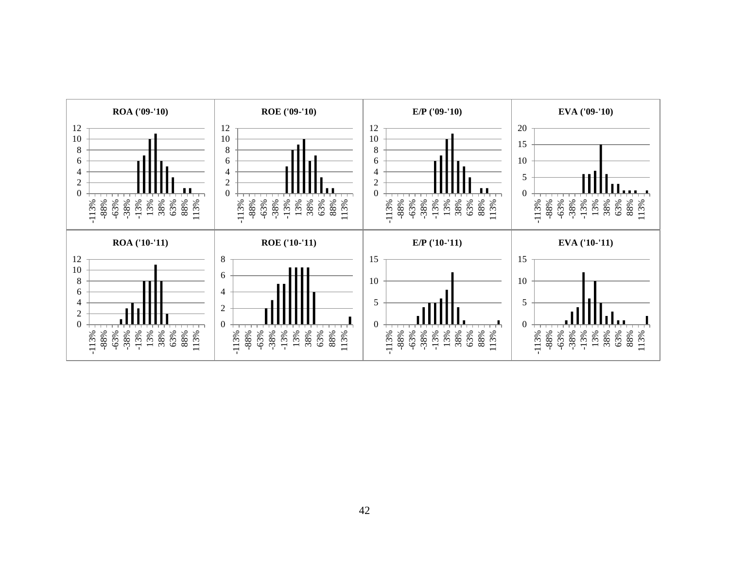ROA ('09-'10)

12
10
8
6
4
2
0

-113% -88% -63% -38% -13% 13% 38% 63% 88% 113%

ROE ('09-'10)

12
10
8
6
4
2
0

-113% -88% -63% -38% -13% 13% 38% 63% 88% 113%

E/P ('09-'10)

12
10
8
6
4
2
0

-113% -88% -63% -38% -13% 13% 38% 63% 88% 113%

EVA ('09-'10)

20
15
10
5
0

-113% -88% -63% -38% -13% 13% 38% 63% 88% 113%

ROA ('10-'11)

12
10
8
6
4
2
0

-113% -88% -63% -38% -13% 13% 38% 63% 88% 113%

ROE ('10-'11)

8
6
4
2
0

-113% -88% -63% -38% -13% 13% 38% 63% 88% 113%

E/P ('10-'11)

15
10
5
0

-113% -88% -63% -38% -13% 13% 38% 63% 88% 113%

EVA ('10-'11)

15
10
5
0

-113% -88% -63% -38% -13% 13% 38% 63% 88% 113%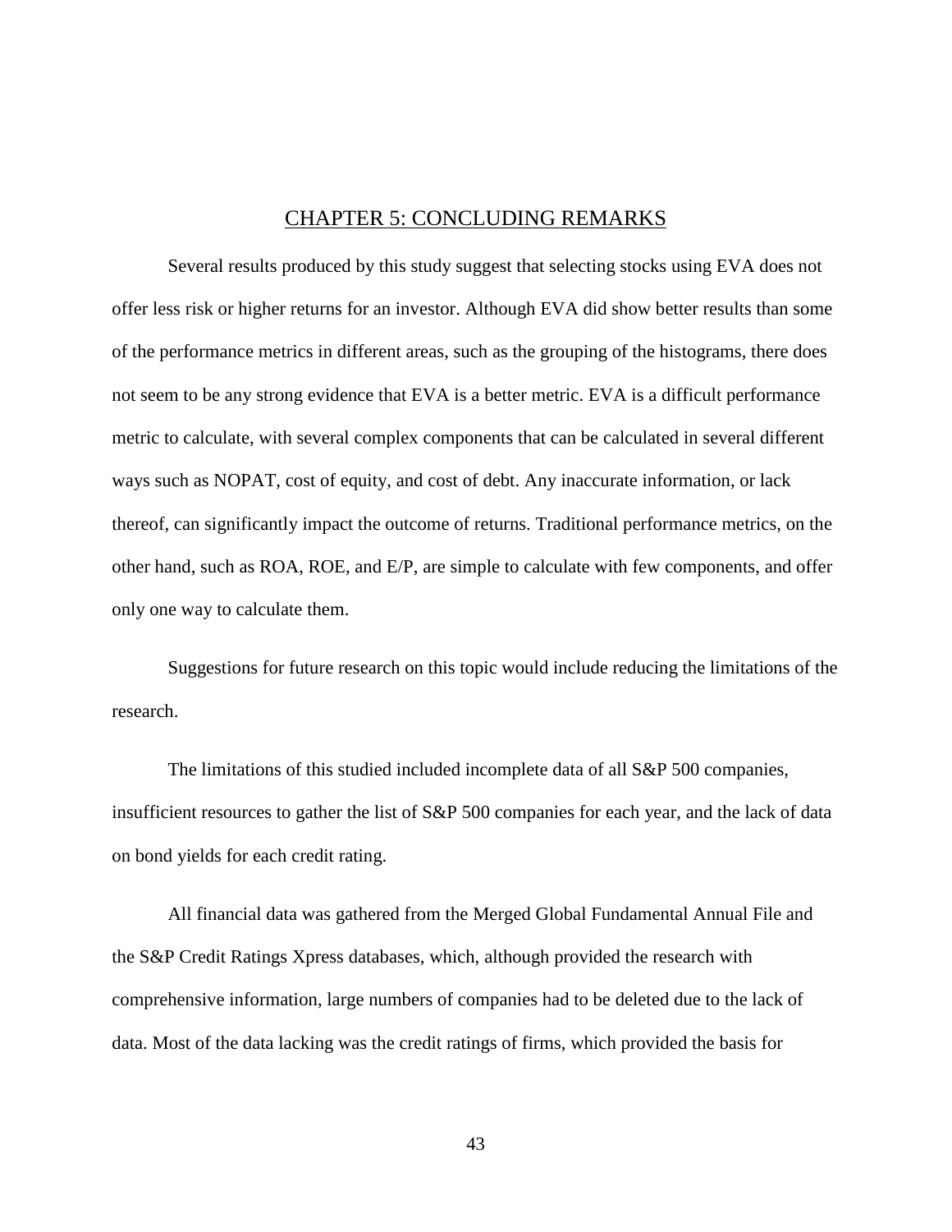# CHAPTER 5: CONCLUDING REMARKS

Several results produced by this study suggest that selecting stocks using EVA does not offer less risk or higher returns for an investor. Although EVA did show better results than some of the performance metrics in different areas, such as the grouping of the histograms, there does not seem to be any strong evidence that EVA is a better metric. EVA is a difficult performance metric to calculate, with several complex components that can be calculated in several different ways such as NOPAT, cost of equity, and cost of debt. Any inaccurate information, or lack thereof, can significantly impact the outcome of returns. Traditional performance metrics, on the other hand, such as ROA, ROE, and E/P, are simple to calculate with few components, and offer only one way to calculate them.

Suggestions for future research on this topic would include reducing the limitations of the research.

The limitations of this studied included incomplete data of all S&P 500 companies, insufficient resources to gather the list of S&P 500 companies for each year, and the lack of data on bond yields for each credit rating.

All financial data was gathered from the Merged Global Fundamental Annual File and the S&P Credit Ratings Xpress databases, which, although provided the research with comprehensive information, large numbers of companies had to be deleted due to the lack of data. Most of the data lacking was the credit ratings of firms, which provided the basis for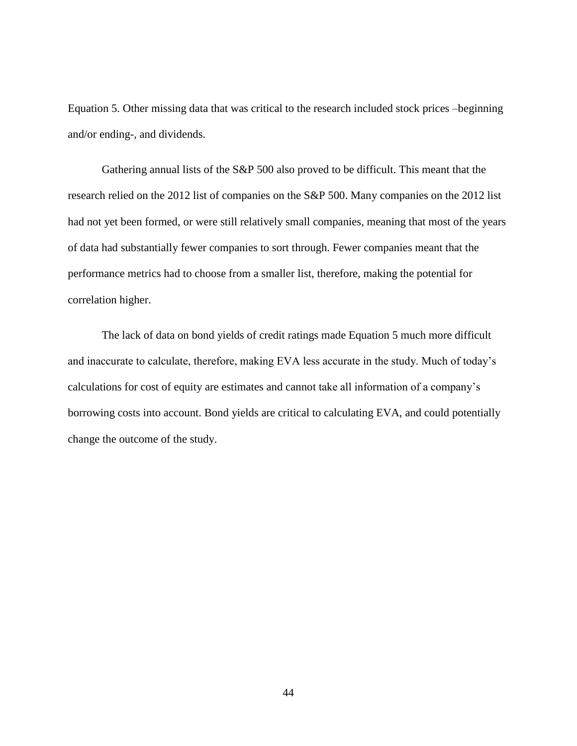Equation 5. Other missing data that was critical to the research included stock prices –beginning and/or ending-, and dividends.

Gathering annual lists of the S&P 500 also proved to be difficult. This meant that the research relied on the 2012 list of companies on the S&P 500. Many companies on the 2012 list had not yet been formed, or were still relatively small companies, meaning that most of the years of data had substantially fewer companies to sort through. Fewer companies meant that the performance metrics had to choose from a smaller list, therefore, making the potential for correlation higher.

The lack of data on bond yields of credit ratings made Equation 5 much more difficult and inaccurate to calculate, therefore, making EVA less accurate in the study. Much of today's calculations for cost of equity are estimates and cannot take all information of a company's borrowing costs into account. Bond yields are critical to calculating EVA, and could potentially change the outcome of the study.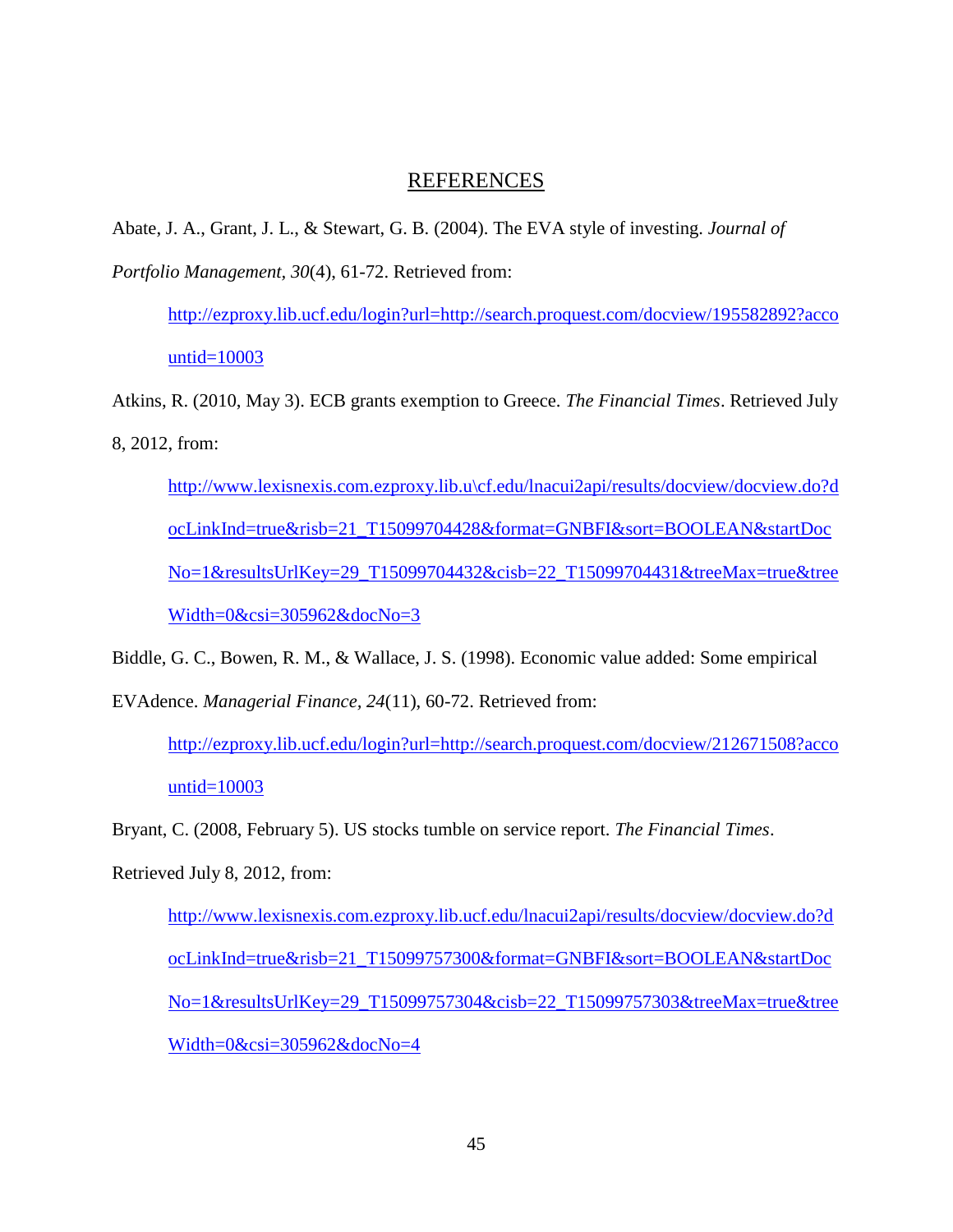# REFERENCES

Abate, J. A., Grant, J. L., & Stewart, G. B. (2004). The EVA style of investing. *Journal of Portfolio Management, 30*(4), 61-72. Retrieved from: http://ezproxy.lib.ucf.edu/login?url=http://search.proquest.com/docview/195582892?accountid=10003

Atkins, R. (2010, May 3). ECB grants exemption to Greece. *The Financial Times*. Retrieved July 8, 2012, from: http://www.lexisnexis.com.ezproxy.lib.u\cf.edu/lnacui2api/results/docview/docview.do?docLinkInd=true&risb=21_T15099704428&format=GNBFI&sort=BOOLEAN&startDocNo=1&resultsUrlKey=29_T15099704432&cisb=22_T15099704431&treeMax=true&treeWidth=0&csi=305962&docNo=3

Biddle, G. C., Bowen, R. M., & Wallace, J. S. (1998). Economic value added: Some empirical EVAdence. *Managerial Finance, 24*(11), 60-72. Retrieved from: http://ezproxy.lib.ucf.edu/login?url=http://search.proquest.com/docview/212671508?accountid=10003

Bryant, C. (2008, February 5). US stocks tumble on service report. *The Financial Times*. Retrieved July 8, 2012, from: http://www.lexisnexis.com.ezproxy.lib.ucf.edu/lnacui2api/results/docview/docview.do?docLinkInd=true&risb=21_T15099757300&format=GNBFI&sort=BOOLEAN&startDocNo=1&resultsUrlKey=29_T15099757304&cisb=22_T15099757303&treeMax=true&treeWidth=0&csi=305962&docNo=4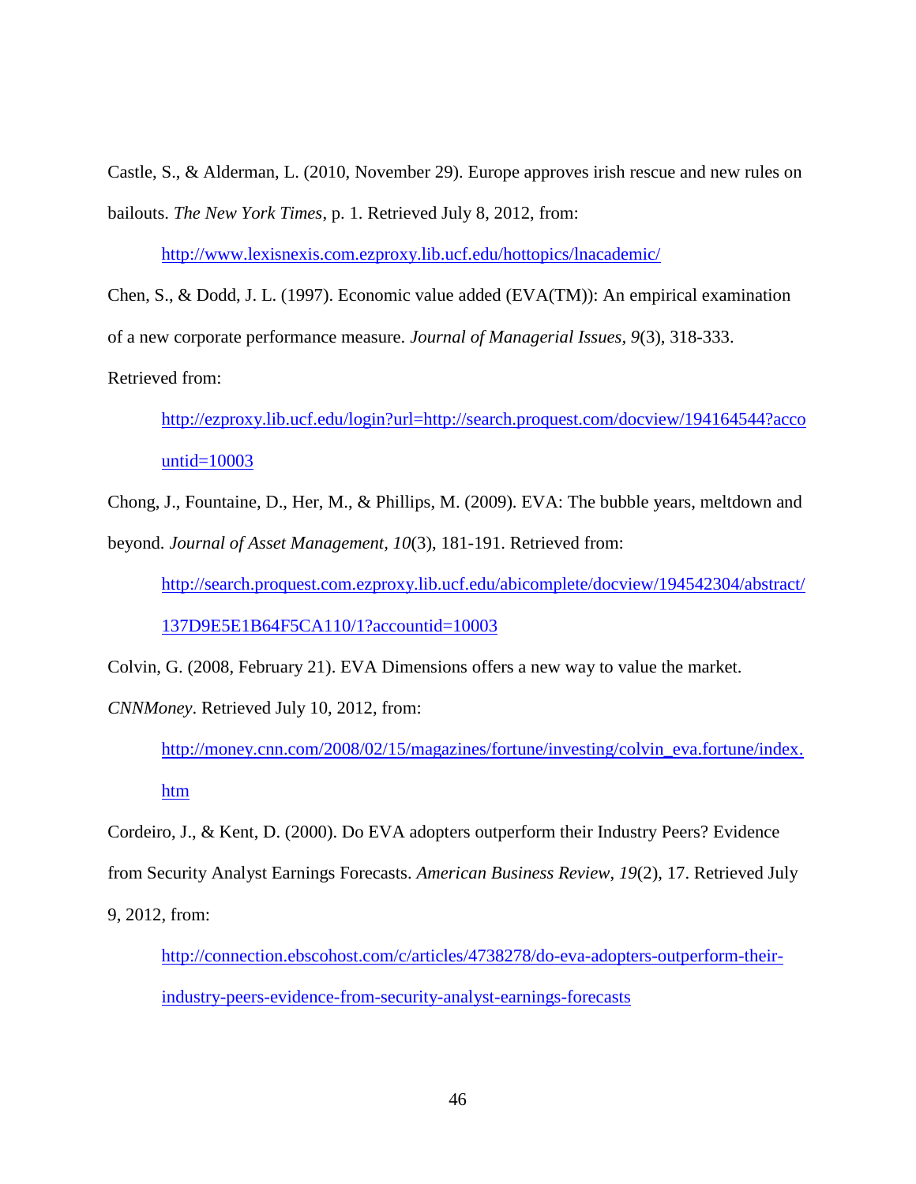Castle, S., & Alderman, L. (2010, November 29). Europe approves irish rescue and new rules on bailouts. *The New York Times*, p. 1. Retrieved July 8, 2012, from:

http://www.lexisnexis.com.ezproxy.lib.ucf.edu/hottopics/lnacademic/

Chen, S., & Dodd, J. L. (1997). Economic value added (EVA(TM)): An empirical examination of a new corporate performance measure. *Journal of Managerial Issues, 9*(3), 318-333. Retrieved from:

http://ezproxy.lib.ucf.edu/login?url=http://search.proquest.com/docview/194164544?accountid=10003

Chong, J., Fountaine, D., Her, M., & Phillips, M. (2009). EVA: The bubble years, meltdown and beyond. *Journal of Asset Management, 10*(3), 181-191. Retrieved from:

http://search.proquest.com.ezproxy.lib.ucf.edu/abicomplete/docview/194542304/abstract/137D9E5E1B64F5CA110/1?accountid=10003

Colvin, G. (2008, February 21). EVA Dimensions offers a new way to value the market. *CNNMoney*. Retrieved July 10, 2012, from:

http://money.cnn.com/2008/02/15/magazines/fortune/investing/colvin_eva.fortune/index.htm

Cordeiro, J., & Kent, D. (2000). Do EVA adopters outperform their Industry Peers? Evidence from Security Analyst Earnings Forecasts. *American Business Review*, *19*(2), 17. Retrieved July 9, 2012, from:

http://connection.ebscohost.com/c/articles/4738278/do-eva-adopters-outperform-their-industry-peers-evidence-from-security-analyst-earnings-forecasts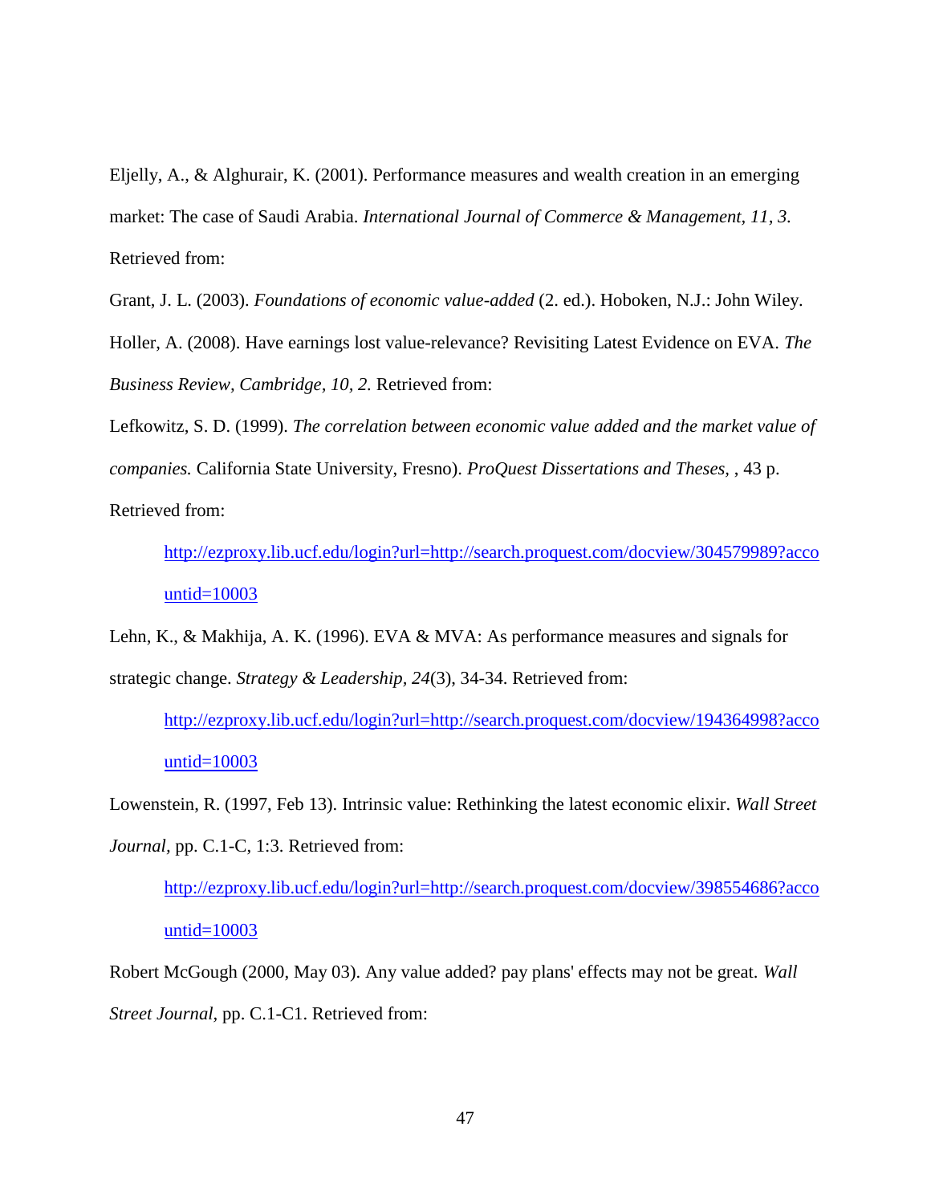Eljelly, A., & Alghurair, K. (2001). Performance measures and wealth creation in an emerging market: The case of Saudi Arabia. *International Journal of Commerce & Management, 11, 3.* Retrieved from:

Grant, J. L. (2003). *Foundations of economic value-added* (2. ed.). Hoboken, N.J.: John Wiley.

Holler, A. (2008). Have earnings lost value-relevance? Revisiting Latest Evidence on EVA. *The Business Review, Cambridge, 10, 2.* Retrieved from:

Lefkowitz, S. D. (1999). *The correlation between economic value added and the market value of companies.* California State University, Fresno). *ProQuest Dissertations and Theses,* , 43 p. Retrieved from:

> http://ezproxy.lib.ucf.edu/login?url=http://search.proquest.com/docview/304579989?accountid=10003

Lehn, K., & Makhija, A. K. (1996). EVA & MVA: As performance measures and signals for strategic change. *Strategy & Leadership, 24*(3), 34-34. Retrieved from:

> http://ezproxy.lib.ucf.edu/login?url=http://search.proquest.com/docview/194364998?accountid=10003

Lowenstein, R. (1997, Feb 13). Intrinsic value: Rethinking the latest economic elixir. *Wall Street Journal,* pp. C.1-C, 1:3. Retrieved from:

> http://ezproxy.lib.ucf.edu/login?url=http://search.proquest.com/docview/398554686?accountid=10003

Robert McGough (2000, May 03). Any value added? pay plans' effects may not be great. *Wall Street Journal*, pp. C.1-C1. Retrieved from: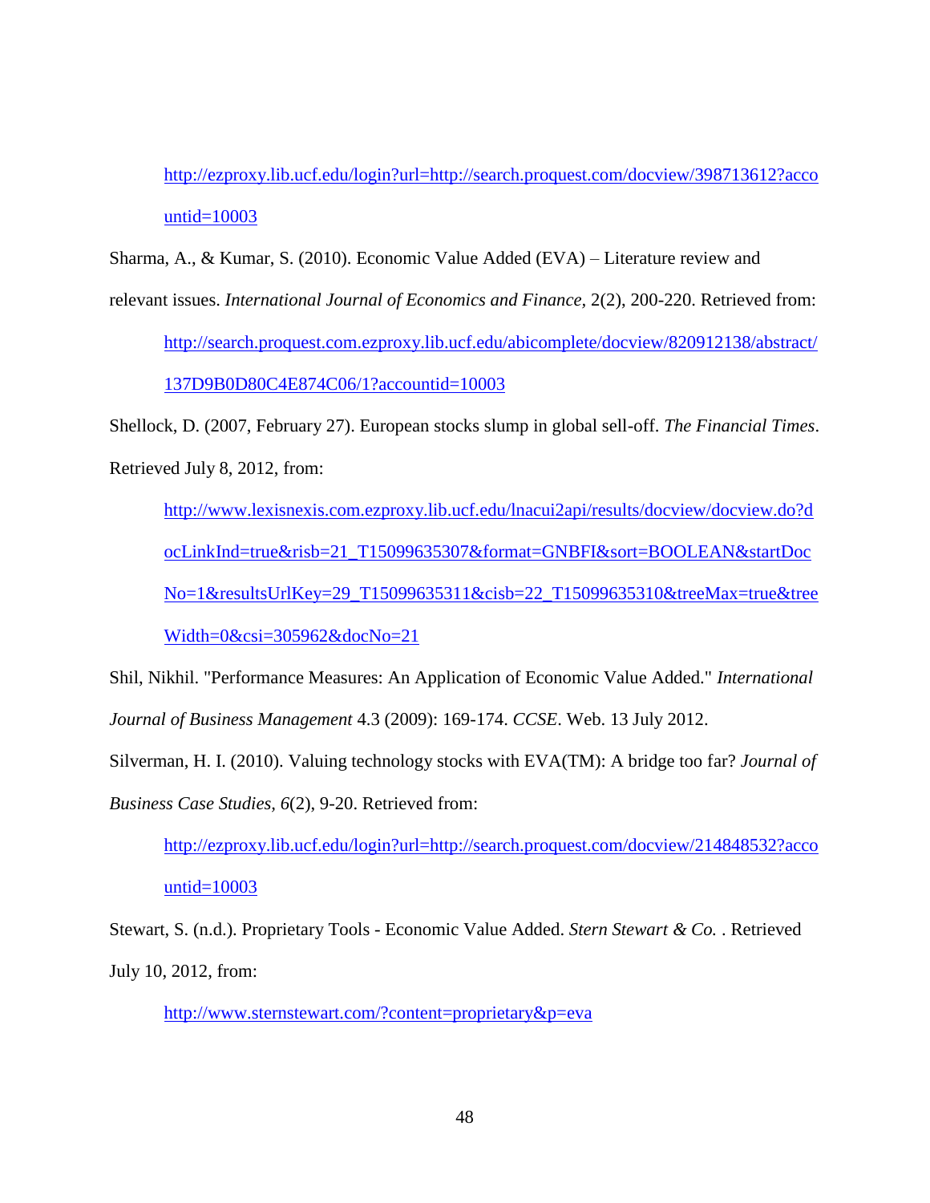http://ezproxy.lib.ucf.edu/login?url=http://search.proquest.com/docview/398713612?accountid=10003

Sharma, A., & Kumar, S. (2010). Economic Value Added (EVA) – Literature review and relevant issues. *International Journal of Economics and Finance,* 2(2), 200-220. Retrieved from: http://search.proquest.com.ezproxy.lib.ucf.edu/abicomplete/docview/820912138/abstract/137D9B0D80C4E874C06/1?accountid=10003

Shellock, D. (2007, February 27). European stocks slump in global sell-off. *The Financial Times*. Retrieved July 8, 2012, from: http://www.lexisnexis.com.ezproxy.lib.ucf.edu/lnacui2api/results/docview/docview.do?docLinkInd=true&risb=21_T15099635307&format=GNBFI&sort=BOOLEAN&startDocNo=1&resultsUrlKey=29_T15099635311&cisb=22_T15099635310&treeMax=true&treeWidth=0&csi=305962&docNo=21

Shil, Nikhil. "Performance Measures: An Application of Economic Value Added." *International Journal of Business Management* 4.3 (2009): 169-174. *CCSE*. Web. 13 July 2012.

Silverman, H. I. (2010). Valuing technology stocks with EVA(TM): A bridge too far? *Journal of Business Case Studies, 6*(2), 9-20. Retrieved from: http://ezproxy.lib.ucf.edu/login?url=http://search.proquest.com/docview/214848532?accountid=10003

Stewart, S. (n.d.). Proprietary Tools - Economic Value Added. *Stern Stewart & Co.* . Retrieved July 10, 2012, from: http://www.sternstewart.com/?content=proprietary&p=eva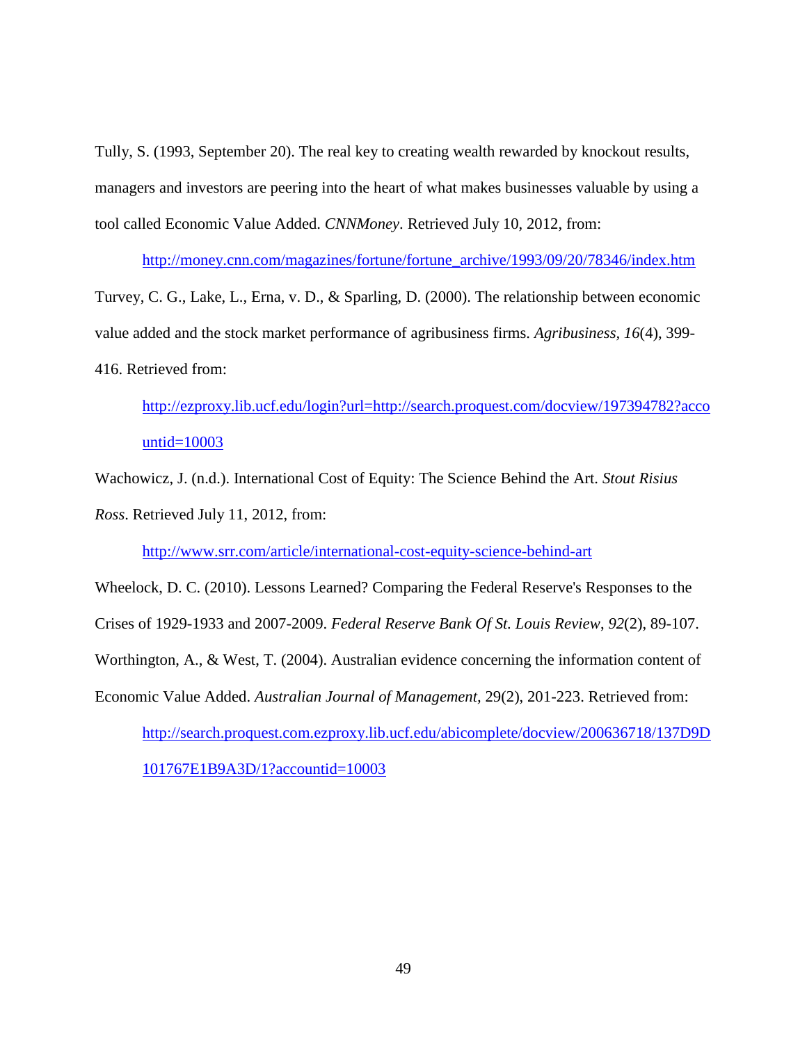Tully, S. (1993, September 20). The real key to creating wealth rewarded by knockout results, managers and investors are peering into the heart of what makes businesses valuable by using a tool called Economic Value Added. *CNNMoney*. Retrieved July 10, 2012, from:

http://money.cnn.com/magazines/fortune/fortune_archive/1993/09/20/78346/index.htm

Turvey, C. G., Lake, L., Erna, v. D., & Sparling, D. (2000). The relationship between economic value added and the stock market performance of agribusiness firms. *Agribusiness*, *16*(4), 399-416. Retrieved from:

http://ezproxy.lib.ucf.edu/login?url=http://search.proquest.com/docview/197394782?accountid=10003

Wachowicz, J. (n.d.). International Cost of Equity: The Science Behind the Art. *Stout Risius Ross*. Retrieved July 11, 2012, from:

http://www.srr.com/article/international-cost-equity-science-behind-art

Wheelock, D. C. (2010). Lessons Learned? Comparing the Federal Reserve's Responses to the Crises of 1929-1933 and 2007-2009. *Federal Reserve Bank Of St. Louis Review*, *92*(2), 89-107.

Worthington, A., & West, T. (2004). Australian evidence concerning the information content of Economic Value Added. *Australian Journal of Management*, 29(2), 201-223. Retrieved from:

http://search.proquest.com.ezproxy.lib.ucf.edu/abicomplete/docview/200636718/137D9D101767E1B9A3D/1?accountid=10003